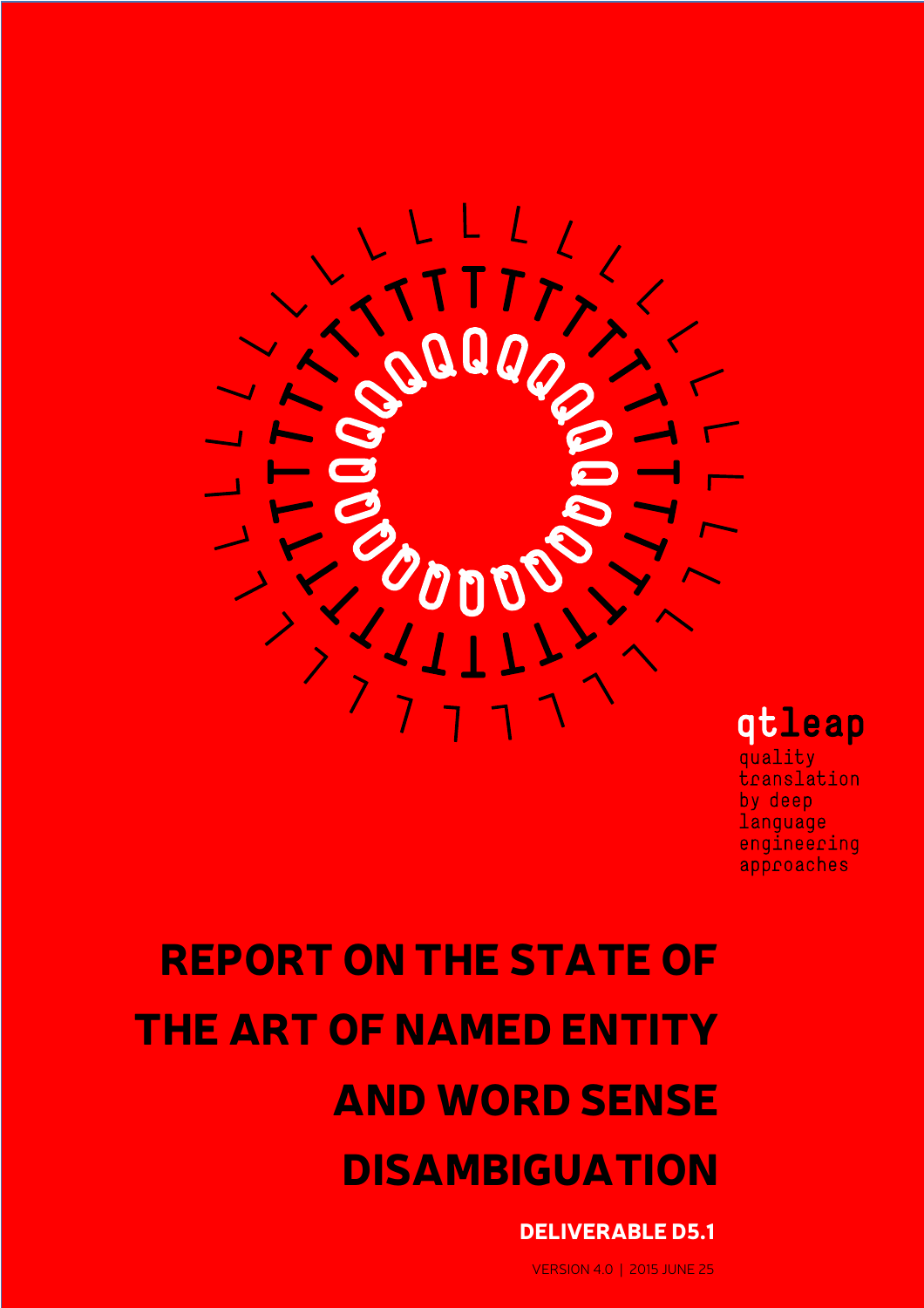qtleap

quality translation by deep language engineering approaches

# REPORT ON THE STATE OF THE ART OF NAMED ENTITY AND WORD SENSE DISAMBIGUATION

**DELIVERABLE D5.1**

VERSION 4.0 | 2015 JUNE 25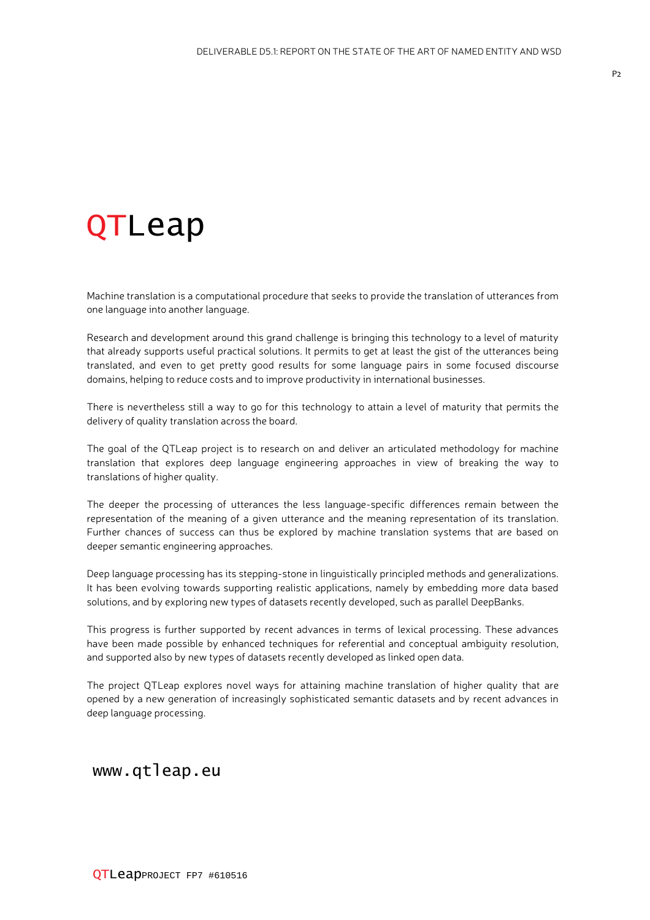# QTLeap

Machine translation is a computational procedure that seeks to provide the translation of utterances from one language into another language.

Research and development around this grand challenge is bringing this technology to a level of maturity that already supports useful practical solutions. It permits to get at least the gist of the utterances being translated, and even to get pretty good results for some language pairs in some focused discourse domains, helping to reduce costs and to improve productivity in international businesses.

There is nevertheless still a way to go for this technology to attain a level of maturity that permits the delivery of quality translation across the board.

The goal of the QTLeap project is to research on and deliver an articulated methodology for machine translation that explores deep language engineering approaches in view of breaking the way to translations of higher quality.

The deeper the processing of utterances the less language-specific differences remain between the representation of the meaning of a given utterance and the meaning representation of its translation. Further chances of success can thus be explored by machine translation systems that are based on deeper semantic engineering approaches.

Deep language processing has its stepping-stone in linguistically principled methods and generalizations. It has been evolving towards supporting realistic applications, namely by embedding more data based solutions, and by exploring new types of datasets recently developed, such as parallel DeepBanks.

This progress is further supported by recent advances in terms of lexical processing. These advances have been made possible by enhanced techniques for referential and conceptual ambiguity resolution, and supported also by new types of datasets recently developed as linked open data.

The project QTLeap explores novel ways for attaining machine translation of higher quality that are opened by a new generation of increasingly sophisticated semantic datasets and by recent advances in deep language processing.

www.qtleap.eu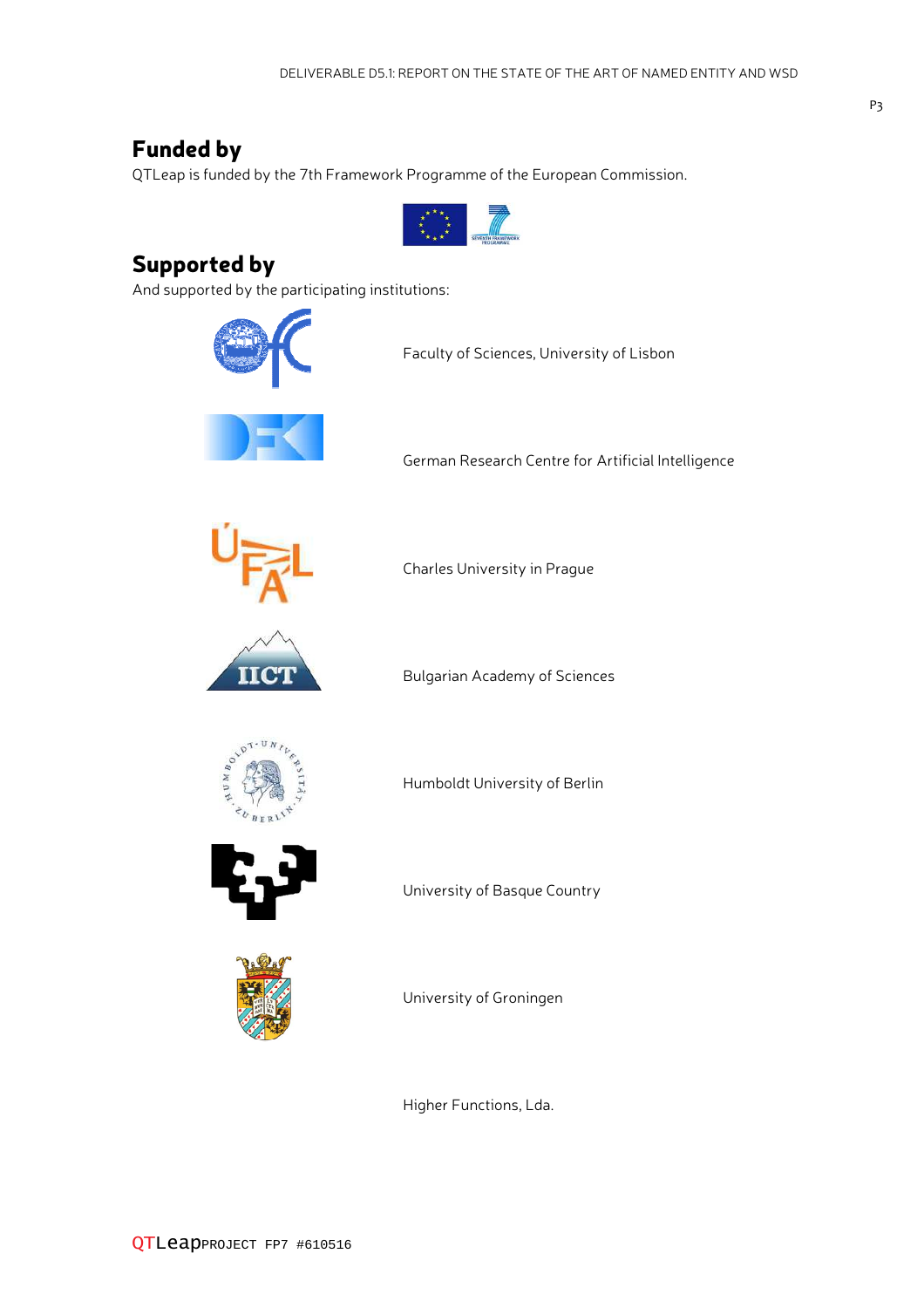## Funded by

QTLeap is funded by the 7th Framework Programme of the European Commission.

## Supported by

And supported by the participating institutions:

Faculty of Sciences, University of Lisbon

German Research Centre for Artificial Intelligence

Charles University in Prague

Bulgarian Academy of Sciences

Humboldt University of Berlin

University of Basque Country

University of Groningen

Higher Functions, Lda.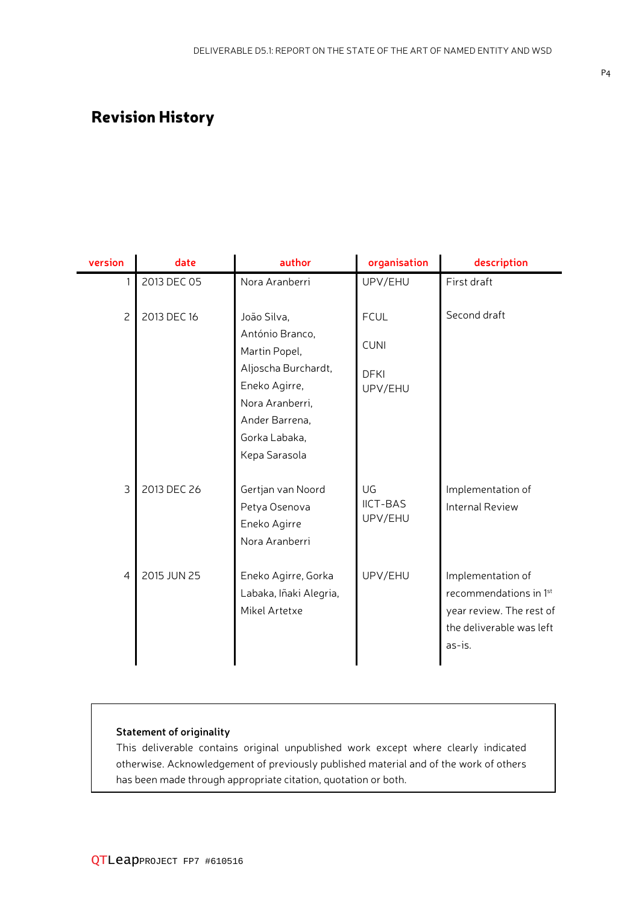# Revision History

| version | date | author | organisation | description |
|---|---|---|---|---|
| 1 | 2013 DEC 05 | Nora Aranberri | UPV/EHU | First draft |
| 2 | 2013 DEC 16 | João Silva, António Branco, Martin Popel, Aljoscha Burchardt, Eneko Agirre, Nora Aranberri, Ander Barrena, Gorka Labaka, Kepa Sarasola | FCUL CUNI DFKI UPV/EHU | Second draft |
| 3 | 2013 DEC 26 | Gertjan van Noord Petya Osenova Eneko Agirre Nora Aranberri | UG IICT-BAS UPV/EHU | Implementation of Internal Review |
| 4 | 2015 JUN 25 | Eneko Agirre, Gorka Labaka, Iñaki Alegria, Mikel Artetxe | UPV/EHU | Implementation of recommendations in 1st year review. The rest of the deliverable was left as-is. |

**Statement of originality**

This deliverable contains original unpublished work except where clearly indicated otherwise. Acknowledgement of previously published material and of the work of others has been made through appropriate citation, quotation or both.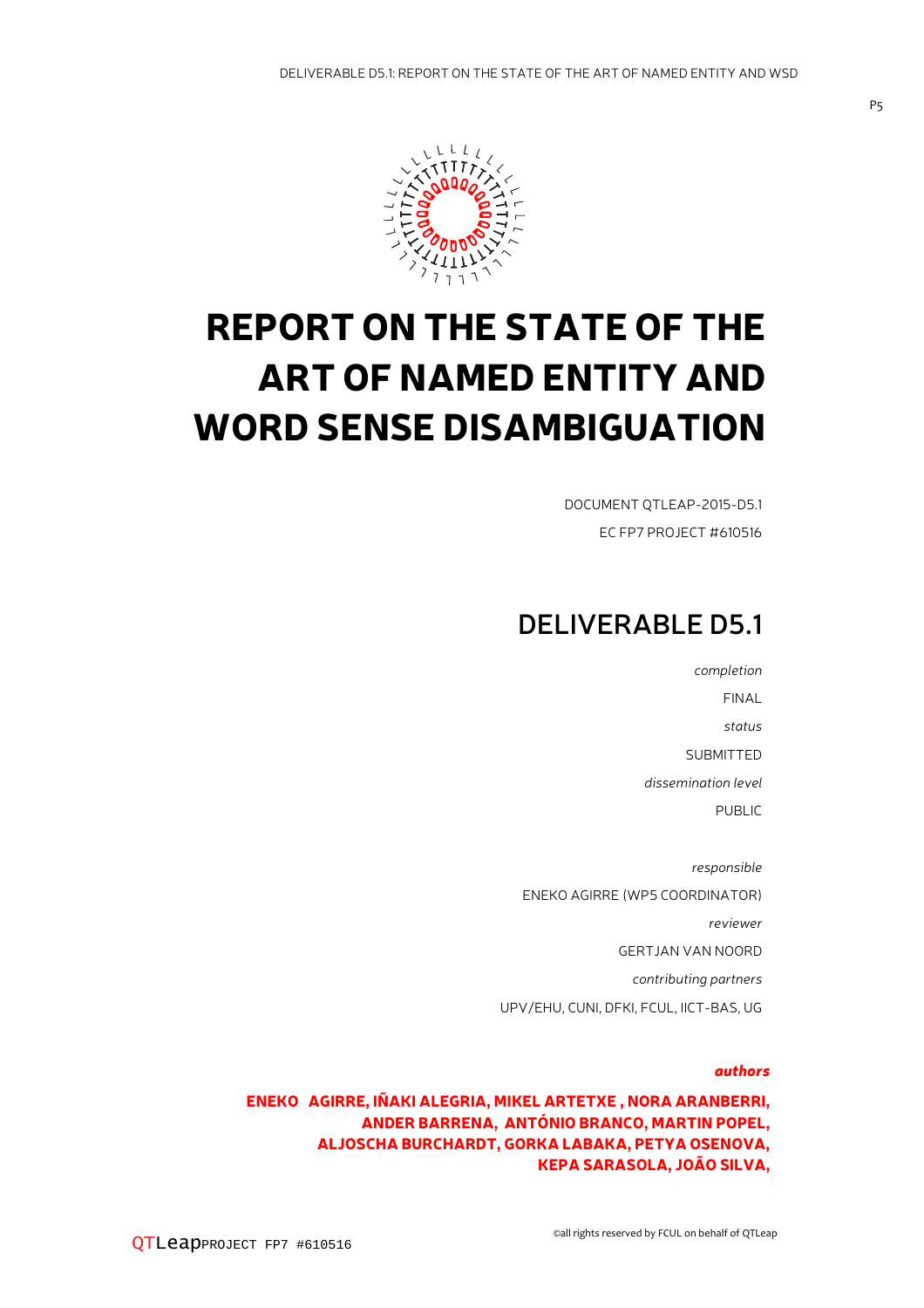# REPORT ON THE STATE OF THE ART OF NAMED ENTITY AND WORD SENSE DISAMBIGUATION

DOCUMENT QTLEAP-2015-D5.1

EC FP7 PROJECT #610516

## DELIVERABLE D5.1

*completion*

FINAL

*status*

SUBMITTED

*dissemination level*

PUBLIC

*responsible*

ENEKO AGIRRE (WP5 COORDINATOR)

*reviewer*

GERTJAN VAN NOORD

*contributing partners*

UPV/EHU, CUNI, DFKI, FCUL, IICT-BAS, UG

***authors***

**ENEKO AGIRRE, IÑAKI ALEGRIA, MIKEL ARTETXE , NORA ARANBERRI, ANDER BARRENA, ANTÓNIO BRANCO, MARTIN POPEL, ALJOSCHA BURCHARDT, GORKA LABAKA, PETYA OSENOVA, KEPA SARASOLA, JOÃO SILVA,**

©all rights reserved by FCUL on behalf of QTLeap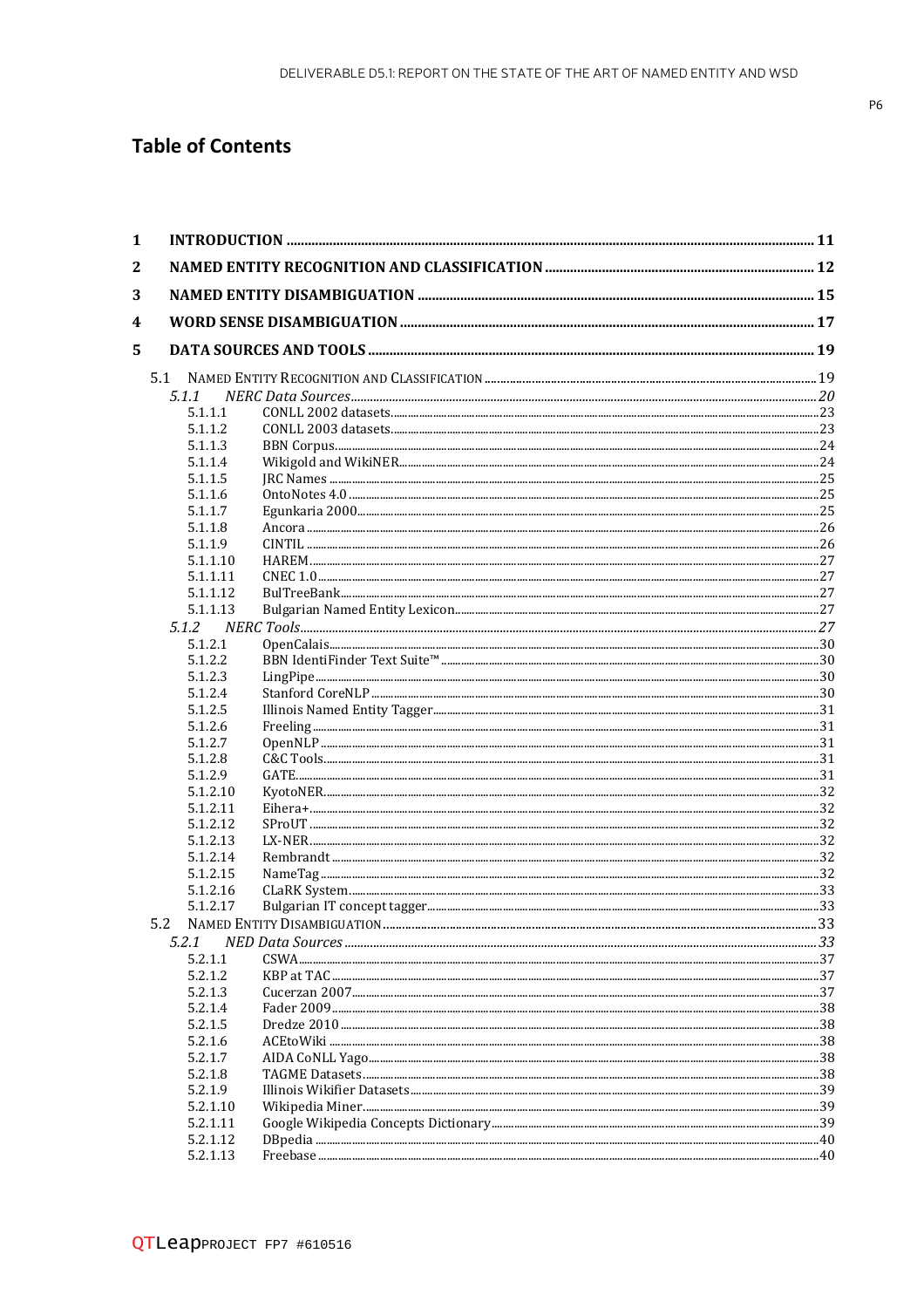## Table of Contents

**1 INTRODUCTION ..... 11**

**2 NAMED ENTITY RECOGNITION AND CLASSIFICATION ..... 12**

**3 NAMED ENTITY DISAMBIGUATION ..... 15**

**4 WORD SENSE DISAMBIGUATION ..... 17**

**5 DATA SOURCES AND TOOLS ..... 19**

5.1 NAMED ENTITY RECOGNITION AND CLASSIFICATION ..... 19

*5.1.1 NERC Data Sources ..... 20*

5.1.1.1 CONLL 2002 datasets ..... 23

5.1.1.2 CONLL 2003 datasets ..... 23

5.1.1.3 BBN Corpus ..... 24

5.1.1.4 Wikigold and WikiNER ..... 24

5.1.1.5 JRC Names ..... 25

5.1.1.6 OntoNotes 4.0 ..... 25

5.1.1.7 Egunkaria 2000 ..... 25

5.1.1.8 Ancora ..... 26

5.1.1.9 CINTIL ..... 26

5.1.1.10 HAREM ..... 27

5.1.1.11 CNEC 1.0 ..... 27

5.1.1.12 BulTreeBank ..... 27

5.1.1.13 Bulgarian Named Entity Lexicon ..... 27

*5.1.2 NERC Tools ..... 27*

5.1.2.1 OpenCalais ..... 30

5.1.2.2 BBN IdentiFinder Text Suite™ ..... 30

5.1.2.3 LingPipe ..... 30

5.1.2.4 Stanford CoreNLP ..... 30

5.1.2.5 Illinois Named Entity Tagger ..... 31

5.1.2.6 Freeling ..... 31

5.1.2.7 OpenNLP ..... 31

5.1.2.8 C&C Tools ..... 31

5.1.2.9 GATE ..... 31

5.1.2.10 KyotoNER ..... 32

5.1.2.11 Eihera+ ..... 32

5.1.2.12 SProUT ..... 32

5.1.2.13 LX-NER ..... 32

5.1.2.14 Rembrandt ..... 32

5.1.2.15 NameTag ..... 32

5.1.2.16 CLaRK System ..... 33

5.1.2.17 Bulgarian IT concept tagger ..... 33

5.2 NAMED ENTITY DISAMBIGUATION ..... 33

*5.2.1 NED Data Sources ..... 33*

5.2.1.1 CSWA ..... 37

5.2.1.2 KBP at TAC ..... 37

5.2.1.3 Cucerzan 2007 ..... 37

5.2.1.4 Fader 2009 ..... 38

5.2.1.5 Dredze 2010 ..... 38

5.2.1.6 ACEtoWiki ..... 38

5.2.1.7 AIDA CoNLL Yago ..... 38

5.2.1.8 TAGME Datasets ..... 38

5.2.1.9 Illinois Wikifier Datasets ..... 39

5.2.1.10 Wikipedia Miner ..... 39

5.2.1.11 Google Wikipedia Concepts Dictionary ..... 39

5.2.1.12 DBpedia ..... 40

5.2.1.13 Freebase ..... 40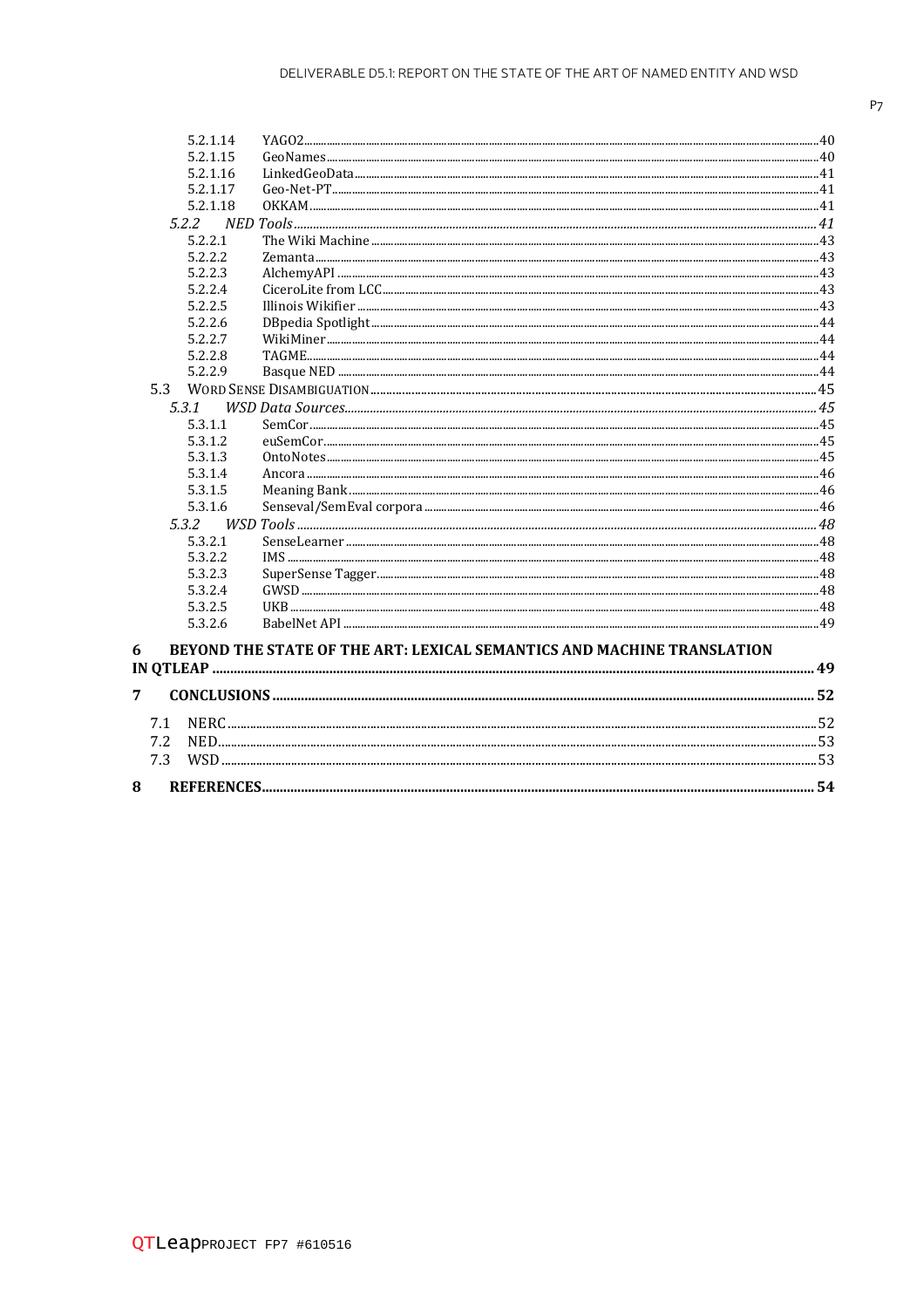5.2.1.14 YAGO2 .......... 40
5.2.1.15 GeoNames .......... 40
5.2.1.16 LinkedGeoData .......... 41
5.2.1.17 Geo-Net-PT .......... 41
5.2.1.18 OKKAM .......... 41

*5.2.2 NED Tools* .......... *41*

5.2.2.1 The Wiki Machine .......... 43
5.2.2.2 Zemanta .......... 43
5.2.2.3 AlchemyAPI .......... 43
5.2.2.4 CiceroLite from LCC .......... 43
5.2.2.5 Illinois Wikifier .......... 43
5.2.2.6 DBpedia Spotlight .......... 44
5.2.2.7 WikiMiner .......... 44
5.2.2.8 TAGME .......... 44
5.2.2.9 Basque NED .......... 44

5.3 WORD SENSE DISAMBIGUATION .......... 45

*5.3.1 WSD Data Sources* .......... *45*

5.3.1.1 SemCor .......... 45
5.3.1.2 euSemCor .......... 45
5.3.1.3 OntoNotes .......... 45
5.3.1.4 Ancora .......... 46
5.3.1.5 Meaning Bank .......... 46
5.3.1.6 Senseval/SemEval corpora .......... 46

*5.3.2 WSD Tools* .......... *48*

5.3.2.1 SenseLearner .......... 48
5.3.2.2 IMS .......... 48
5.3.2.3 SuperSense Tagger .......... 48
5.3.2.4 GWSD .......... 48
5.3.2.5 UKB .......... 48
5.3.2.6 BabelNet API .......... 49

**6 BEYOND THE STATE OF THE ART: LEXICAL SEMANTICS AND MACHINE TRANSLATION IN QTLEAP .......... 49**

**7 CONCLUSIONS .......... 52**

7.1 NERC .......... 52
7.2 NED .......... 53
7.3 WSD .......... 53

**8 REFERENCES .......... 54**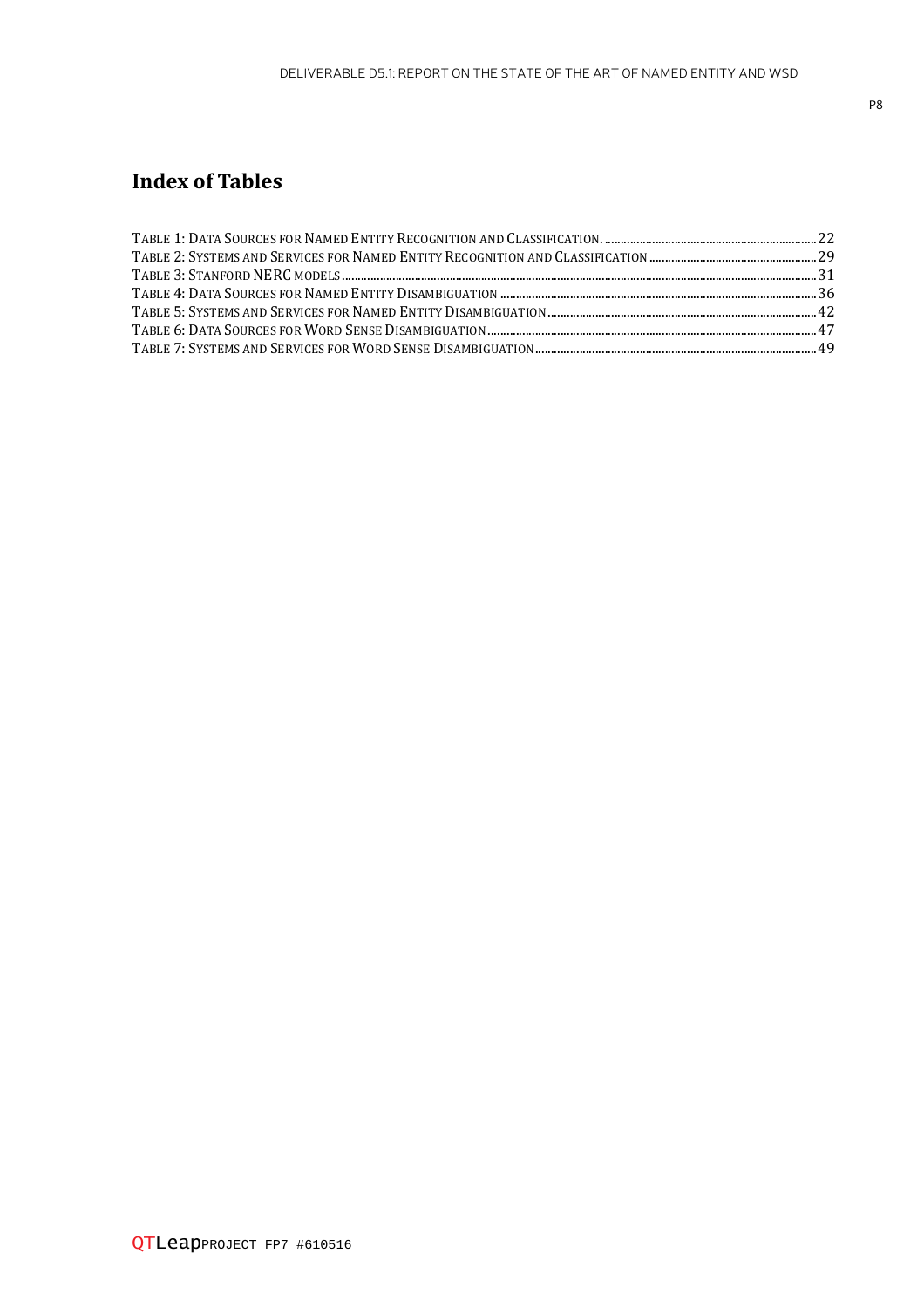# Index of Tables

Table 1: Data Sources for Named Entity Recognition and Classification. ....................................................................22
Table 2: Systems and Services for Named Entity Recognition and Classification ..................................................29
Table 3: Stanford NERC models .......................................................................................................................................................31
Table 4: Data Sources for Named Entity Disambiguation .................................................................................................36
Table 5: Systems and Services for Named Entity Disambiguation .................................................................................42
Table 6: Data Sources for Word Sense Disambiguation .....................................................................................................47
Table 7: Systems and Services for Word Sense Disambiguation .....................................................................................49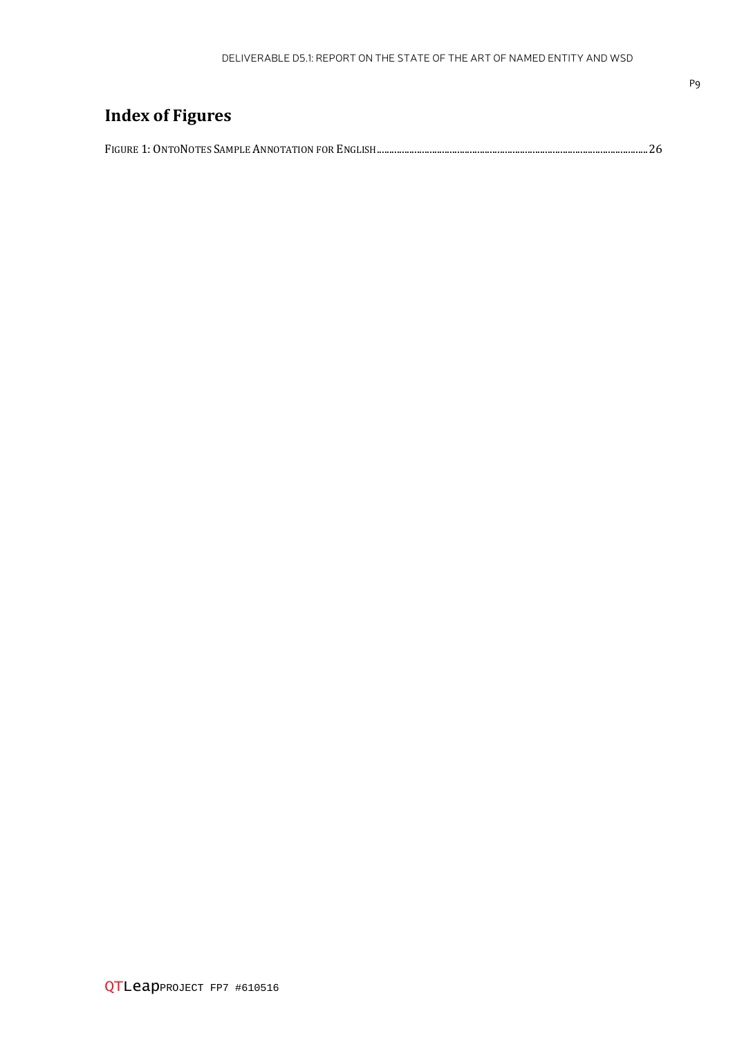# Index of Figures

FIGURE 1: ONTONOTES SAMPLE ANNOTATION FOR ENGLISH....................................................................................26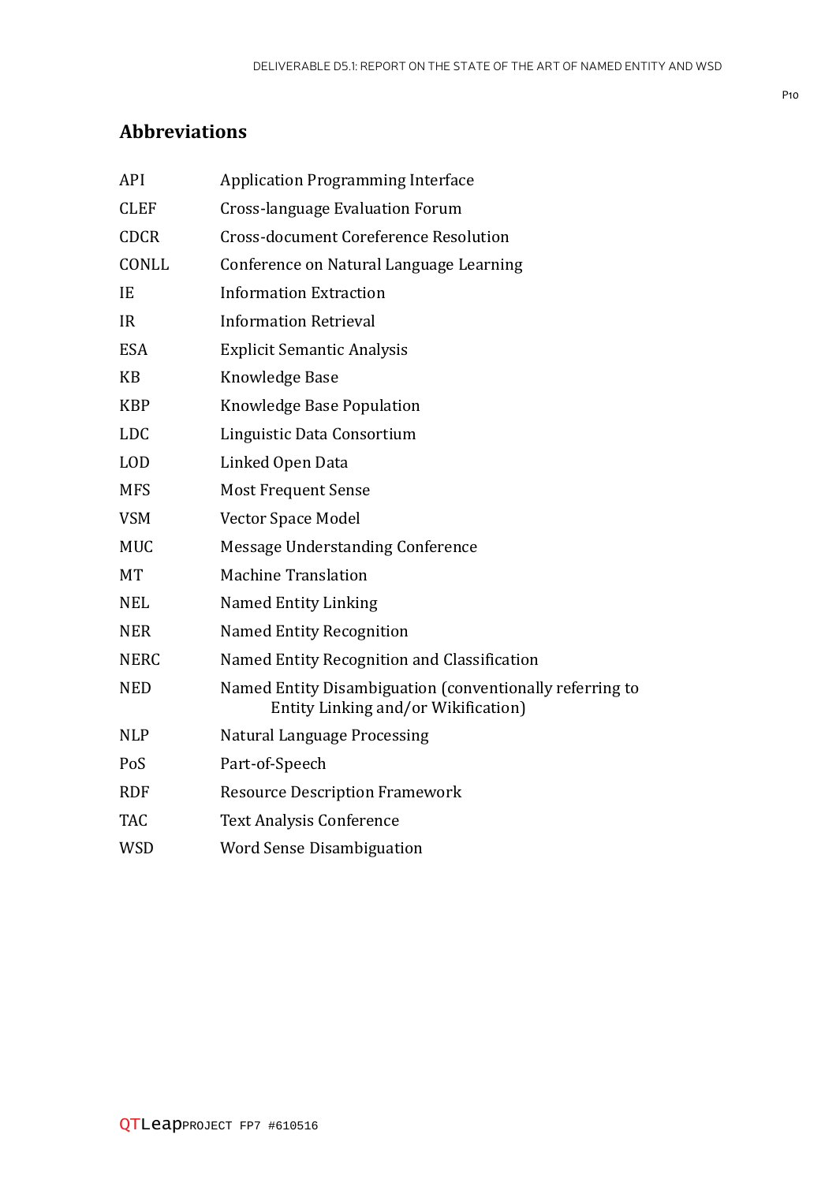## Abbreviations

| | |
|---|---|
| API | Application Programming Interface |
| CLEF | Cross-language Evaluation Forum |
| CDCR | Cross-document Coreference Resolution |
| CONLL | Conference on Natural Language Learning |
| IE | Information Extraction |
| IR | Information Retrieval |
| ESA | Explicit Semantic Analysis |
| KB | Knowledge Base |
| KBP | Knowledge Base Population |
| LDC | Linguistic Data Consortium |
| LOD | Linked Open Data |
| MFS | Most Frequent Sense |
| VSM | Vector Space Model |
| MUC | Message Understanding Conference |
| MT | Machine Translation |
| NEL | Named Entity Linking |
| NER | Named Entity Recognition |
| NERC | Named Entity Recognition and Classification |
| NED | Named Entity Disambiguation (conventionally referring to Entity Linking and/or Wikification) |
| NLP | Natural Language Processing |
| PoS | Part-of-Speech |
| RDF | Resource Description Framework |
| TAC | Text Analysis Conference |
| WSD | Word Sense Disambiguation |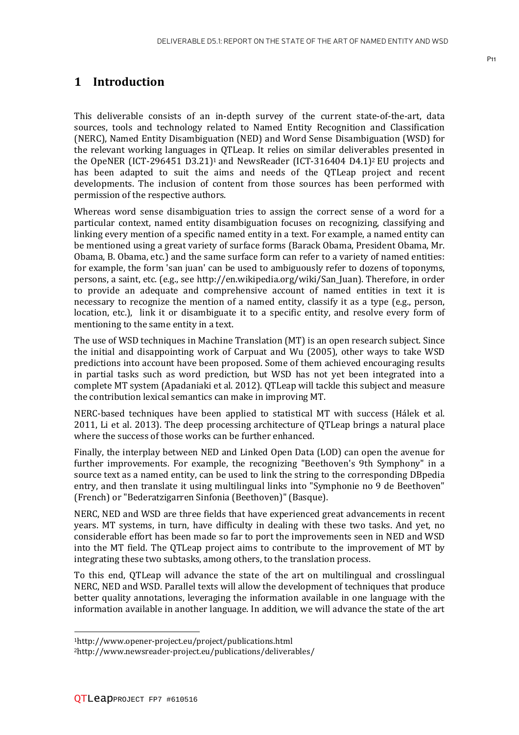# 1 Introduction

This deliverable consists of an in-depth survey of the current state-of-the-art, data sources, tools and technology related to Named Entity Recognition and Classification (NERC), Named Entity Disambiguation (NED) and Word Sense Disambiguation (WSD) for the relevant working languages in QTLeap. It relies on similar deliverables presented in the OpeNER (ICT-296451 D3.21)[1] and NewsReader (ICT-316404 D4.1)[2] EU projects and has been adapted to suit the aims and needs of the QTLeap project and recent developments. The inclusion of content from those sources has been performed with permission of the respective authors.

Whereas word sense disambiguation tries to assign the correct sense of a word for a particular context, named entity disambiguation focuses on recognizing, classifying and linking every mention of a specific named entity in a text. For example, a named entity can be mentioned using a great variety of surface forms (Barack Obama, President Obama, Mr. Obama, B. Obama, etc.) and the same surface form can refer to a variety of named entities: for example, the form 'san juan' can be used to ambiguously refer to dozens of toponyms, persons, a saint, etc. (e.g., see http://en.wikipedia.org/wiki/San_Juan). Therefore, in order to provide an adequate and comprehensive account of named entities in text it is necessary to recognize the mention of a named entity, classify it as a type (e.g., person, location, etc.), link it or disambiguate it to a specific entity, and resolve every form of mentioning to the same entity in a text.

The use of WSD techniques in Machine Translation (MT) is an open research subject. Since the initial and disappointing work of Carpuat and Wu (2005), other ways to take WSD predictions into account have been proposed. Some of them achieved encouraging results in partial tasks such as word prediction, but WSD has not yet been integrated into a complete MT system (Apadaniaki et al. 2012). QTLeap will tackle this subject and measure the contribution lexical semantics can make in improving MT.

NERC-based techniques have been applied to statistical MT with success (Hálek et al. 2011, Li et al. 2013). The deep processing architecture of QTLeap brings a natural place where the success of those works can be further enhanced.

Finally, the interplay between NED and Linked Open Data (LOD) can open the avenue for further improvements. For example, the recognizing "Beethoven's 9th Symphony" in a source text as a named entity, can be used to link the string to the corresponding DBpedia entry, and then translate it using multilingual links into "Symphonie no 9 de Beethoven" (French) or "Bederatzigarren Sinfonia (Beethoven)" (Basque).

NERC, NED and WSD are three fields that have experienced great advancements in recent years. MT systems, in turn, have difficulty in dealing with these two tasks. And yet, no considerable effort has been made so far to port the improvements seen in NED and WSD into the MT field. The QTLeap project aims to contribute to the improvement of MT by integrating these two subtasks, among others, to the translation process.

To this end, QTLeap will advance the state of the art on multilingual and crosslingual NERC, NED and WSD. Parallel texts will allow the development of techniques that produce better quality annotations, leveraging the information available in one language with the information available in another language. In addition, we will advance the state of the art

[1] http://www.opener-project.eu/project/publications.html

[2] http://www.newsreader-project.eu/publications/deliverables/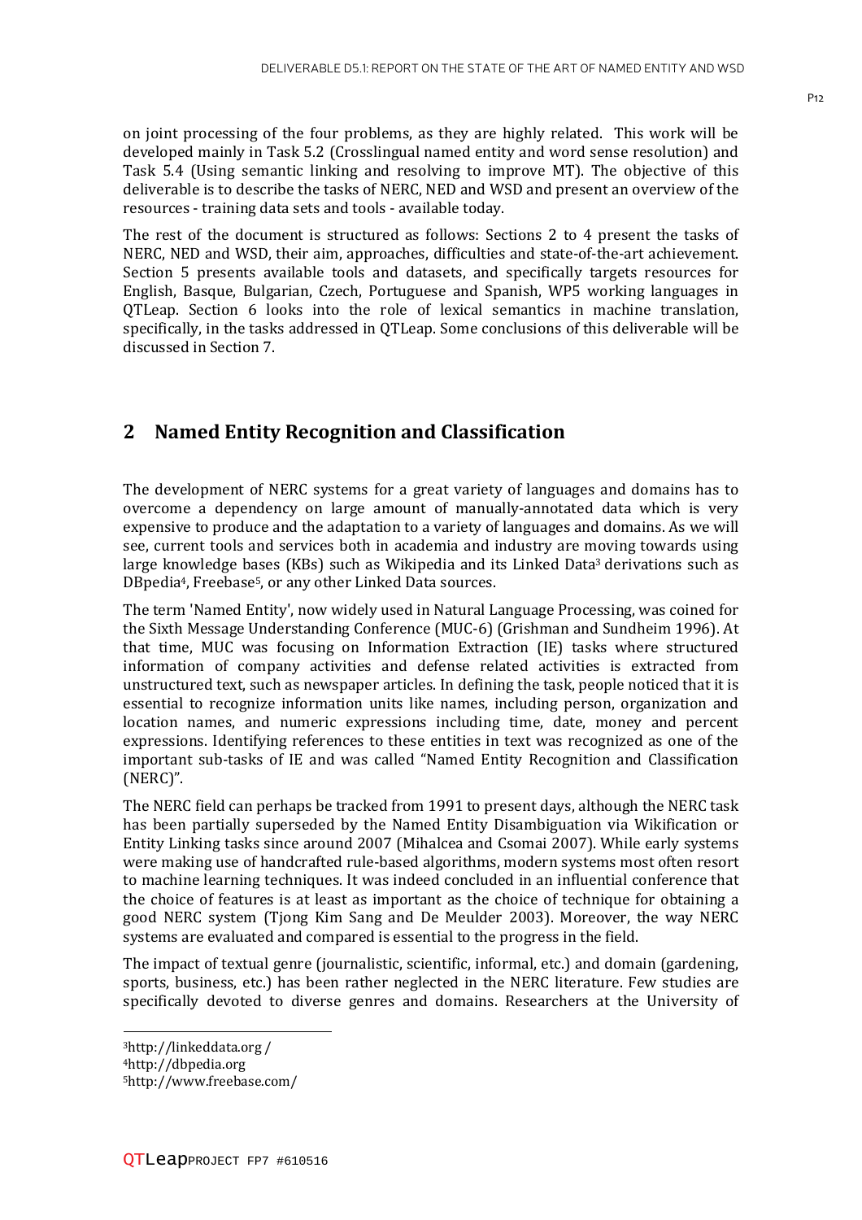on joint processing of the four problems, as they are highly related. This work will be developed mainly in Task 5.2 (Crosslingual named entity and word sense resolution) and Task 5.4 (Using semantic linking and resolving to improve MT). The objective of this deliverable is to describe the tasks of NERC, NED and WSD and present an overview of the resources - training data sets and tools - available today.

The rest of the document is structured as follows: Sections 2 to 4 present the tasks of NERC, NED and WSD, their aim, approaches, difficulties and state-of-the-art achievement. Section 5 presents available tools and datasets, and specifically targets resources for English, Basque, Bulgarian, Czech, Portuguese and Spanish, WP5 working languages in QTLeap. Section 6 looks into the role of lexical semantics in machine translation, specifically, in the tasks addressed in QTLeap. Some conclusions of this deliverable will be discussed in Section 7.

## 2 Named Entity Recognition and Classification

The development of NERC systems for a great variety of languages and domains has to overcome a dependency on large amount of manually-annotated data which is very expensive to produce and the adaptation to a variety of languages and domains. As we will see, current tools and services both in academia and industry are moving towards using large knowledge bases (KBs) such as Wikipedia and its Linked Data[3] derivations such as DBpedia[4], Freebase[5], or any other Linked Data sources.

The term 'Named Entity', now widely used in Natural Language Processing, was coined for the Sixth Message Understanding Conference (MUC-6) (Grishman and Sundheim 1996). At that time, MUC was focusing on Information Extraction (IE) tasks where structured information of company activities and defense related activities is extracted from unstructured text, such as newspaper articles. In defining the task, people noticed that it is essential to recognize information units like names, including person, organization and location names, and numeric expressions including time, date, money and percent expressions. Identifying references to these entities in text was recognized as one of the important sub-tasks of IE and was called "Named Entity Recognition and Classification (NERC)".

The NERC field can perhaps be tracked from 1991 to present days, although the NERC task has been partially superseded by the Named Entity Disambiguation via Wikification or Entity Linking tasks since around 2007 (Mihalcea and Csomai 2007). While early systems were making use of handcrafted rule-based algorithms, modern systems most often resort to machine learning techniques. It was indeed concluded in an influential conference that the choice of features is at least as important as the choice of technique for obtaining a good NERC system (Tjong Kim Sang and De Meulder 2003). Moreover, the way NERC systems are evaluated and compared is essential to the progress in the field.

The impact of textual genre (journalistic, scientific, informal, etc.) and domain (gardening, sports, business, etc.) has been rather neglected in the NERC literature. Few studies are specifically devoted to diverse genres and domains. Researchers at the University of

[3] http://linkeddata.org /

[4] http://dbpedia.org

[5] http://www.freebase.com/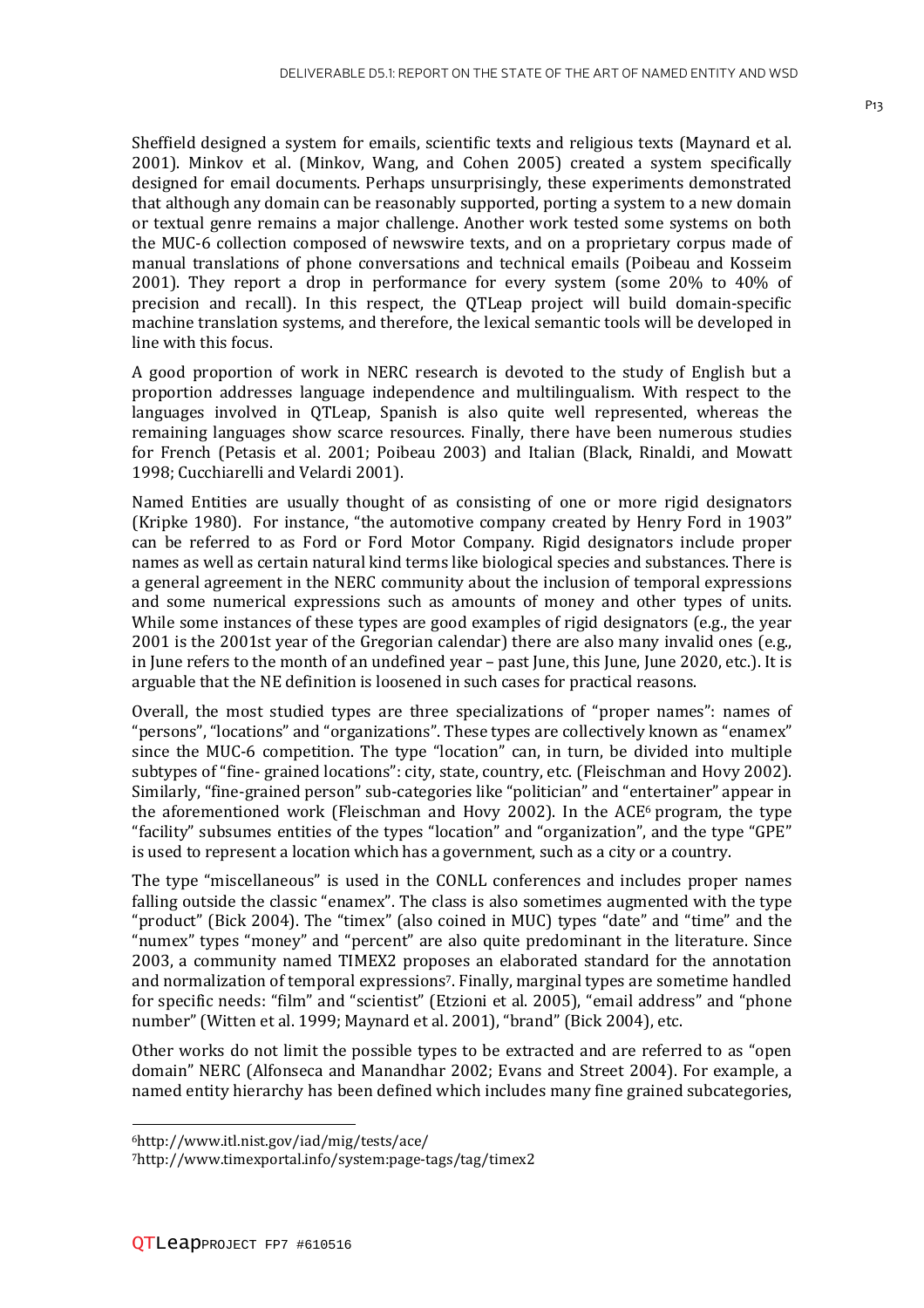Sheffield designed a system for emails, scientific texts and religious texts (Maynard et al. 2001). Minkov et al. (Minkov, Wang, and Cohen 2005) created a system specifically designed for email documents. Perhaps unsurprisingly, these experiments demonstrated that although any domain can be reasonably supported, porting a system to a new domain or textual genre remains a major challenge. Another work tested some systems on both the MUC-6 collection composed of newswire texts, and on a proprietary corpus made of manual translations of phone conversations and technical emails (Poibeau and Kosseim 2001). They report a drop in performance for every system (some 20% to 40% of precision and recall). In this respect, the QTLeap project will build domain-specific machine translation systems, and therefore, the lexical semantic tools will be developed in line with this focus.

A good proportion of work in NERC research is devoted to the study of English but a proportion addresses language independence and multilingualism. With respect to the languages involved in QTLeap, Spanish is also quite well represented, whereas the remaining languages show scarce resources. Finally, there have been numerous studies for French (Petasis et al. 2001; Poibeau 2003) and Italian (Black, Rinaldi, and Mowatt 1998; Cucchiarelli and Velardi 2001).

Named Entities are usually thought of as consisting of one or more rigid designators (Kripke 1980). For instance, "the automotive company created by Henry Ford in 1903" can be referred to as Ford or Ford Motor Company. Rigid designators include proper names as well as certain natural kind terms like biological species and substances. There is a general agreement in the NERC community about the inclusion of temporal expressions and some numerical expressions such as amounts of money and other types of units. While some instances of these types are good examples of rigid designators (e.g., the year 2001 is the 2001st year of the Gregorian calendar) there are also many invalid ones (e.g., in June refers to the month of an undefined year – past June, this June, June 2020, etc.). It is arguable that the NE definition is loosened in such cases for practical reasons.

Overall, the most studied types are three specializations of "proper names": names of "persons", "locations" and "organizations". These types are collectively known as "enamex" since the MUC-6 competition. The type "location" can, in turn, be divided into multiple subtypes of "fine- grained locations": city, state, country, etc. (Fleischman and Hovy 2002). Similarly, "fine-grained person" sub-categories like "politician" and "entertainer" appear in the aforementioned work (Fleischman and Hovy 2002). In the ACE[6] program, the type "facility" subsumes entities of the types "location" and "organization", and the type "GPE" is used to represent a location which has a government, such as a city or a country.

The type "miscellaneous" is used in the CONLL conferences and includes proper names falling outside the classic "enamex". The class is also sometimes augmented with the type "product" (Bick 2004). The "timex" (also coined in MUC) types "date" and "time" and the "numex" types "money" and "percent" are also quite predominant in the literature. Since 2003, a community named TIMEX2 proposes an elaborated standard for the annotation and normalization of temporal expressions[7]. Finally, marginal types are sometime handled for specific needs: "film" and "scientist" (Etzioni et al. 2005), "email address" and "phone number" (Witten et al. 1999; Maynard et al. 2001), "brand" (Bick 2004), etc.

Other works do not limit the possible types to be extracted and are referred to as "open domain" NERC (Alfonseca and Manandhar 2002; Evans and Street 2004). For example, a named entity hierarchy has been defined which includes many fine grained subcategories,

[6] http://www.itl.nist.gov/iad/mig/tests/ace/

[7] http://www.timexportal.info/system:page-tags/tag/timex2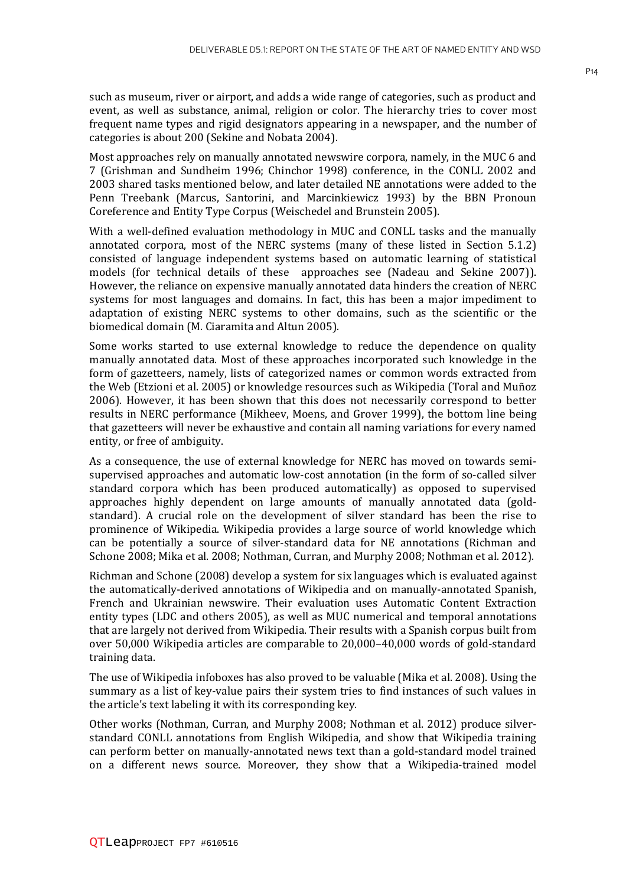such as museum, river or airport, and adds a wide range of categories, such as product and event, as well as substance, animal, religion or color. The hierarchy tries to cover most frequent name types and rigid designators appearing in a newspaper, and the number of categories is about 200 (Sekine and Nobata 2004).

Most approaches rely on manually annotated newswire corpora, namely, in the MUC 6 and 7 (Grishman and Sundheim 1996; Chinchor 1998) conference, in the CONLL 2002 and 2003 shared tasks mentioned below, and later detailed NE annotations were added to the Penn Treebank (Marcus, Santorini, and Marcinkiewicz 1993) by the BBN Pronoun Coreference and Entity Type Corpus (Weischedel and Brunstein 2005).

With a well-defined evaluation methodology in MUC and CONLL tasks and the manually annotated corpora, most of the NERC systems (many of these listed in Section 5.1.2) consisted of language independent systems based on automatic learning of statistical models (for technical details of these approaches see (Nadeau and Sekine 2007)). However, the reliance on expensive manually annotated data hinders the creation of NERC systems for most languages and domains. In fact, this has been a major impediment to adaptation of existing NERC systems to other domains, such as the scientific or the biomedical domain (M. Ciaramita and Altun 2005).

Some works started to use external knowledge to reduce the dependence on quality manually annotated data. Most of these approaches incorporated such knowledge in the form of gazetteers, namely, lists of categorized names or common words extracted from the Web (Etzioni et al. 2005) or knowledge resources such as Wikipedia (Toral and Muñoz 2006). However, it has been shown that this does not necessarily correspond to better results in NERC performance (Mikheev, Moens, and Grover 1999), the bottom line being that gazetteers will never be exhaustive and contain all naming variations for every named entity, or free of ambiguity.

As a consequence, the use of external knowledge for NERC has moved on towards semi-supervised approaches and automatic low-cost annotation (in the form of so-called silver standard corpora which has been produced automatically) as opposed to supervised approaches highly dependent on large amounts of manually annotated data (gold-standard). A crucial role on the development of silver standard has been the rise to prominence of Wikipedia. Wikipedia provides a large source of world knowledge which can be potentially a source of silver-standard data for NE annotations (Richman and Schone 2008; Mika et al. 2008; Nothman, Curran, and Murphy 2008; Nothman et al. 2012).

Richman and Schone (2008) develop a system for six languages which is evaluated against the automatically-derived annotations of Wikipedia and on manually-annotated Spanish, French and Ukrainian newswire. Their evaluation uses Automatic Content Extraction entity types (LDC and others 2005), as well as MUC numerical and temporal annotations that are largely not derived from Wikipedia. Their results with a Spanish corpus built from over 50,000 Wikipedia articles are comparable to 20,000–40,000 words of gold-standard training data.

The use of Wikipedia infoboxes has also proved to be valuable (Mika et al. 2008). Using the summary as a list of key-value pairs their system tries to find instances of such values in the article's text labeling it with its corresponding key.

Other works (Nothman, Curran, and Murphy 2008; Nothman et al. 2012) produce silver-standard CONLL annotations from English Wikipedia, and show that Wikipedia training can perform better on manually-annotated news text than a gold-standard model trained on a different news source. Moreover, they show that a Wikipedia-trained model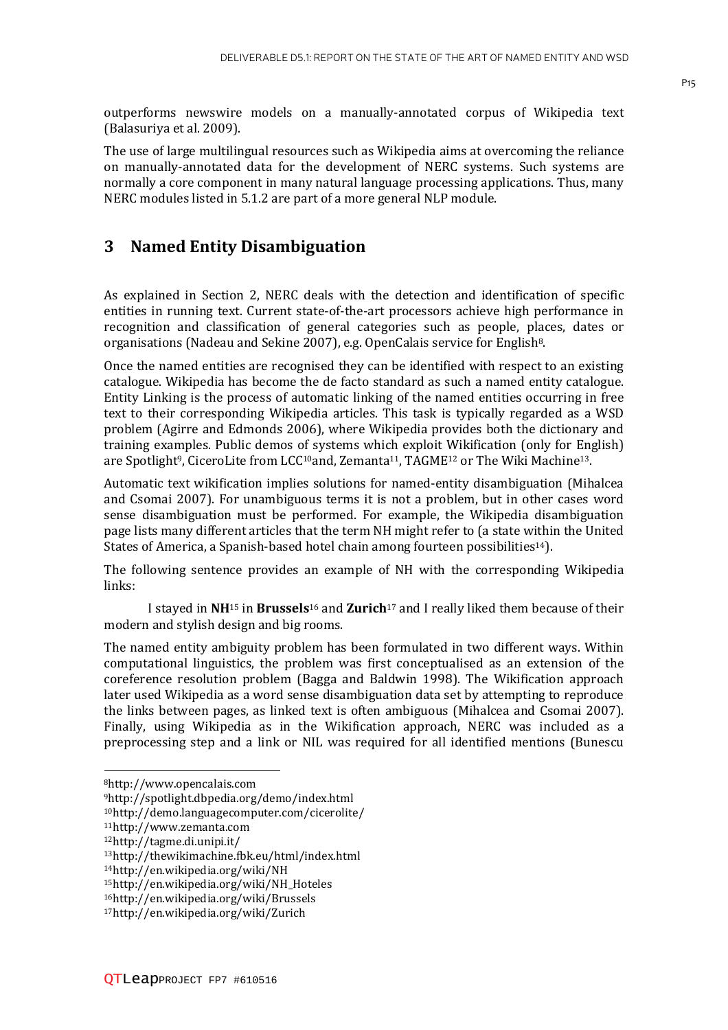outperforms newswire models on a manually-annotated corpus of Wikipedia text (Balasuriya et al. 2009).

The use of large multilingual resources such as Wikipedia aims at overcoming the reliance on manually-annotated data for the development of NERC systems. Such systems are normally a core component in many natural language processing applications. Thus, many NERC modules listed in 5.1.2 are part of a more general NLP module.

# 3 Named Entity Disambiguation

As explained in Section 2, NERC deals with the detection and identification of specific entities in running text. Current state-of-the-art processors achieve high performance in recognition and classification of general categories such as people, places, dates or organisations (Nadeau and Sekine 2007), e.g. OpenCalais service for English[8].

Once the named entities are recognised they can be identified with respect to an existing catalogue. Wikipedia has become the de facto standard as such a named entity catalogue. Entity Linking is the process of automatic linking of the named entities occurring in free text to their corresponding Wikipedia articles. This task is typically regarded as a WSD problem (Agirre and Edmonds 2006), where Wikipedia provides both the dictionary and training examples. Public demos of systems which exploit Wikification (only for English) are Spotlight[9], CiceroLite from LCC[10]and, Zemanta[11], TAGME[12] or The Wiki Machine[13].

Automatic text wikification implies solutions for named-entity disambiguation (Mihalcea and Csomai 2007). For unambiguous terms it is not a problem, but in other cases word sense disambiguation must be performed. For example, the Wikipedia disambiguation page lists many different articles that the term NH might refer to (a state within the United States of America, a Spanish-based hotel chain among fourteen possibilities[14]).

The following sentence provides an example of NH with the corresponding Wikipedia links:

I stayed in **NH**[15] in **Brussels**[16] and **Zurich**[17] and I really liked them because of their modern and stylish design and big rooms.

The named entity ambiguity problem has been formulated in two different ways. Within computational linguistics, the problem was first conceptualised as an extension of the coreference resolution problem (Bagga and Baldwin 1998). The Wikification approach later used Wikipedia as a word sense disambiguation data set by attempting to reproduce the links between pages, as linked text is often ambiguous (Mihalcea and Csomai 2007). Finally, using Wikipedia as in the Wikification approach, NERC was included as a preprocessing step and a link or NIL was required for all identified mentions (Bunescu

---

[8] http://www.opencalais.com

[9] http://spotlight.dbpedia.org/demo/index.html

[10] http://demo.languagecomputer.com/cicerolite/

[11] http://www.zemanta.com

[12] http://tagme.di.unipi.it/

[13] http://thewikimachine.fbk.eu/html/index.html

[14] http://en.wikipedia.org/wiki/NH

[15] http://en.wikipedia.org/wiki/NH_Hoteles

[16] http://en.wikipedia.org/wiki/Brussels

[17] http://en.wikipedia.org/wiki/Zurich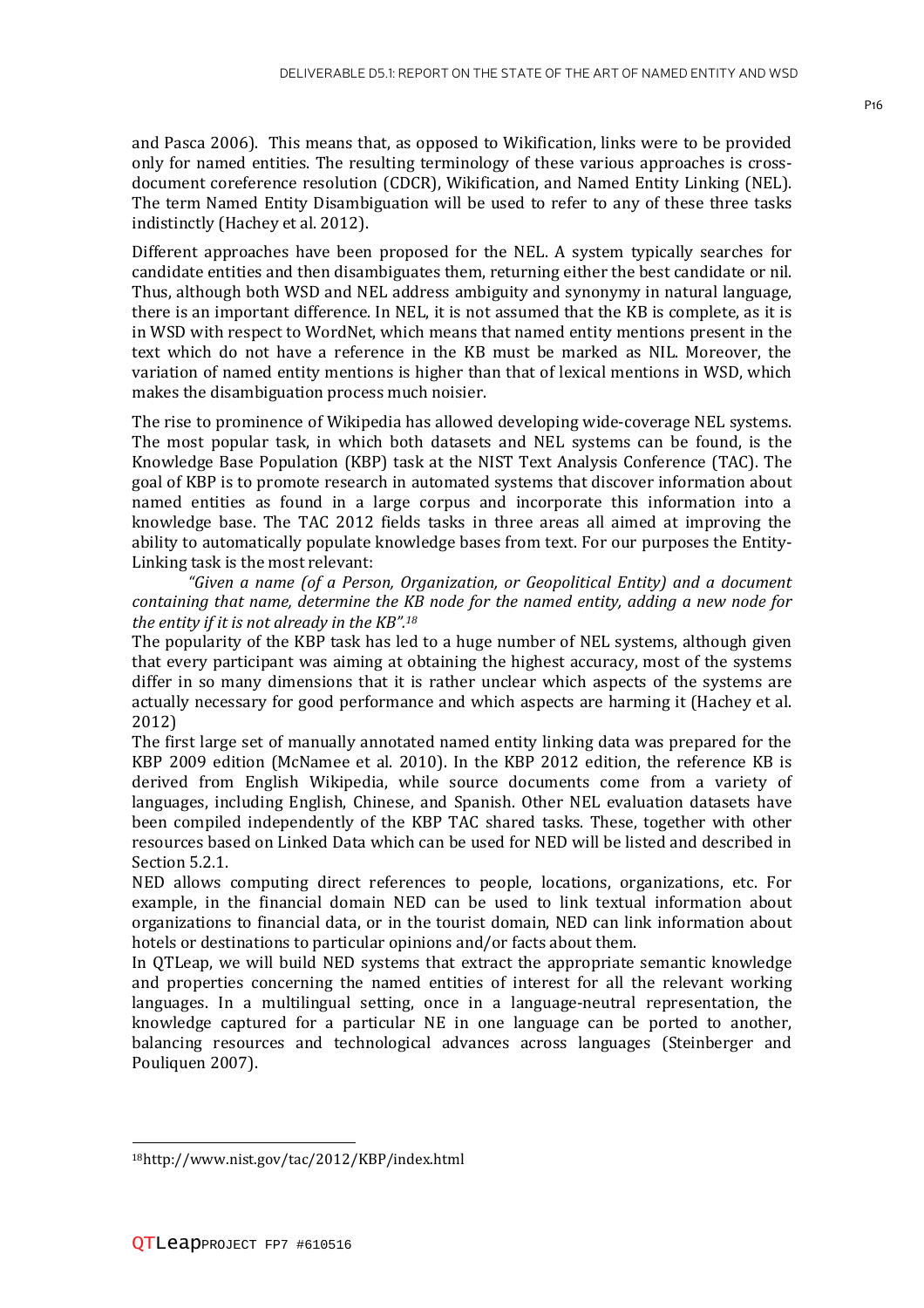and Pasca 2006). This means that, as opposed to Wikification, links were to be provided only for named entities. The resulting terminology of these various approaches is cross-document coreference resolution (CDCR), Wikification, and Named Entity Linking (NEL). The term Named Entity Disambiguation will be used to refer to any of these three tasks indistinctly (Hachey et al. 2012).

Different approaches have been proposed for the NEL. A system typically searches for candidate entities and then disambiguates them, returning either the best candidate or nil. Thus, although both WSD and NEL address ambiguity and synonymy in natural language, there is an important difference. In NEL, it is not assumed that the KB is complete, as it is in WSD with respect to WordNet, which means that named entity mentions present in the text which do not have a reference in the KB must be marked as NIL. Moreover, the variation of named entity mentions is higher than that of lexical mentions in WSD, which makes the disambiguation process much noisier.

The rise to prominence of Wikipedia has allowed developing wide-coverage NEL systems. The most popular task, in which both datasets and NEL systems can be found, is the Knowledge Base Population (KBP) task at the NIST Text Analysis Conference (TAC). The goal of KBP is to promote research in automated systems that discover information about named entities as found in a large corpus and incorporate this information into a knowledge base. The TAC 2012 fields tasks in three areas all aimed at improving the ability to automatically populate knowledge bases from text. For our purposes the Entity-Linking task is the most relevant:

*"Given a name (of a Person, Organization, or Geopolitical Entity) and a document containing that name, determine the KB node for the named entity, adding a new node for the entity if it is not already in the KB".*[18]

The popularity of the KBP task has led to a huge number of NEL systems, although given that every participant was aiming at obtaining the highest accuracy, most of the systems differ in so many dimensions that it is rather unclear which aspects of the systems are actually necessary for good performance and which aspects are harming it (Hachey et al. 2012)

The first large set of manually annotated named entity linking data was prepared for the KBP 2009 edition (McNamee et al. 2010). In the KBP 2012 edition, the reference KB is derived from English Wikipedia, while source documents come from a variety of languages, including English, Chinese, and Spanish. Other NEL evaluation datasets have been compiled independently of the KBP TAC shared tasks. These, together with other resources based on Linked Data which can be used for NED will be listed and described in Section 5.2.1.

NED allows computing direct references to people, locations, organizations, etc. For example, in the financial domain NED can be used to link textual information about organizations to financial data, or in the tourist domain, NED can link information about hotels or destinations to particular opinions and/or facts about them.

In QTLeap, we will build NED systems that extract the appropriate semantic knowledge and properties concerning the named entities of interest for all the relevant working languages. In a multilingual setting, once in a language-neutral representation, the knowledge captured for a particular NE in one language can be ported to another, balancing resources and technological advances across languages (Steinberger and Pouliquen 2007).

---

[18] http://www.nist.gov/tac/2012/KBP/index.html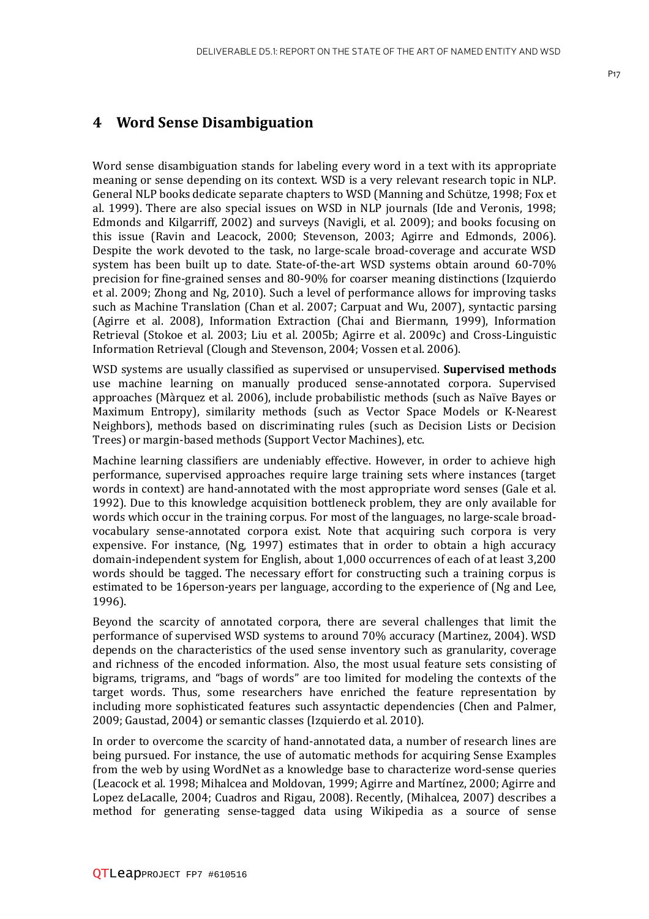# 4 Word Sense Disambiguation

Word sense disambiguation stands for labeling every word in a text with its appropriate meaning or sense depending on its context. WSD is a very relevant research topic in NLP. General NLP books dedicate separate chapters to WSD (Manning and Schütze, 1998; Fox et al. 1999). There are also special issues on WSD in NLP journals (Ide and Veronis, 1998; Edmonds and Kilgarriff, 2002) and surveys (Navigli, et al. 2009); and books focusing on this issue (Ravin and Leacock, 2000; Stevenson, 2003; Agirre and Edmonds, 2006). Despite the work devoted to the task, no large-scale broad-coverage and accurate WSD system has been built up to date. State-of-the-art WSD systems obtain around 60-70% precision for fine-grained senses and 80-90% for coarser meaning distinctions (Izquierdo et al. 2009; Zhong and Ng, 2010). Such a level of performance allows for improving tasks such as Machine Translation (Chan et al. 2007; Carpuat and Wu, 2007), syntactic parsing (Agirre et al. 2008), Information Extraction (Chai and Biermann, 1999), Information Retrieval (Stokoe et al. 2003; Liu et al. 2005b; Agirre et al. 2009c) and Cross-Linguistic Information Retrieval (Clough and Stevenson, 2004; Vossen et al. 2006).

WSD systems are usually classified as supervised or unsupervised. **Supervised methods** use machine learning on manually produced sense-annotated corpora. Supervised approaches (Màrquez et al. 2006), include probabilistic methods (such as Naïve Bayes or Maximum Entropy), similarity methods (such as Vector Space Models or K-Nearest Neighbors), methods based on discriminating rules (such as Decision Lists or Decision Trees) or margin-based methods (Support Vector Machines), etc.

Machine learning classifiers are undeniably effective. However, in order to achieve high performance, supervised approaches require large training sets where instances (target words in context) are hand-annotated with the most appropriate word senses (Gale et al. 1992). Due to this knowledge acquisition bottleneck problem, they are only available for words which occur in the training corpus. For most of the languages, no large-scale broad-vocabulary sense-annotated corpora exist. Note that acquiring such corpora is very expensive. For instance, (Ng, 1997) estimates that in order to obtain a high accuracy domain-independent system for English, about 1,000 occurrences of each of at least 3,200 words should be tagged. The necessary effort for constructing such a training corpus is estimated to be 16person-years per language, according to the experience of (Ng and Lee, 1996).

Beyond the scarcity of annotated corpora, there are several challenges that limit the performance of supervised WSD systems to around 70% accuracy (Martinez, 2004). WSD depends on the characteristics of the used sense inventory such as granularity, coverage and richness of the encoded information. Also, the most usual feature sets consisting of bigrams, trigrams, and "bags of words" are too limited for modeling the contexts of the target words. Thus, some researchers have enriched the feature representation by including more sophisticated features such assyntactic dependencies (Chen and Palmer, 2009; Gaustad, 2004) or semantic classes (Izquierdo et al. 2010).

In order to overcome the scarcity of hand-annotated data, a number of research lines are being pursued. For instance, the use of automatic methods for acquiring Sense Examples from the web by using WordNet as a knowledge base to characterize word-sense queries (Leacock et al. 1998; Mihalcea and Moldovan, 1999; Agirre and Martínez, 2000; Agirre and Lopez deLacalle, 2004; Cuadros and Rigau, 2008). Recently, (Mihalcea, 2007) describes a method for generating sense-tagged data using Wikipedia as a source of sense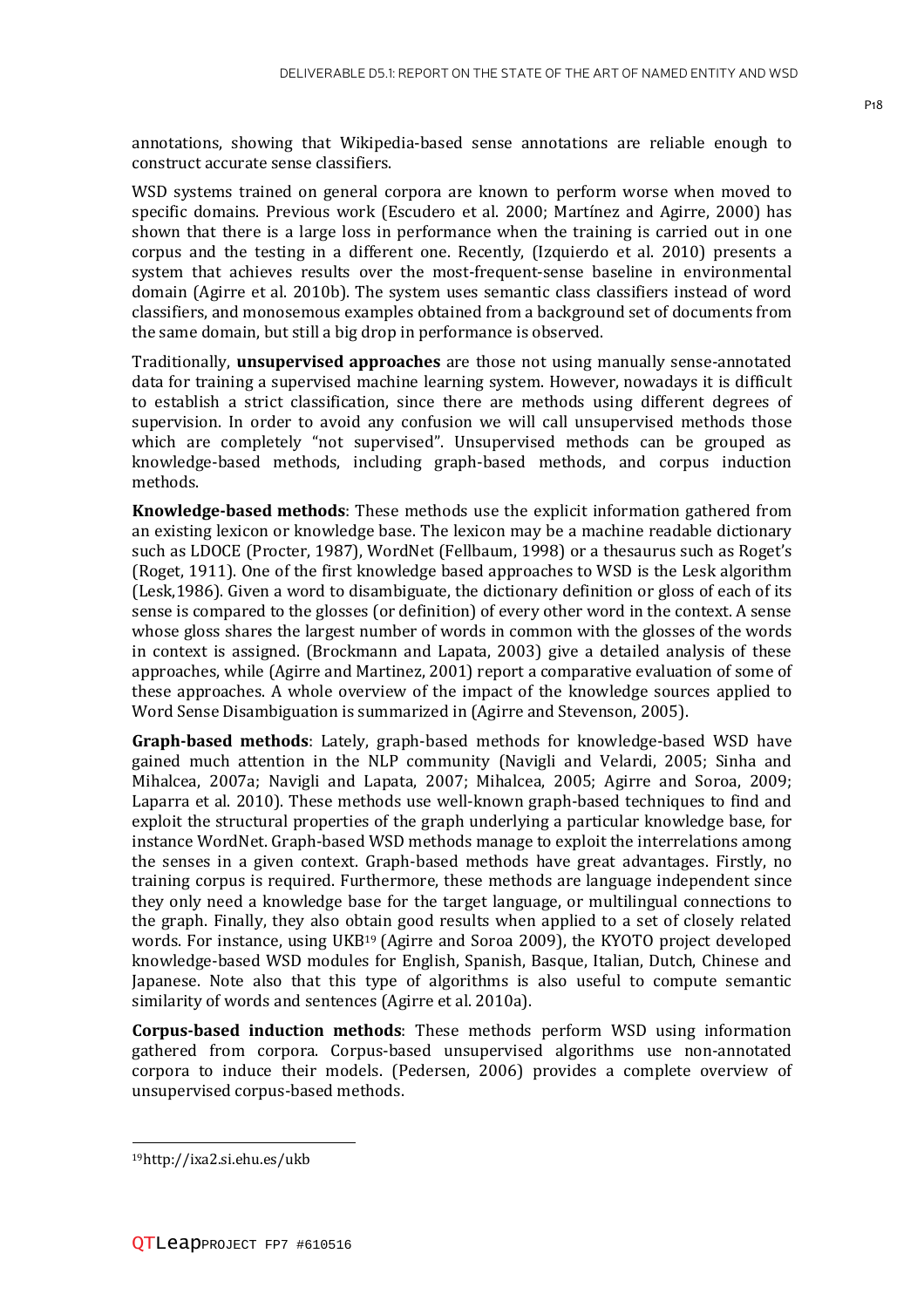annotations, showing that Wikipedia-based sense annotations are reliable enough to construct accurate sense classifiers.

WSD systems trained on general corpora are known to perform worse when moved to specific domains. Previous work (Escudero et al. 2000; Martínez and Agirre, 2000) has shown that there is a large loss in performance when the training is carried out in one corpus and the testing in a different one. Recently, (Izquierdo et al. 2010) presents a system that achieves results over the most-frequent-sense baseline in environmental domain (Agirre et al. 2010b). The system uses semantic class classifiers instead of word classifiers, and monosemous examples obtained from a background set of documents from the same domain, but still a big drop in performance is observed.

Traditionally, **unsupervised approaches** are those not using manually sense-annotated data for training a supervised machine learning system. However, nowadays it is difficult to establish a strict classification, since there are methods using different degrees of supervision. In order to avoid any confusion we will call unsupervised methods those which are completely "not supervised". Unsupervised methods can be grouped as knowledge-based methods, including graph-based methods, and corpus induction methods.

**Knowledge-based methods**: These methods use the explicit information gathered from an existing lexicon or knowledge base. The lexicon may be a machine readable dictionary such as LDOCE (Procter, 1987), WordNet (Fellbaum, 1998) or a thesaurus such as Roget's (Roget, 1911). One of the first knowledge based approaches to WSD is the Lesk algorithm (Lesk,1986). Given a word to disambiguate, the dictionary definition or gloss of each of its sense is compared to the glosses (or definition) of every other word in the context. A sense whose gloss shares the largest number of words in common with the glosses of the words in context is assigned. (Brockmann and Lapata, 2003) give a detailed analysis of these approaches, while (Agirre and Martinez, 2001) report a comparative evaluation of some of these approaches. A whole overview of the impact of the knowledge sources applied to Word Sense Disambiguation is summarized in (Agirre and Stevenson, 2005).

**Graph-based methods**: Lately, graph-based methods for knowledge-based WSD have gained much attention in the NLP community (Navigli and Velardi, 2005; Sinha and Mihalcea, 2007a; Navigli and Lapata, 2007; Mihalcea, 2005; Agirre and Soroa, 2009; Laparra et al. 2010). These methods use well-known graph-based techniques to find and exploit the structural properties of the graph underlying a particular knowledge base, for instance WordNet. Graph-based WSD methods manage to exploit the interrelations among the senses in a given context. Graph-based methods have great advantages. Firstly, no training corpus is required. Furthermore, these methods are language independent since they only need a knowledge base for the target language, or multilingual connections to the graph. Finally, they also obtain good results when applied to a set of closely related words. For instance, using UKB[19] (Agirre and Soroa 2009), the KYOTO project developed knowledge-based WSD modules for English, Spanish, Basque, Italian, Dutch, Chinese and Japanese. Note also that this type of algorithms is also useful to compute semantic similarity of words and sentences (Agirre et al. 2010a).

**Corpus-based induction methods**: These methods perform WSD using information gathered from corpora. Corpus-based unsupervised algorithms use non-annotated corpora to induce their models. (Pedersen, 2006) provides a complete overview of unsupervised corpus-based methods.

---

[19]http://ixa2.si.ehu.es/ukb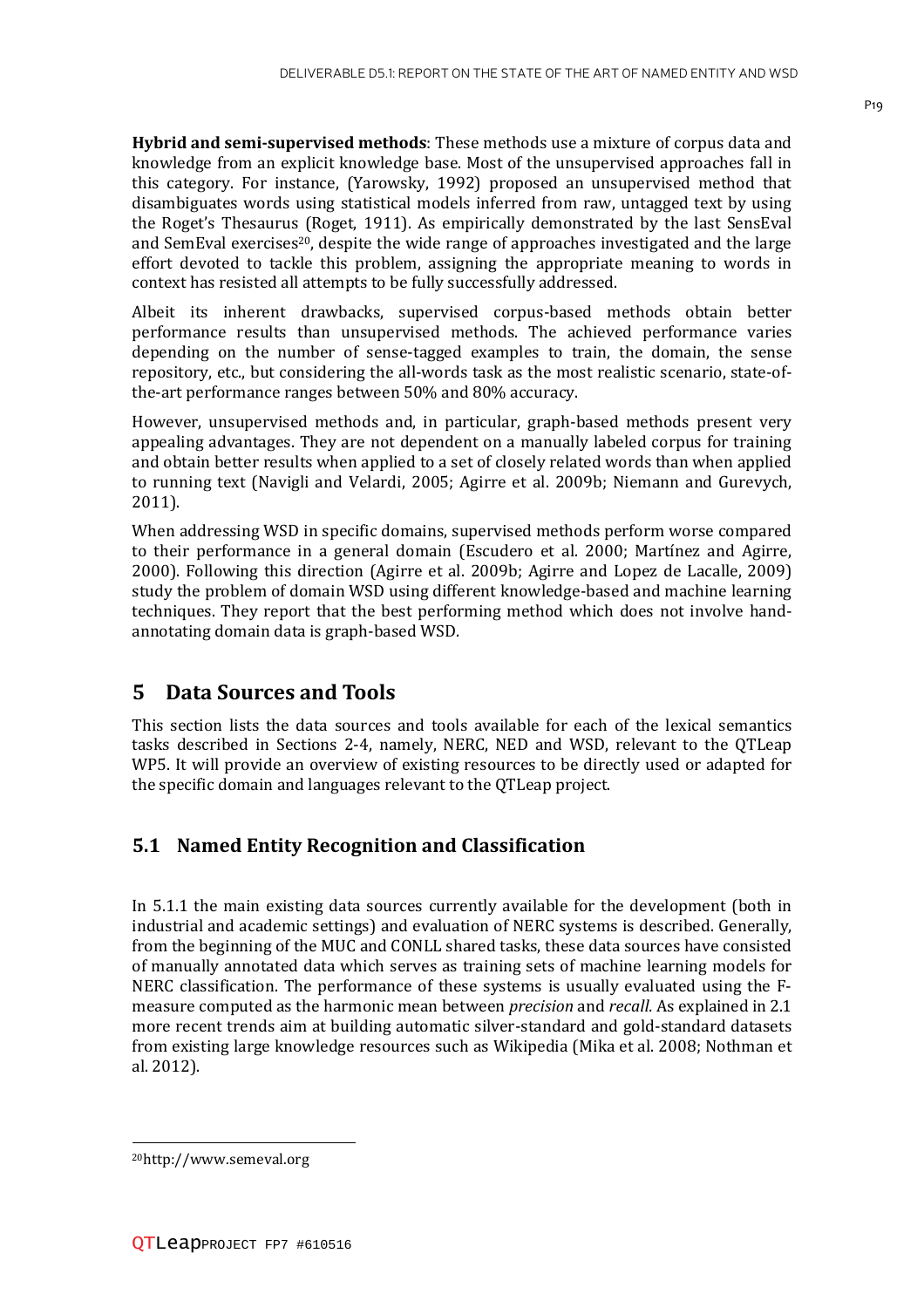**Hybrid and semi-supervised methods**: These methods use a mixture of corpus data and knowledge from an explicit knowledge base. Most of the unsupervised approaches fall in this category. For instance, (Yarowsky, 1992) proposed an unsupervised method that disambiguates words using statistical models inferred from raw, untagged text by using the Roget's Thesaurus (Roget, 1911). As empirically demonstrated by the last SensEval and SemEval exercises[20], despite the wide range of approaches investigated and the large effort devoted to tackle this problem, assigning the appropriate meaning to words in context has resisted all attempts to be fully successfully addressed.

Albeit its inherent drawbacks, supervised corpus-based methods obtain better performance results than unsupervised methods. The achieved performance varies depending on the number of sense-tagged examples to train, the domain, the sense repository, etc., but considering the all-words task as the most realistic scenario, state-of-the-art performance ranges between 50% and 80% accuracy.

However, unsupervised methods and, in particular, graph-based methods present very appealing advantages. They are not dependent on a manually labeled corpus for training and obtain better results when applied to a set of closely related words than when applied to running text (Navigli and Velardi, 2005; Agirre et al. 2009b; Niemann and Gurevych, 2011).

When addressing WSD in specific domains, supervised methods perform worse compared to their performance in a general domain (Escudero et al. 2000; Martínez and Agirre, 2000). Following this direction (Agirre et al. 2009b; Agirre and Lopez de Lacalle, 2009) study the problem of domain WSD using different knowledge-based and machine learning techniques. They report that the best performing method which does not involve hand-annotating domain data is graph-based WSD.

# 5 Data Sources and Tools

This section lists the data sources and tools available for each of the lexical semantics tasks described in Sections 2-4, namely, NERC, NED and WSD, relevant to the QTLeap WP5. It will provide an overview of existing resources to be directly used or adapted for the specific domain and languages relevant to the QTLeap project.

## 5.1 Named Entity Recognition and Classification

In 5.1.1 the main existing data sources currently available for the development (both in industrial and academic settings) and evaluation of NERC systems is described. Generally, from the beginning of the MUC and CONLL shared tasks, these data sources have consisted of manually annotated data which serves as training sets of machine learning models for NERC classification. The performance of these systems is usually evaluated using the F-measure computed as the harmonic mean between *precision* and *recall.* As explained in 2.1 more recent trends aim at building automatic silver-standard and gold-standard datasets from existing large knowledge resources such as Wikipedia (Mika et al. 2008; Nothman et al. 2012).

[20] http://www.semeval.org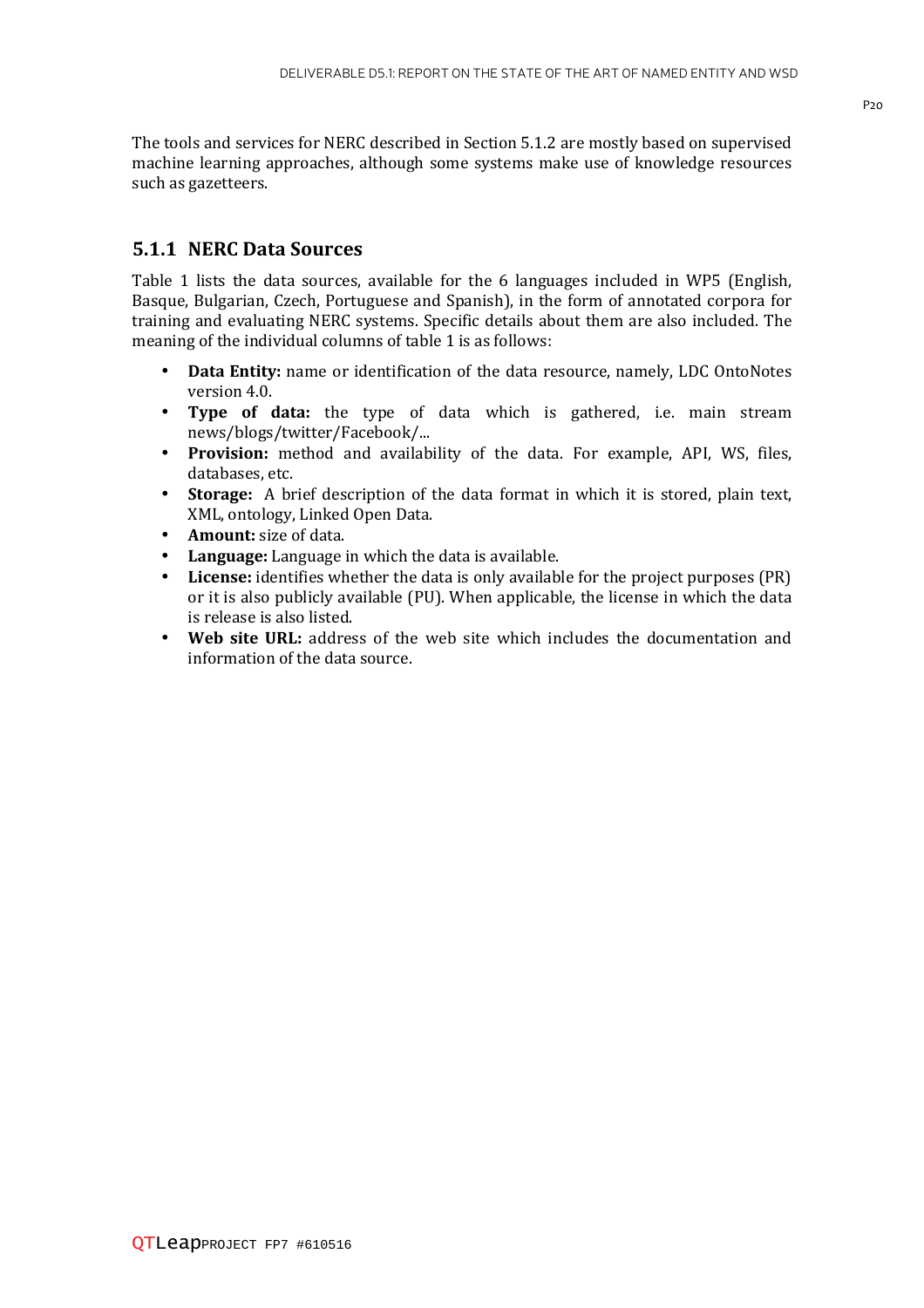The tools and services for NERC described in Section 5.1.2 are mostly based on supervised machine learning approaches, although some systems make use of knowledge resources such as gazetteers.

### 5.1.1 NERC Data Sources

Table 1 lists the data sources, available for the 6 languages included in WP5 (English, Basque, Bulgarian, Czech, Portuguese and Spanish), in the form of annotated corpora for training and evaluating NERC systems. Specific details about them are also included. The meaning of the individual columns of table 1 is as follows:

- **Data Entity:** name or identification of the data resource, namely, LDC OntoNotes version 4.0.
- **Type of data:** the type of data which is gathered, i.e. main stream news/blogs/twitter/Facebook/...
- **Provision:** method and availability of the data. For example, API, WS, files, databases, etc.
- **Storage:** A brief description of the data format in which it is stored, plain text, XML, ontology, Linked Open Data.
- **Amount:** size of data.
- **Language:** Language in which the data is available.
- **License:** identifies whether the data is only available for the project purposes (PR) or it is also publicly available (PU). When applicable, the license in which the data is release is also listed.
- **Web site URL:** address of the web site which includes the documentation and information of the data source.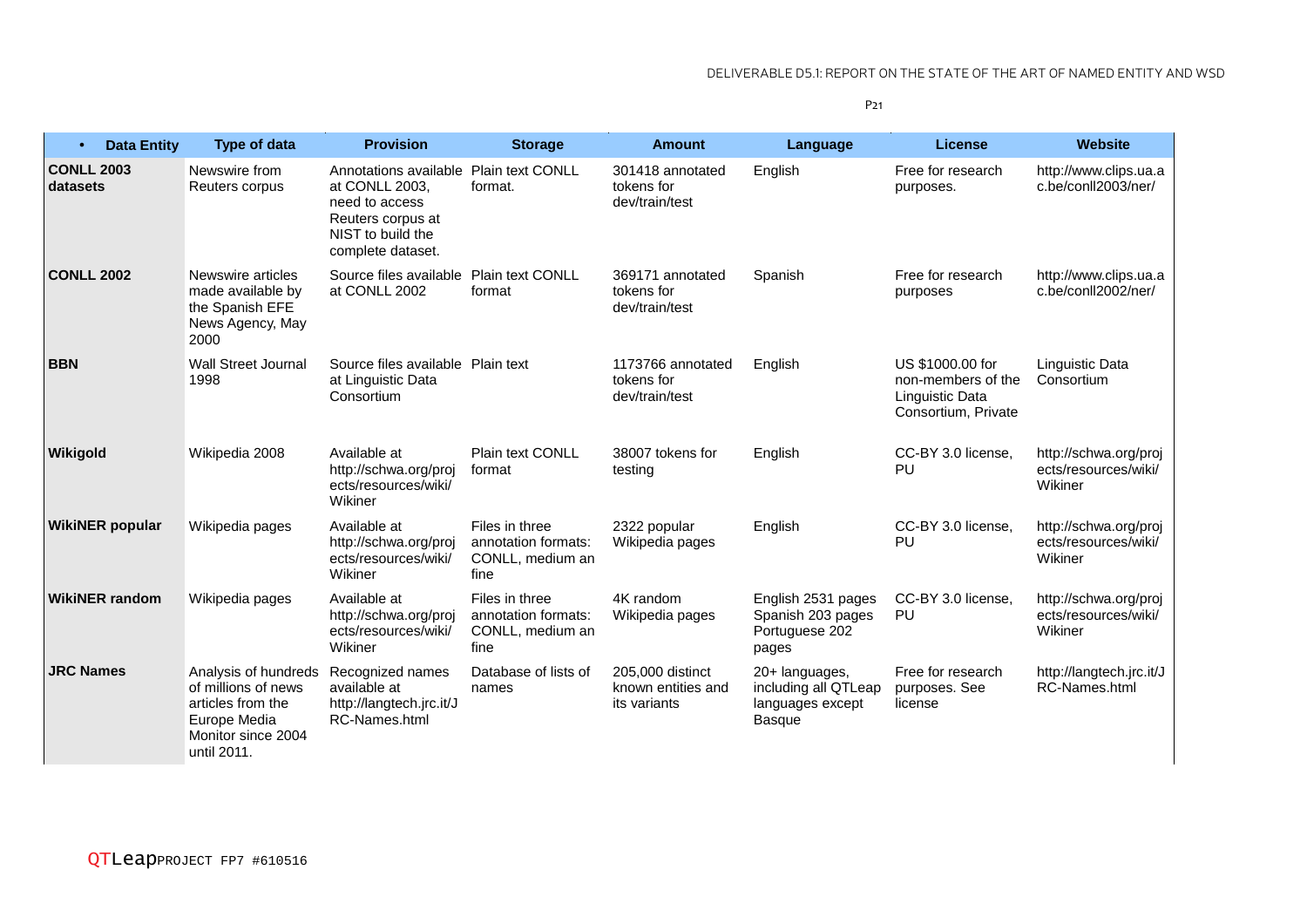| • Data Entity | Type of data | Provision | Storage | Amount | Language | License | Website |
|---|---|---|---|---|---|---|---|
| **CONLL 2003 datasets** | Newswire from Reuters corpus | Annotations available at CONLL 2003, need to access Reuters corpus at NIST to build the complete dataset. | Plain text CONLL format. | 301418 annotated tokens for dev/train/test | English | Free for research purposes. | http://www.clips.ua.ac.be/conll2003/ner/ |
| **CONLL 2002** | Newswire articles made available by the Spanish EFE News Agency, May 2000 | Source files available at CONLL 2002 | Plain text CONLL format | 369171 annotated tokens for dev/train/test | Spanish | Free for research purposes | http://www.clips.ua.ac.be/conll2002/ner/ |
| **BBN** | Wall Street Journal 1998 | Source files available at Linguistic Data Consortium | Plain text | 1173766 annotated tokens for dev/train/test | English | US $1000.00 for non-members of the Linguistic Data Consortium, Private | Linguistic Data Consortium |
| **Wikigold** | Wikipedia 2008 | Available at http://schwa.org/projects/resources/wiki/Wikiner | Plain text CONLL format | 38007 tokens for testing | English | CC-BY 3.0 license, PU | http://schwa.org/projects/resources/wiki/Wikiner |
| **WikiNER popular** | Wikipedia pages | Available at http://schwa.org/projects/resources/wiki/Wikiner | Files in three annotation formats: CONLL, medium an fine | 2322 popular Wikipedia pages | English | CC-BY 3.0 license, PU | http://schwa.org/projects/resources/wiki/Wikiner |
| **WikiNER random** | Wikipedia pages | Available at http://schwa.org/projects/resources/wiki/Wikiner | Files in three annotation formats: CONLL, medium an fine | 4K random Wikipedia pages | English 2531 pages Spanish 203 pages Portuguese 202 pages | CC-BY 3.0 license, PU | http://schwa.org/projects/resources/wiki/Wikiner |
| **JRC Names** | Analysis of hundreds of millions of news articles from the Europe Media Monitor since 2004 until 2011. | Recognized names available at http://langtech.jrc.it/JRC-Names.html | Database of lists of names | 205,000 distinct known entities and its variants | 20+ languages, including all QTLeap languages except Basque | Free for research purposes. See license | http://langtech.jrc.it/JRC-Names.html |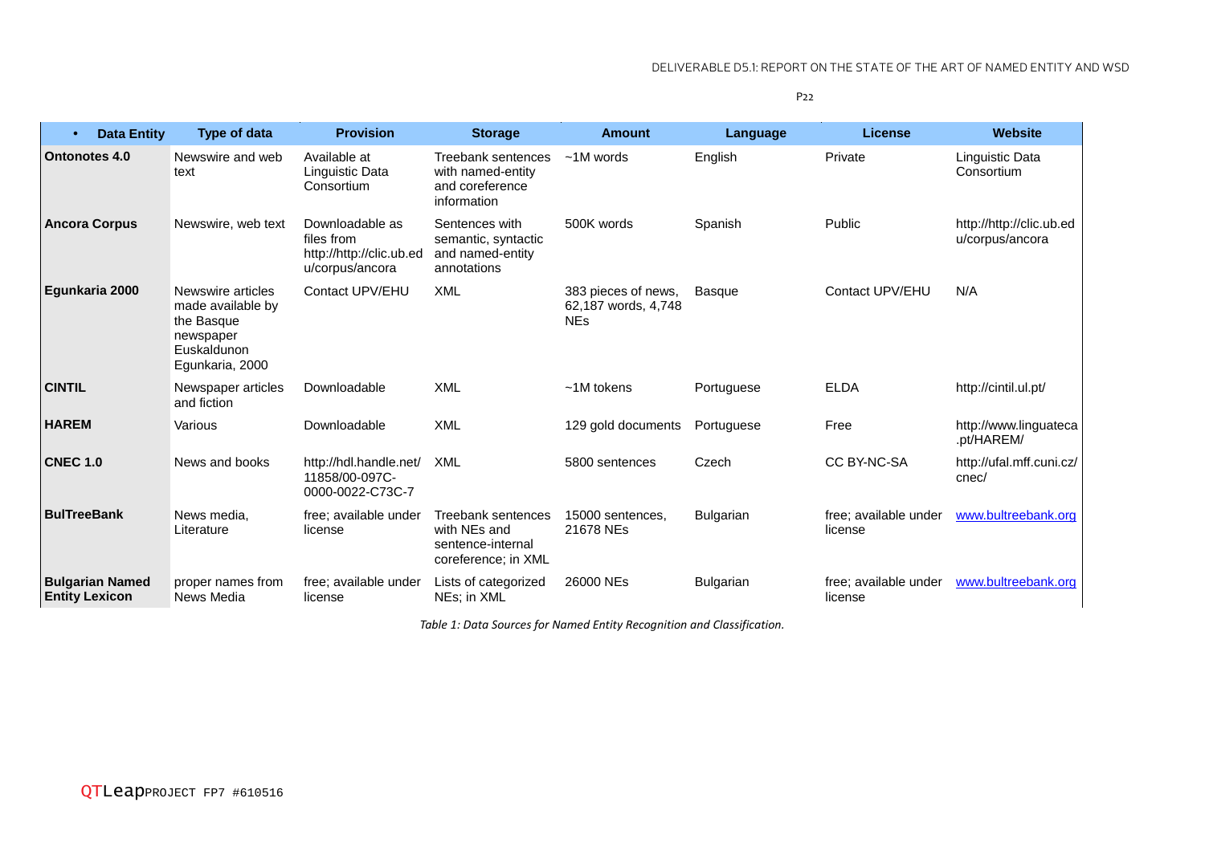| Data Entity | Type of data | Provision | Storage | Amount | Language | License | Website |
|---|---|---|---|---|---|---|---|
| **Ontonotes 4.0** | Newswire and web text | Available at Linguistic Data Consortium | Treebank sentences with named-entity and coreference information | ~1M words | English | Private | Linguistic Data Consortium |
| **Ancora Corpus** | Newswire, web text | Downloadable as files from http://http://clic.ub.edu/corpus/ancora | Sentences with semantic, syntactic and named-entity annotations | 500K words | Spanish | Public | http://http://clic.ub.edu/corpus/ancora |
| **Egunkaria 2000** | Newswire articles made available by the Basque newspaper Euskaldunon Egunkaria, 2000 | Contact UPV/EHU | XML | 383 pieces of news, 62,187 words, 4,748 NEs | Basque | Contact UPV/EHU | N/A |
| **CINTIL** | Newspaper articles and fiction | Downloadable | XML | ~1M tokens | Portuguese | ELDA | http://cintil.ul.pt/ |
| **HAREM** | Various | Downloadable | XML | 129 gold documents | Portuguese | Free | http://www.linguateca.pt/HAREM/ |
| **CNEC 1.0** | News and books | http://hdl.handle.net/11858/00-097C-0000-0022-C73C-7 | XML | 5800 sentences | Czech | CC BY-NC-SA | http://ufal.mff.cuni.cz/cnec/ |
| **BulTreeBank** | News media, Literature | free; available under license | Treebank sentences with NEs and sentence-internal coreference; in XML | 15000 sentences, 21678 NEs | Bulgarian | free; available under license | www.bultreebank.org |
| **Bulgarian Named Entity Lexicon** | proper names from News Media | free; available under license | Lists of categorized NEs; in XML | 26000 NEs | Bulgarian | free; available under license | www.bultreebank.org |

*Table 1: Data Sources for Named Entity Recognition and Classification.*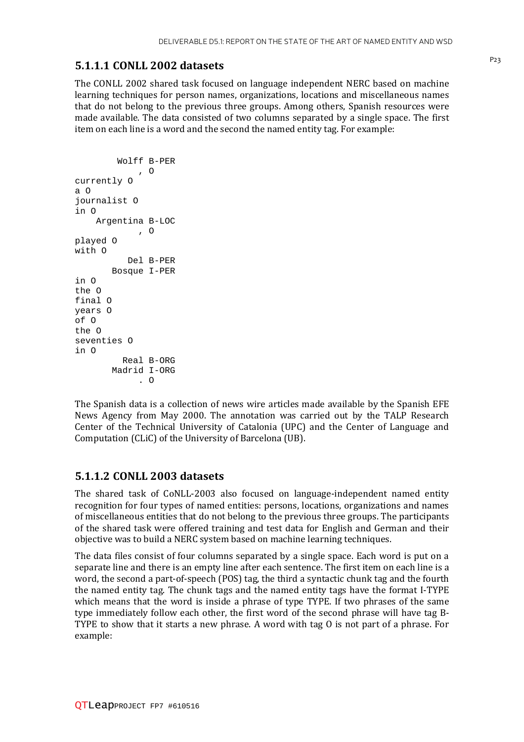### 5.1.1.1 CONLL 2002 datasets

The CONLL 2002 shared task focused on language independent NERC based on machine learning techniques for person names, organizations, locations and miscellaneous names that do not belong to the previous three groups. Among others, Spanish resources were made available. The data consisted of two columns separated by a single space. The first item on each line is a word and the second the named entity tag. For example:

```
        Wolff B-PER
            , O
currently O
a O
journalist O
in O
    Argentina B-LOC
            , O
played O
with O
          Del B-PER
       Bosque I-PER
in O
the O
final O
years O
of O
the O
seventies O
in O
         Real B-ORG
       Madrid I-ORG
            . O
```

The Spanish data is a collection of news wire articles made available by the Spanish EFE News Agency from May 2000. The annotation was carried out by the TALP Research Center of the Technical University of Catalonia (UPC) and the Center of Language and Computation (CLiC) of the University of Barcelona (UB).

### 5.1.1.2 CONLL 2003 datasets

The shared task of CoNLL-2003 also focused on language-independent named entity recognition for four types of named entities: persons, locations, organizations and names of miscellaneous entities that do not belong to the previous three groups. The participants of the shared task were offered training and test data for English and German and their objective was to build a NERC system based on machine learning techniques.

The data files consist of four columns separated by a single space. Each word is put on a separate line and there is an empty line after each sentence. The first item on each line is a word, the second a part-of-speech (POS) tag, the third a syntactic chunk tag and the fourth the named entity tag. The chunk tags and the named entity tags have the format I-TYPE which means that the word is inside a phrase of type TYPE. If two phrases of the same type immediately follow each other, the first word of the second phrase will have tag B-TYPE to show that it starts a new phrase. A word with tag O is not part of a phrase. For example: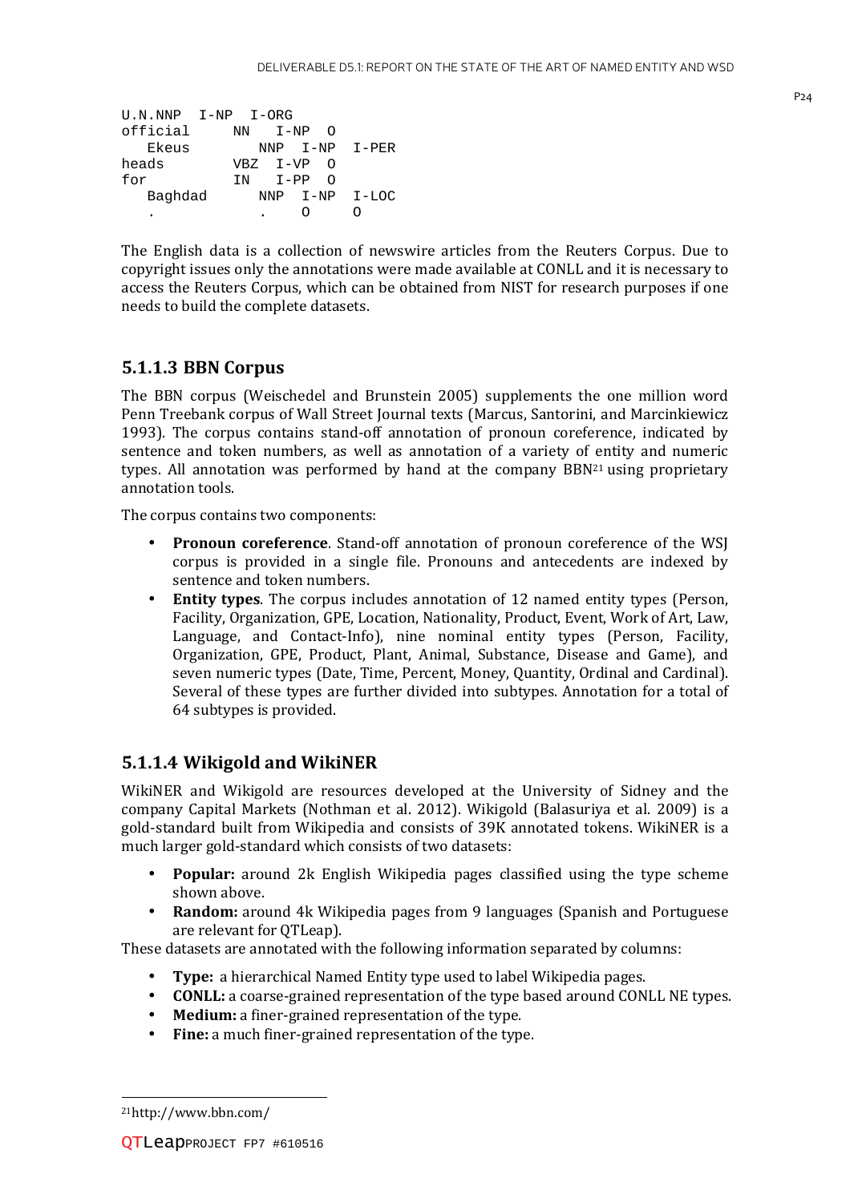```
U.N.NNP  I-NP  I-ORG
official     NN   I-NP  O
   Ekeus        NNP  I-NP  I-PER
heads        VBZ  I-VP  O
for          IN   I-PP  O
   Baghdad      NNP  I-NP  I-LOC
   .            .    O     O
```

The English data is a collection of newswire articles from the Reuters Corpus. Due to copyright issues only the annotations were made available at CONLL and it is necessary to access the Reuters Corpus, which can be obtained from NIST for research purposes if one needs to build the complete datasets.

### 5.1.1.3 BBN Corpus

The BBN corpus (Weischedel and Brunstein 2005) supplements the one million word Penn Treebank corpus of Wall Street Journal texts (Marcus, Santorini, and Marcinkiewicz 1993). The corpus contains stand-off annotation of pronoun coreference, indicated by sentence and token numbers, as well as annotation of a variety of entity and numeric types. All annotation was performed by hand at the company BBN[21] using proprietary annotation tools.

The corpus contains two components:

- **Pronoun coreference**. Stand-off annotation of pronoun coreference of the WSJ corpus is provided in a single file. Pronouns and antecedents are indexed by sentence and token numbers.
- **Entity types**. The corpus includes annotation of 12 named entity types (Person, Facility, Organization, GPE, Location, Nationality, Product, Event, Work of Art, Law, Language, and Contact-Info), nine nominal entity types (Person, Facility, Organization, GPE, Product, Plant, Animal, Substance, Disease and Game), and seven numeric types (Date, Time, Percent, Money, Quantity, Ordinal and Cardinal). Several of these types are further divided into subtypes. Annotation for a total of 64 subtypes is provided.

### 5.1.1.4 Wikigold and WikiNER

WikiNER and Wikigold are resources developed at the University of Sidney and the company Capital Markets (Nothman et al. 2012). Wikigold (Balasuriya et al. 2009) is a gold-standard built from Wikipedia and consists of 39K annotated tokens. WikiNER is a much larger gold-standard which consists of two datasets:

- **Popular:** around 2k English Wikipedia pages classified using the type scheme shown above.
- **Random:** around 4k Wikipedia pages from 9 languages (Spanish and Portuguese are relevant for QTLeap).

These datasets are annotated with the following information separated by columns:

- **Type:** a hierarchical Named Entity type used to label Wikipedia pages.
- **CONLL:** a coarse-grained representation of the type based around CONLL NE types.
- **Medium:** a finer-grained representation of the type.
- **Fine:** a much finer-grained representation of the type.

[21] http://www.bbn.com/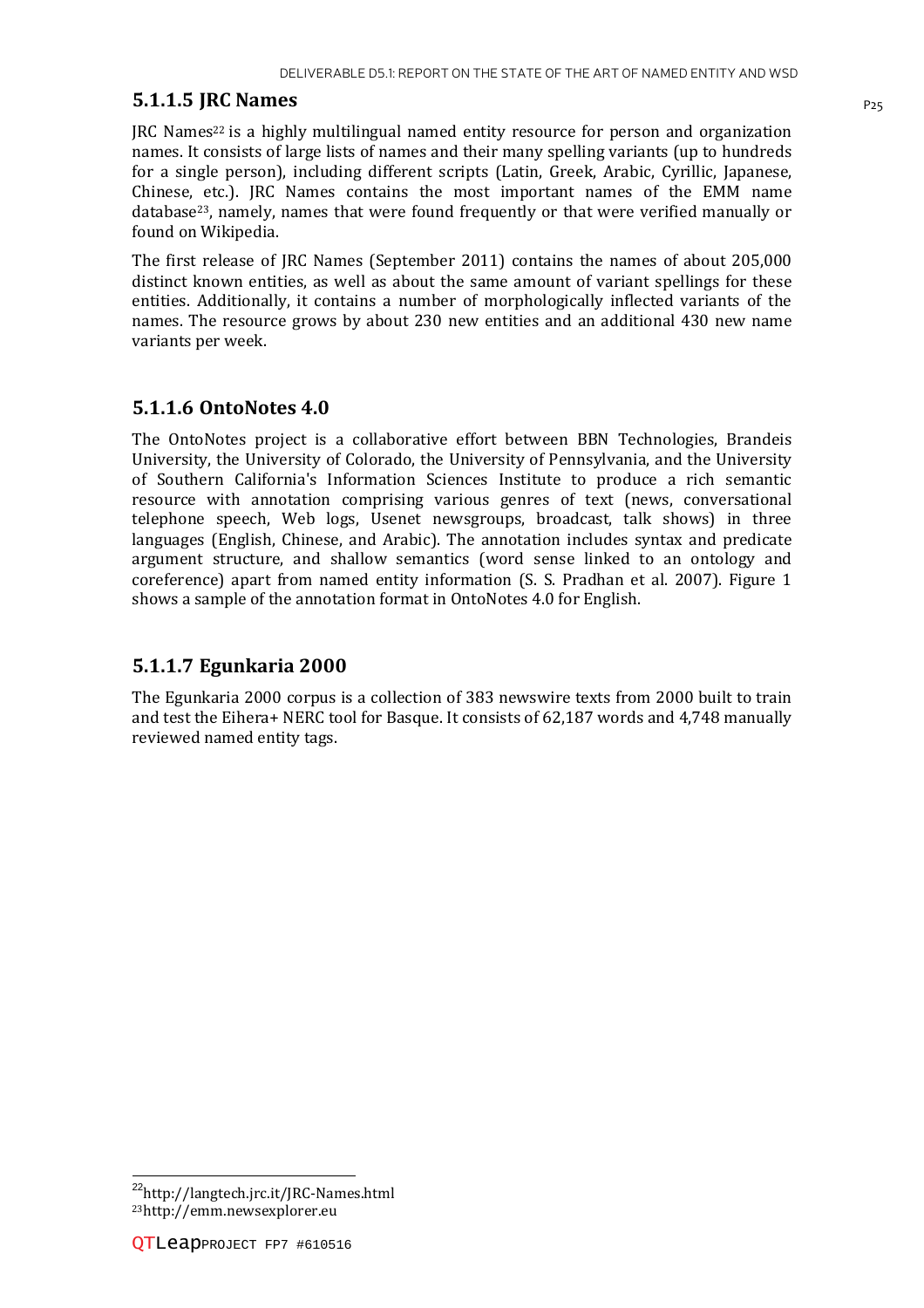### 5.1.1.5 JRC Names

JRC Names[22] is a highly multilingual named entity resource for person and organization names. It consists of large lists of names and their many spelling variants (up to hundreds for a single person), including different scripts (Latin, Greek, Arabic, Cyrillic, Japanese, Chinese, etc.). JRC Names contains the most important names of the EMM name database[23], namely, names that were found frequently or that were verified manually or found on Wikipedia.

The first release of JRC Names (September 2011) contains the names of about 205,000 distinct known entities, as well as about the same amount of variant spellings for these entities. Additionally, it contains a number of morphologically inflected variants of the names. The resource grows by about 230 new entities and an additional 430 new name variants per week.

### 5.1.1.6 OntoNotes 4.0

The OntoNotes project is a collaborative effort between BBN Technologies, Brandeis University, the University of Colorado, the University of Pennsylvania, and the University of Southern California's Information Sciences Institute to produce a rich semantic resource with annotation comprising various genres of text (news, conversational telephone speech, Web logs, Usenet newsgroups, broadcast, talk shows) in three languages (English, Chinese, and Arabic). The annotation includes syntax and predicate argument structure, and shallow semantics (word sense linked to an ontology and coreference) apart from named entity information (S. S. Pradhan et al. 2007). Figure 1 shows a sample of the annotation format in OntoNotes 4.0 for English.

### 5.1.1.7 Egunkaria 2000

The Egunkaria 2000 corpus is a collection of 383 newswire texts from 2000 built to train and test the Eihera+ NERC tool for Basque. It consists of 62,187 words and 4,748 manually reviewed named entity tags.

---

[22] http://langtech.jrc.it/JRC-Names.html

[23] http://emm.newsexplorer.eu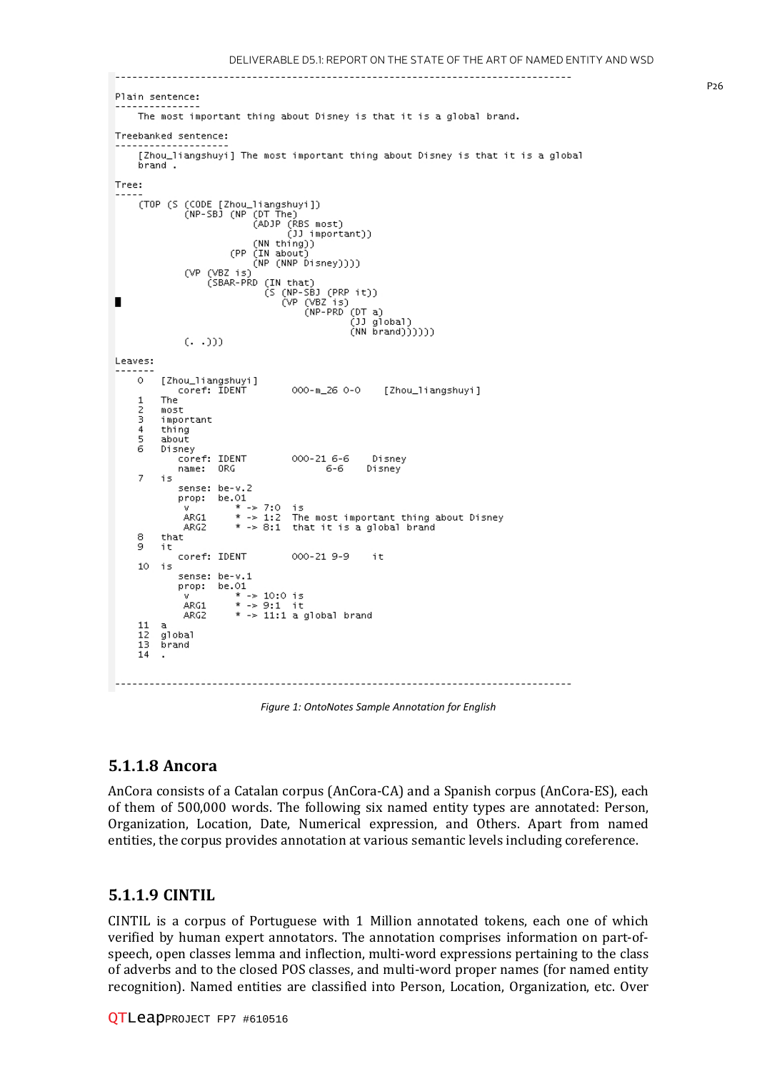```
------------------------------------------------------------------------------
Plain sentence:
---------------
    The most important thing about Disney is that it is a global brand.

Treebanked sentence:
--------------------
    [Zhou_liangshuyi] The most important thing about Disney is that it is a global
    brand .

Tree:
-----
    (TOP (S (CODE [Zhou_liangshuyi])
            (NP-SBJ (NP (DT The)
                        (ADJP (RBS most)
                              (JJ important))
                        (NN thing))
                    (PP (IN about)
                        (NP (NNP Disney))))
            (VP (VBZ is)
                (SBAR-PRD (IN that)
                          (S (NP-SBJ (PRP it))
                             (VP (VBZ is)
                                 (NP-PRD (DT a)
                                         (JJ global)
                                         (NN brand))))))
            (. .)))

Leaves:
-------
    0   [Zhou_liangshuyi]
           coref: IDENT        000-m_26 0-0    [Zhou_liangshuyi]
    1   The
    2   most
    3   important
    4   thing
    5   about
    6   Disney
           coref: IDENT        000-21 6-6    Disney
           name:  ORG                 6-6    Disney
    7   is
           sense: be-v.2
           prop:  be.01
            v         * -> 7:0  is
            ARG1      * -> 1:2  The most important thing about Disney
            ARG2      * -> 8:1  that it is a global brand
    8   that
    9   it
           coref: IDENT        000-21 9-9    it
    10  is
           sense: be-v.1
           prop:  be.01
            v         * -> 10:0 is
            ARG1      * -> 9:1  it
            ARG2      * -> 11:1 a global brand
    11  a
    12  global
    13  brand
    14  .

------------------------------------------------------------------------------
```

*Figure 1: OntoNotes Sample Annotation for English*

### 5.1.1.8 Ancora

AnCora consists of a Catalan corpus (AnCora-CA) and a Spanish corpus (AnCora-ES), each of them of 500,000 words. The following six named entity types are annotated: Person, Organization, Location, Date, Numerical expression, and Others. Apart from named entities, the corpus provides annotation at various semantic levels including coreference.

### 5.1.1.9 CINTIL

CINTIL is a corpus of Portuguese with 1 Million annotated tokens, each one of which verified by human expert annotators. The annotation comprises information on part-of-speech, open classes lemma and inflection, multi-word expressions pertaining to the class of adverbs and to the closed POS classes, and multi-word proper names (for named entity recognition). Named entities are classified into Person, Location, Organization, etc. Over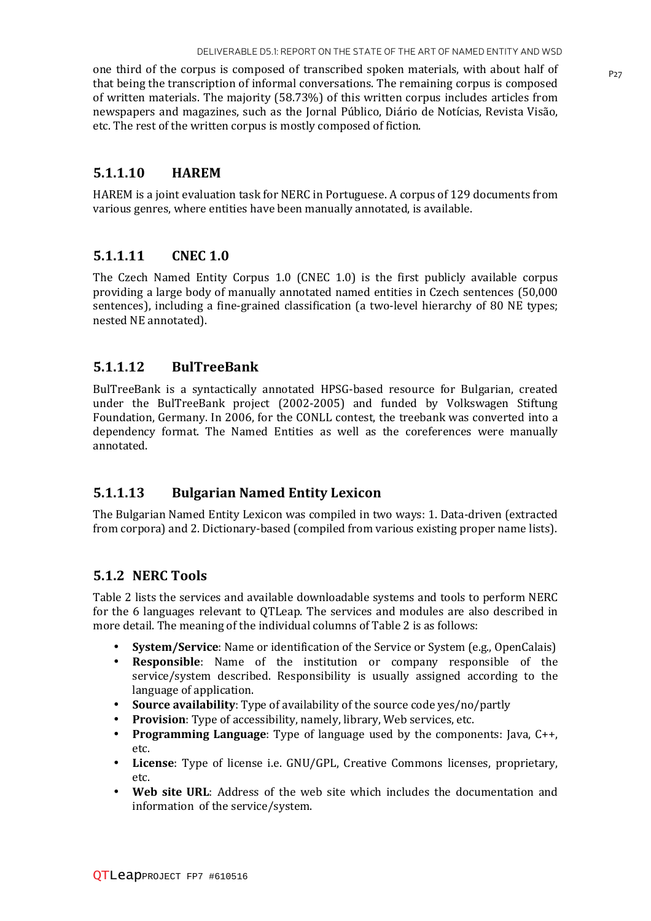one third of the corpus is composed of transcribed spoken materials, with about half of that being the transcription of informal conversations. The remaining corpus is composed of written materials. The majority (58.73%) of this written corpus includes articles from newspapers and magazines, such as the Jornal Público, Diário de Notícias, Revista Visão, etc. The rest of the written corpus is mostly composed of fiction.

#### 5.1.1.10 HAREM

HAREM is a joint evaluation task for NERC in Portuguese. A corpus of 129 documents from various genres, where entities have been manually annotated, is available.

#### 5.1.1.11 CNEC 1.0

The Czech Named Entity Corpus 1.0 (CNEC 1.0) is the first publicly available corpus providing a large body of manually annotated named entities in Czech sentences (50,000 sentences), including a fine-grained classification (a two-level hierarchy of 80 NE types; nested NE annotated).

#### 5.1.1.12 BulTreeBank

BulTreeBank is a syntactically annotated HPSG-based resource for Bulgarian, created under the BulTreeBank project (2002-2005) and funded by Volkswagen Stiftung Foundation, Germany. In 2006, for the CONLL contest, the treebank was converted into a dependency format. The Named Entities as well as the coreferences were manually annotated.

#### 5.1.1.13 Bulgarian Named Entity Lexicon

The Bulgarian Named Entity Lexicon was compiled in two ways: 1. Data-driven (extracted from corpora) and 2. Dictionary-based (compiled from various existing proper name lists).

### 5.1.2 NERC Tools

Table 2 lists the services and available downloadable systems and tools to perform NERC for the 6 languages relevant to QTLeap. The services and modules are also described in more detail. The meaning of the individual columns of Table 2 is as follows:

- **System/Service**: Name or identification of the Service or System (e.g., OpenCalais)
- **Responsible**: Name of the institution or company responsible of the service/system described. Responsibility is usually assigned according to the language of application.
- **Source availability**: Type of availability of the source code yes/no/partly
- **Provision**: Type of accessibility, namely, library, Web services, etc.
- **Programming Language**: Type of language used by the components: Java, C++, etc.
- **License**: Type of license i.e. GNU/GPL, Creative Commons licenses, proprietary, etc.
- **Web site URL**: Address of the web site which includes the documentation and information of the service/system.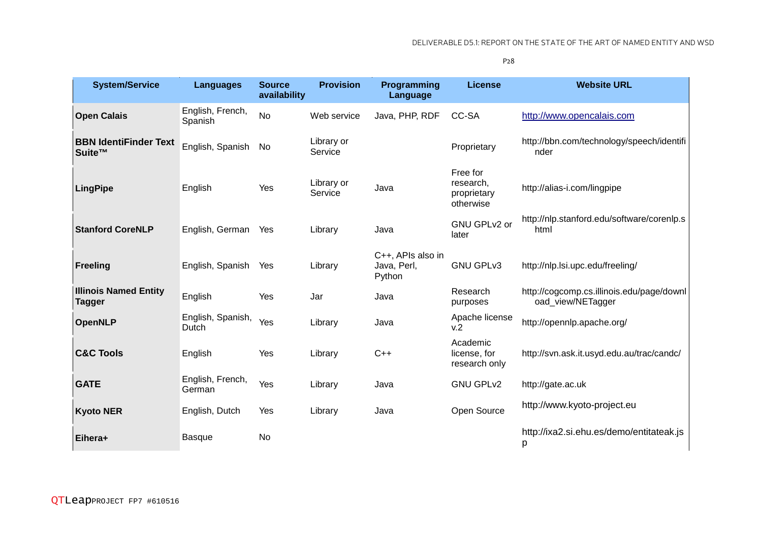| System/Service | Languages | Source availability | Provision | Programming Language | License | Website URL |
|---|---|---|---|---|---|---|
| **Open Calais** | English, French, Spanish | No | Web service | Java, PHP, RDF | CC-SA | http://www.opencalais.com |
| **BBN IdentiFinder Text Suite™** | English, Spanish | No | Library or Service | | Proprietary | http://bbn.com/technology/speech/identifinder |
| **LingPipe** | English | Yes | Library or Service | Java | Free for research, proprietary otherwise | http://alias-i.com/lingpipe |
| **Stanford CoreNLP** | English, German | Yes | Library | Java | GNU GPLv2 or later | http://nlp.stanford.edu/software/corenlp.shtml |
| **Freeling** | English, Spanish | Yes | Library | C++, APIs also in Java, Perl, Python | GNU GPLv3 | http://nlp.lsi.upc.edu/freeling/ |
| **Illinois Named Entity Tagger** | English | Yes | Jar | Java | Research purposes | http://cogcomp.cs.illinois.edu/page/download_view/NETagger |
| **OpenNLP** | English, Spanish, Dutch | Yes | Library | Java | Apache license v.2 | http://opennlp.apache.org/ |
| **C&C Tools** | English | Yes | Library | C++ | Academic license, for research only | http://svn.ask.it.usyd.edu.au/trac/candc/ |
| **GATE** | English, French, German | Yes | Library | Java | GNU GPLv2 | http://gate.ac.uk |
| **Kyoto NER** | English, Dutch | Yes | Library | Java | Open Source | http://www.kyoto-project.eu |
| **Eihera+** | Basque | No | | | | http://ixa2.si.ehu.es/demo/entitateak.jsp |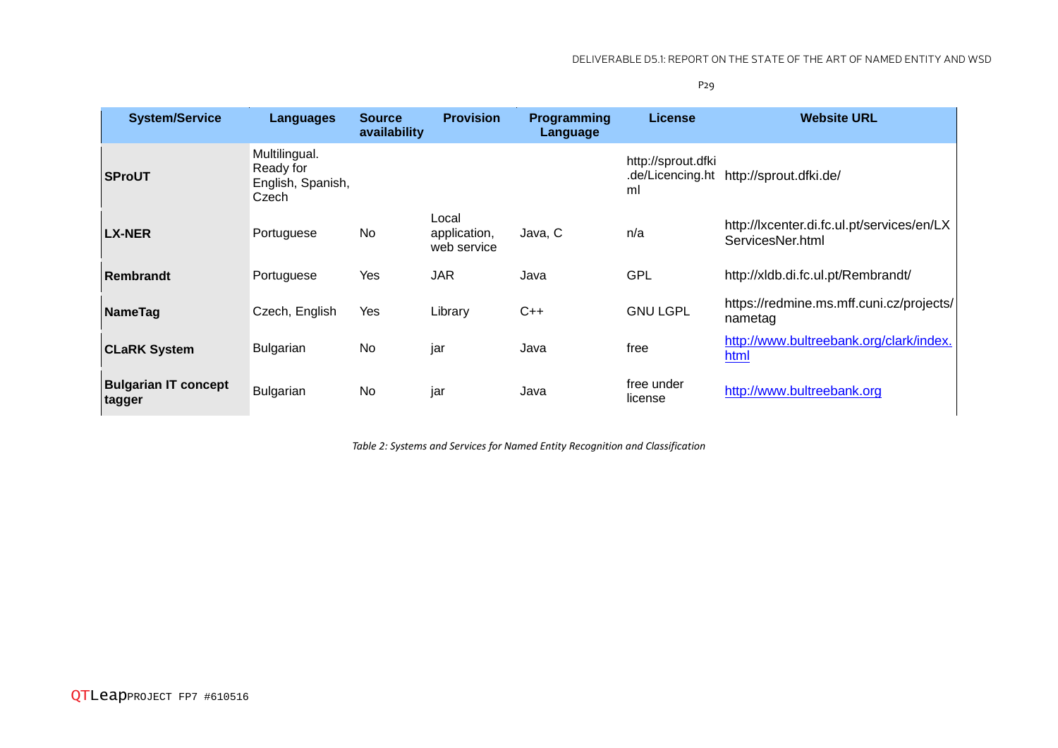| System/Service | Languages | Source availability | Provision | Programming Language | License | Website URL |
|---|---|---|---|---|---|---|
| **SProUT** | Multilingual. Ready for English, Spanish, Czech | | | | http://sprout.dfki.de/Licencing.html | http://sprout.dfki.de/ |
| **LX-NER** | Portuguese | No | Local application, web service | Java, C | n/a | http://lxcenter.di.fc.ul.pt/services/en/LXServicesNer.html |
| **Rembrandt** | Portuguese | Yes | JAR | Java | GPL | http://xldb.di.fc.ul.pt/Rembrandt/ |
| **NameTag** | Czech, English | Yes | Library | C++ | GNU LGPL | https://redmine.ms.mff.cuni.cz/projects/nametag |
| **CLaRK System** | Bulgarian | No | jar | Java | free | http://www.bultreebank.org/clark/index.html |
| **Bulgarian IT concept tagger** | Bulgarian | No | jar | Java | free under license | http://www.bultreebank.org |

*Table 2: Systems and Services for Named Entity Recognition and Classification*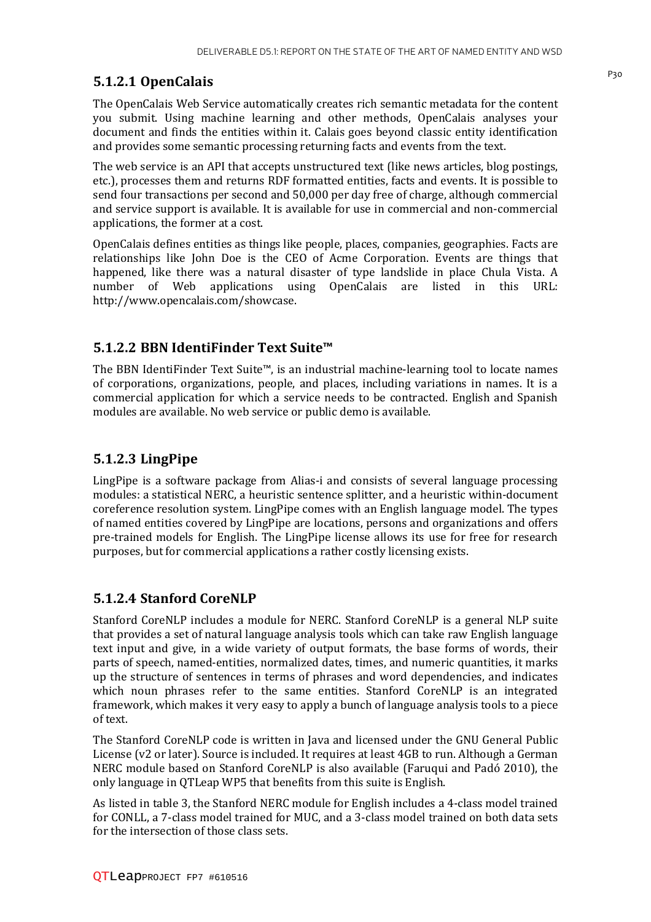#### 5.1.2.1 OpenCalais

The OpenCalais Web Service automatically creates rich semantic metadata for the content you submit. Using machine learning and other methods, OpenCalais analyses your document and finds the entities within it. Calais goes beyond classic entity identification and provides some semantic processing returning facts and events from the text.

The web service is an API that accepts unstructured text (like news articles, blog postings, etc.), processes them and returns RDF formatted entities, facts and events. It is possible to send four transactions per second and 50,000 per day free of charge, although commercial and service support is available. It is available for use in commercial and non-commercial applications, the former at a cost.

OpenCalais defines entities as things like people, places, companies, geographies. Facts are relationships like John Doe is the CEO of Acme Corporation. Events are things that happened, like there was a natural disaster of type landslide in place Chula Vista. A number of Web applications using OpenCalais are listed in this URL: http://www.opencalais.com/showcase.

#### 5.1.2.2 BBN IdentiFinder Text Suite™

The BBN IdentiFinder Text Suite™, is an industrial machine-learning tool to locate names of corporations, organizations, people, and places, including variations in names. It is a commercial application for which a service needs to be contracted. English and Spanish modules are available. No web service or public demo is available.

#### 5.1.2.3 LingPipe

LingPipe is a software package from Alias-i and consists of several language processing modules: a statistical NERC, a heuristic sentence splitter, and a heuristic within-document coreference resolution system. LingPipe comes with an English language model. The types of named entities covered by LingPipe are locations, persons and organizations and offers pre-trained models for English. The LingPipe license allows its use for free for research purposes, but for commercial applications a rather costly licensing exists.

#### 5.1.2.4 Stanford CoreNLP

Stanford CoreNLP includes a module for NERC. Stanford CoreNLP is a general NLP suite that provides a set of natural language analysis tools which can take raw English language text input and give, in a wide variety of output formats, the base forms of words, their parts of speech, named-entities, normalized dates, times, and numeric quantities, it marks up the structure of sentences in terms of phrases and word dependencies, and indicates which noun phrases refer to the same entities. Stanford CoreNLP is an integrated framework, which makes it very easy to apply a bunch of language analysis tools to a piece of text.

The Stanford CoreNLP code is written in Java and licensed under the GNU General Public License (v2 or later). Source is included. It requires at least 4GB to run. Although a German NERC module based on Stanford CoreNLP is also available (Faruqui and Padó 2010), the only language in QTLeap WP5 that benefits from this suite is English.

As listed in table 3, the Stanford NERC module for English includes a 4-class model trained for CONLL, a 7-class model trained for MUC, and a 3-class model trained on both data sets for the intersection of those class sets.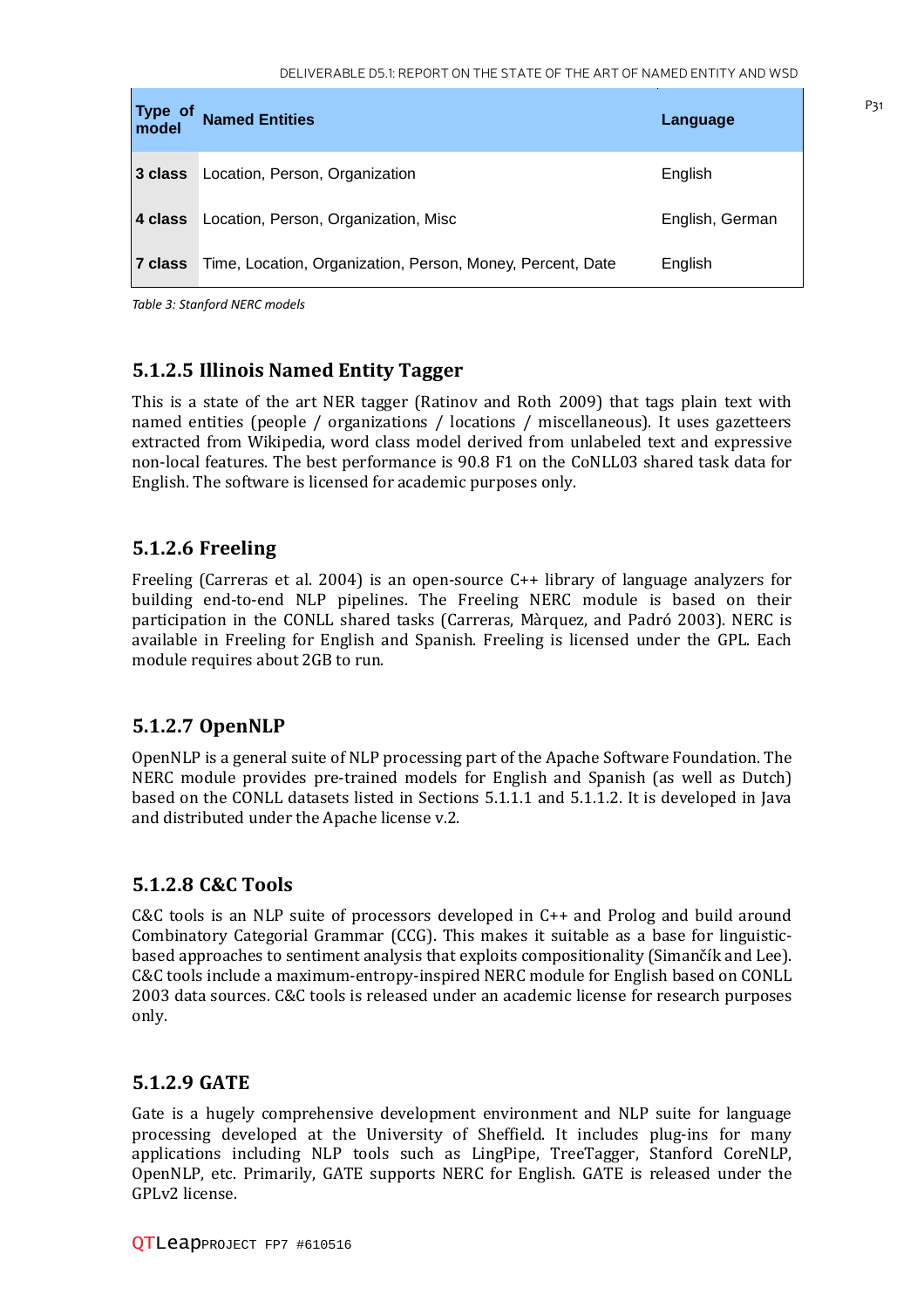| Type of model | Named Entities | Language |
|---|---|---|
| **3 class** | Location, Person, Organization | English |
| **4 class** | Location, Person, Organization, Misc | English, German |
| **7 class** | Time, Location, Organization, Person, Money, Percent, Date | English |

*Table 3: Stanford NERC models*

#### 5.1.2.5 Illinois Named Entity Tagger

This is a state of the art NER tagger (Ratinov and Roth 2009) that tags plain text with named entities (people / organizations / locations / miscellaneous). It uses gazetteers extracted from Wikipedia, word class model derived from unlabeled text and expressive non-local features. The best performance is 90.8 F1 on the CoNLL03 shared task data for English. The software is licensed for academic purposes only.

#### 5.1.2.6 Freeling

Freeling (Carreras et al. 2004) is an open-source C++ library of language analyzers for building end-to-end NLP pipelines. The Freeling NERC module is based on their participation in the CONLL shared tasks (Carreras, Màrquez, and Padró 2003). NERC is available in Freeling for English and Spanish. Freeling is licensed under the GPL. Each module requires about 2GB to run.

#### 5.1.2.7 OpenNLP

OpenNLP is a general suite of NLP processing part of the Apache Software Foundation. The NERC module provides pre-trained models for English and Spanish (as well as Dutch) based on the CONLL datasets listed in Sections 5.1.1.1 and 5.1.1.2. It is developed in Java and distributed under the Apache license v.2.

#### 5.1.2.8 C&C Tools

C&C tools is an NLP suite of processors developed in C++ and Prolog and build around Combinatory Categorial Grammar (CCG). This makes it suitable as a base for linguistic-based approaches to sentiment analysis that exploits compositionality (Simančík and Lee). C&C tools include a maximum-entropy-inspired NERC module for English based on CONLL 2003 data sources. C&C tools is released under an academic license for research purposes only.

#### 5.1.2.9 GATE

Gate is a hugely comprehensive development environment and NLP suite for language processing developed at the University of Sheffield. It includes plug-ins for many applications including NLP tools such as LingPipe, TreeTagger, Stanford CoreNLP, OpenNLP, etc. Primarily, GATE supports NERC for English. GATE is released under the GPLv2 license.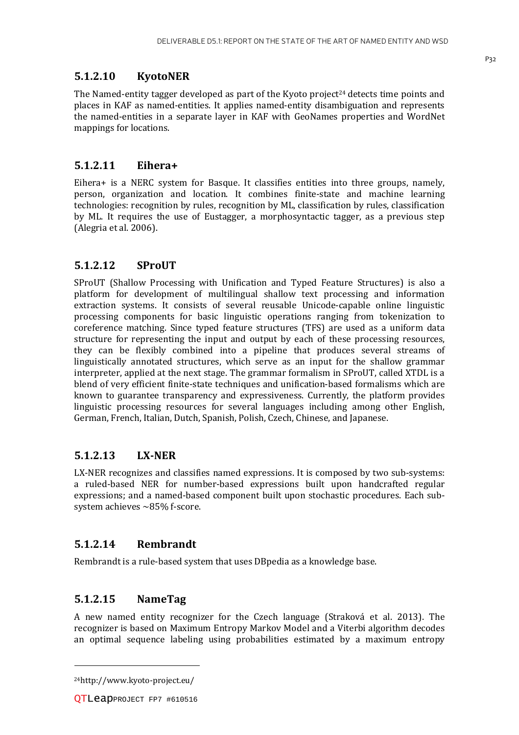#### 5.1.2.10 KyotoNER

The Named-entity tagger developed as part of the Kyoto project[24] detects time points and places in KAF as named-entities. It applies named-entity disambiguation and represents the named-entities in a separate layer in KAF with GeoNames properties and WordNet mappings for locations.

#### 5.1.2.11 Eihera+

Eihera+ is a NERC system for Basque. It classifies entities into three groups, namely, person, organization and location. It combines finite-state and machine learning technologies: recognition by rules, recognition by ML, classification by rules, classification by ML. It requires the use of Eustagger, a morphosyntactic tagger, as a previous step (Alegria et al. 2006).

#### 5.1.2.12 SProUT

SProUT (Shallow Processing with Unification and Typed Feature Structures) is also a platform for development of multilingual shallow text processing and information extraction systems. It consists of several reusable Unicode-capable online linguistic processing components for basic linguistic operations ranging from tokenization to coreference matching. Since typed feature structures (TFS) are used as a uniform data structure for representing the input and output by each of these processing resources, they can be flexibly combined into a pipeline that produces several streams of linguistically annotated structures, which serve as an input for the shallow grammar interpreter, applied at the next stage. The grammar formalism in SProUT, called XTDL is a blend of very efficient finite-state techniques and unification-based formalisms which are known to guarantee transparency and expressiveness. Currently, the platform provides linguistic processing resources for several languages including among other English, German, French, Italian, Dutch, Spanish, Polish, Czech, Chinese, and Japanese.

#### 5.1.2.13 LX-NER

LX-NER recognizes and classifies named expressions. It is composed by two sub-systems: a ruled-based NER for number-based expressions built upon handcrafted regular expressions; and a named-based component built upon stochastic procedures. Each sub-system achieves ~85% f-score.

#### 5.1.2.14 Rembrandt

Rembrandt is a rule-based system that uses DBpedia as a knowledge base.

#### 5.1.2.15 NameTag

A new named entity recognizer for the Czech language (Straková et al. 2013). The recognizer is based on Maximum Entropy Markov Model and a Viterbi algorithm decodes an optimal sequence labeling using probabilities estimated by a maximum entropy

---

[24] http://www.kyoto-project.eu/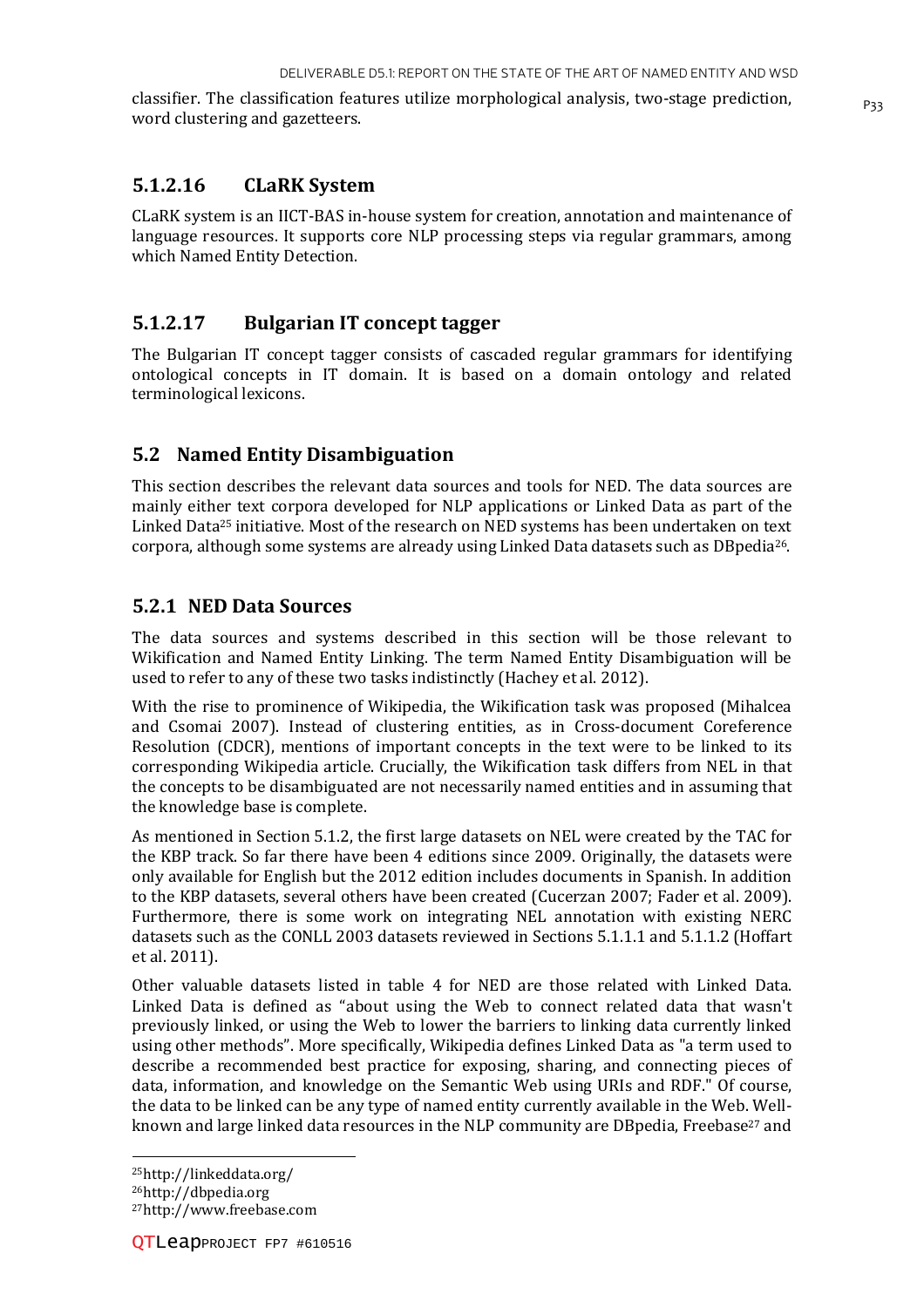classifier. The classification features utilize morphological analysis, two-stage prediction, word clustering and gazetteers.

#### 5.1.2.16 CLaRK System

CLaRK system is an IICT-BAS in-house system for creation, annotation and maintenance of language resources. It supports core NLP processing steps via regular grammars, among which Named Entity Detection.

#### 5.1.2.17 Bulgarian IT concept tagger

The Bulgarian IT concept tagger consists of cascaded regular grammars for identifying ontological concepts in IT domain. It is based on a domain ontology and related terminological lexicons.

## 5.2 Named Entity Disambiguation

This section describes the relevant data sources and tools for NED. The data sources are mainly either text corpora developed for NLP applications or Linked Data as part of the Linked Data[25] initiative. Most of the research on NED systems has been undertaken on text corpora, although some systems are already using Linked Data datasets such as DBpedia[26].

### 5.2.1 NED Data Sources

The data sources and systems described in this section will be those relevant to Wikification and Named Entity Linking. The term Named Entity Disambiguation will be used to refer to any of these two tasks indistinctly (Hachey et al. 2012).

With the rise to prominence of Wikipedia, the Wikification task was proposed (Mihalcea and Csomai 2007). Instead of clustering entities, as in Cross-document Coreference Resolution (CDCR), mentions of important concepts in the text were to be linked to its corresponding Wikipedia article. Crucially, the Wikification task differs from NEL in that the concepts to be disambiguated are not necessarily named entities and in assuming that the knowledge base is complete.

As mentioned in Section 5.1.2, the first large datasets on NEL were created by the TAC for the KBP track. So far there have been 4 editions since 2009. Originally, the datasets were only available for English but the 2012 edition includes documents in Spanish. In addition to the KBP datasets, several others have been created (Cucerzan 2007; Fader et al. 2009). Furthermore, there is some work on integrating NEL annotation with existing NERC datasets such as the CONLL 2003 datasets reviewed in Sections 5.1.1.1 and 5.1.1.2 (Hoffart et al. 2011).

Other valuable datasets listed in table 4 for NED are those related with Linked Data. Linked Data is defined as "about using the Web to connect related data that wasn't previously linked, or using the Web to lower the barriers to linking data currently linked using other methods". More specifically, Wikipedia defines Linked Data as "a term used to describe a recommended best practice for exposing, sharing, and connecting pieces of data, information, and knowledge on the Semantic Web using URIs and RDF." Of course, the data to be linked can be any type of named entity currently available in the Web. Well-known and large linked data resources in the NLP community are DBpedia, Freebase[27] and

[25] http://linkeddata.org/

[26] http://dbpedia.org

[27] http://www.freebase.com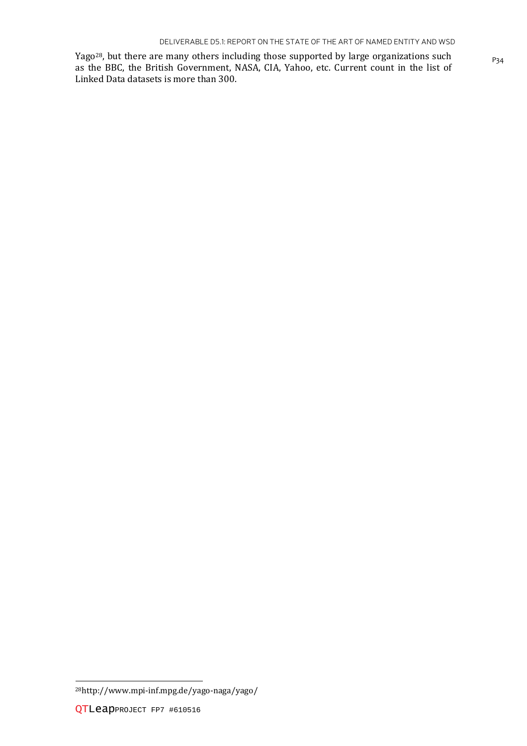Yago[28], but there are many others including those supported by large organizations such as the BBC, the British Government, NASA, CIA, Yahoo, etc. Current count in the list of Linked Data datasets is more than 300.

[28]http://www.mpi-inf.mpg.de/yago-naga/yago/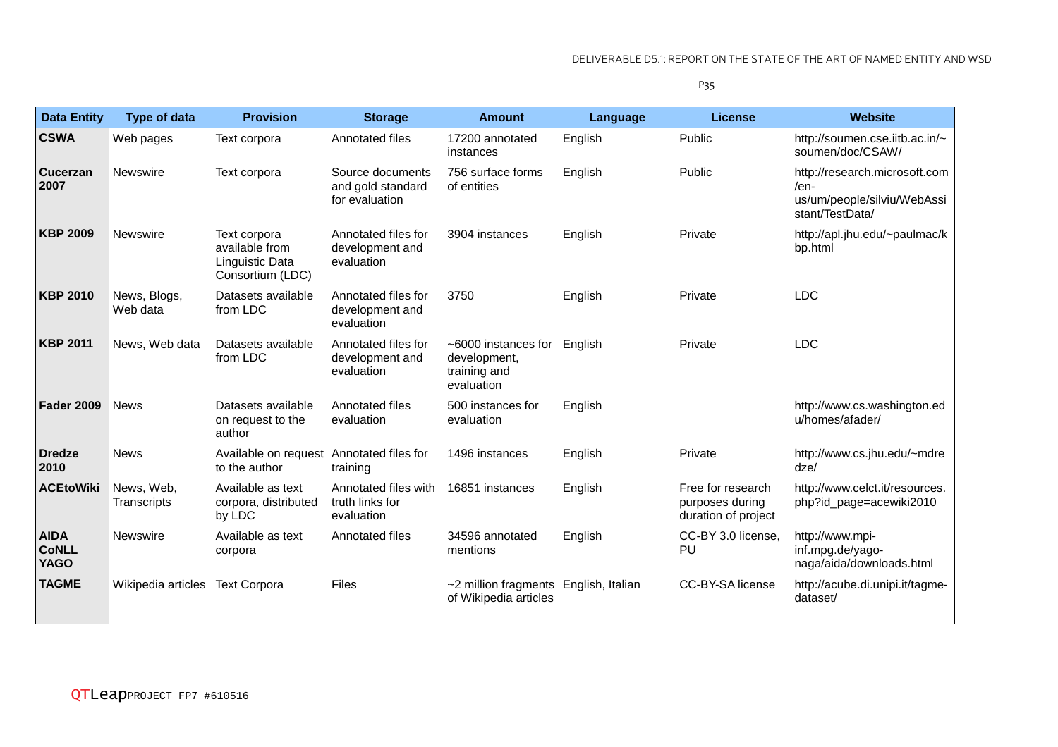| Data Entity | Type of data | Provision | Storage | Amount | Language | License | Website |
| --- | --- | --- | --- | --- | --- | --- | --- |
| **CSWA** | Web pages | Text corpora | Annotated files | 17200 annotated instances | English | Public | http://soumen.cse.iitb.ac.in/~soumen/doc/CSAW/ |
| **Cucerzan 2007** | Newswire | Text corpora | Source documents and gold standard for evaluation | 756 surface forms of entities | English | Public | http://research.microsoft.com/en-us/um/people/silviu/WebAssistant/TestData/ |
| **KBP 2009** | Newswire | Text corpora available from Linguistic Data Consortium (LDC) | Annotated files for development and evaluation | 3904 instances | English | Private | http://apl.jhu.edu/~paulmac/kbp.html |
| **KBP 2010** | News, Blogs, Web data | Datasets available from LDC | Annotated files for development and evaluation | 3750 | English | Private | LDC |
| **KBP 2011** | News, Web data | Datasets available from LDC | Annotated files for development and evaluation | ~6000 instances for development, training and evaluation | English | Private | LDC |
| **Fader 2009** | News | Datasets available on request to the author | Annotated files evaluation | 500 instances for evaluation | English | | http://www.cs.washington.edu/homes/afader/ |
| **Dredze 2010** | News | Available on request to the author | Annotated files for training | 1496 instances | English | Private | http://www.cs.jhu.edu/~mdredze/ |
| **ACEtoWiki** | News, Web, Transcripts | Available as text corpora, distributed by LDC | Annotated files with truth links for evaluation | 16851 instances | English | Free for research purposes during duration of project | http://www.celct.it/resources.php?id_page=acewiki2010 |
| **AIDA CoNLL YAGO** | Newswire | Available as text corpora | Annotated files | 34596 annotated mentions | English | CC-BY 3.0 license, PU | http://www.mpi-inf.mpg.de/yago-naga/aida/downloads.html |
| **TAGME** | Wikipedia articles | Text Corpora | Files | ~2 million fragments of Wikipedia articles | English, Italian | CC-BY-SA license | http://acube.di.unipi.it/tagme-dataset/ |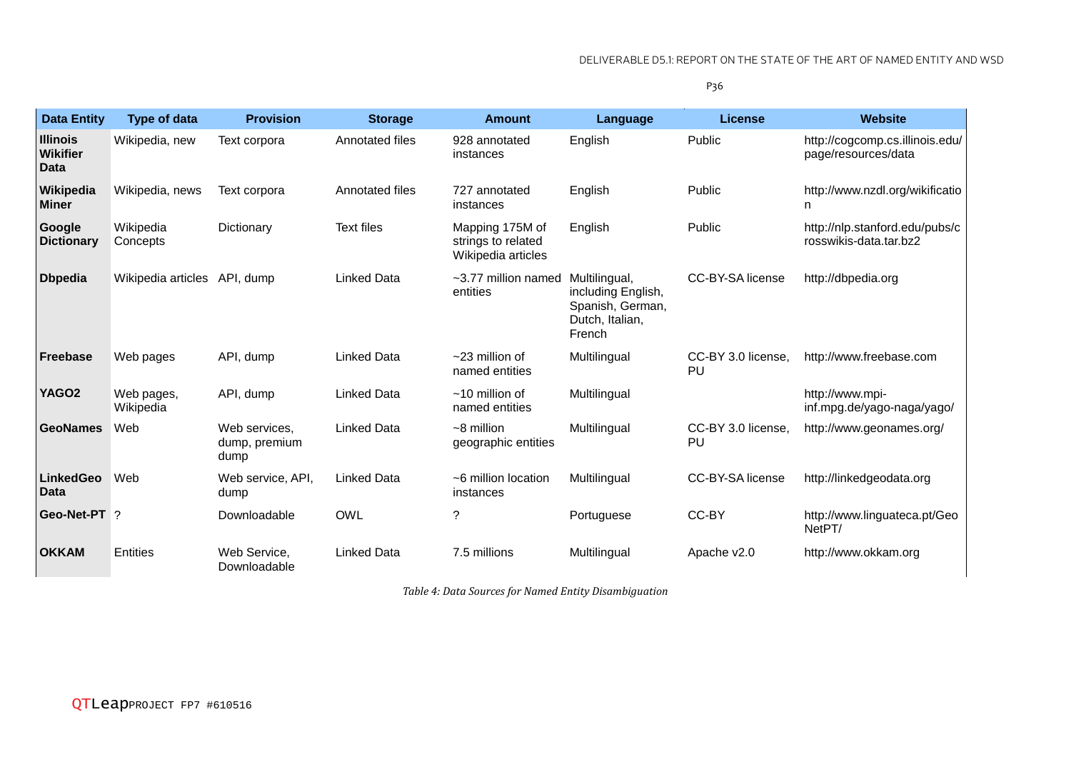| Data Entity | Type of data | Provision | Storage | Amount | Language | License | Website |
|---|---|---|---|---|---|---|---|
| **Illinois Wikifier Data** | Wikipedia, new | Text corpora | Annotated files | 928 annotated instances | English | Public | http://cogcomp.cs.illinois.edu/page/resources/data |
| **Wikipedia Miner** | Wikipedia, news | Text corpora | Annotated files | 727 annotated instances | English | Public | http://www.nzdl.org/wikification |
| **Google Dictionary** | Wikipedia Concepts | Dictionary | Text files | Mapping 175M of strings to related Wikipedia articles | English | Public | http://nlp.stanford.edu/pubs/crosswikis-data.tar.bz2 |
| **Dbpedia** | Wikipedia articles | API, dump | Linked Data | ~3.77 million named entities | Multilingual, including English, Spanish, German, Dutch, Italian, French | CC-BY-SA license | http://dbpedia.org |
| **Freebase** | Web pages | API, dump | Linked Data | ~23 million of named entities | Multilingual | CC-BY 3.0 license, PU | http://www.freebase.com |
| **YAGO2** | Web pages, Wikipedia | API, dump | Linked Data | ~10 million of named entities | Multilingual | | http://www.mpi-inf.mpg.de/yago-naga/yago/ |
| **GeoNames** | Web | Web services, dump, premium dump | Linked Data | ~8 million geographic entities | Multilingual | CC-BY 3.0 license, PU | http://www.geonames.org/ |
| **LinkedGeo Data** | Web | Web service, API, dump | Linked Data | ~6 million location instances | Multilingual | CC-BY-SA license | http://linkedgeodata.org |
| **Geo-Net-PT** | ? | Downloadable | OWL | ? | Portuguese | CC-BY | http://www.linguateca.pt/GeoNetPT/ |
| **OKKAM** | Entities | Web Service, Downloadable | Linked Data | 7.5 millions | Multilingual | Apache v2.0 | http://www.okkam.org |

*Table 4: Data Sources for Named Entity Disambiguation*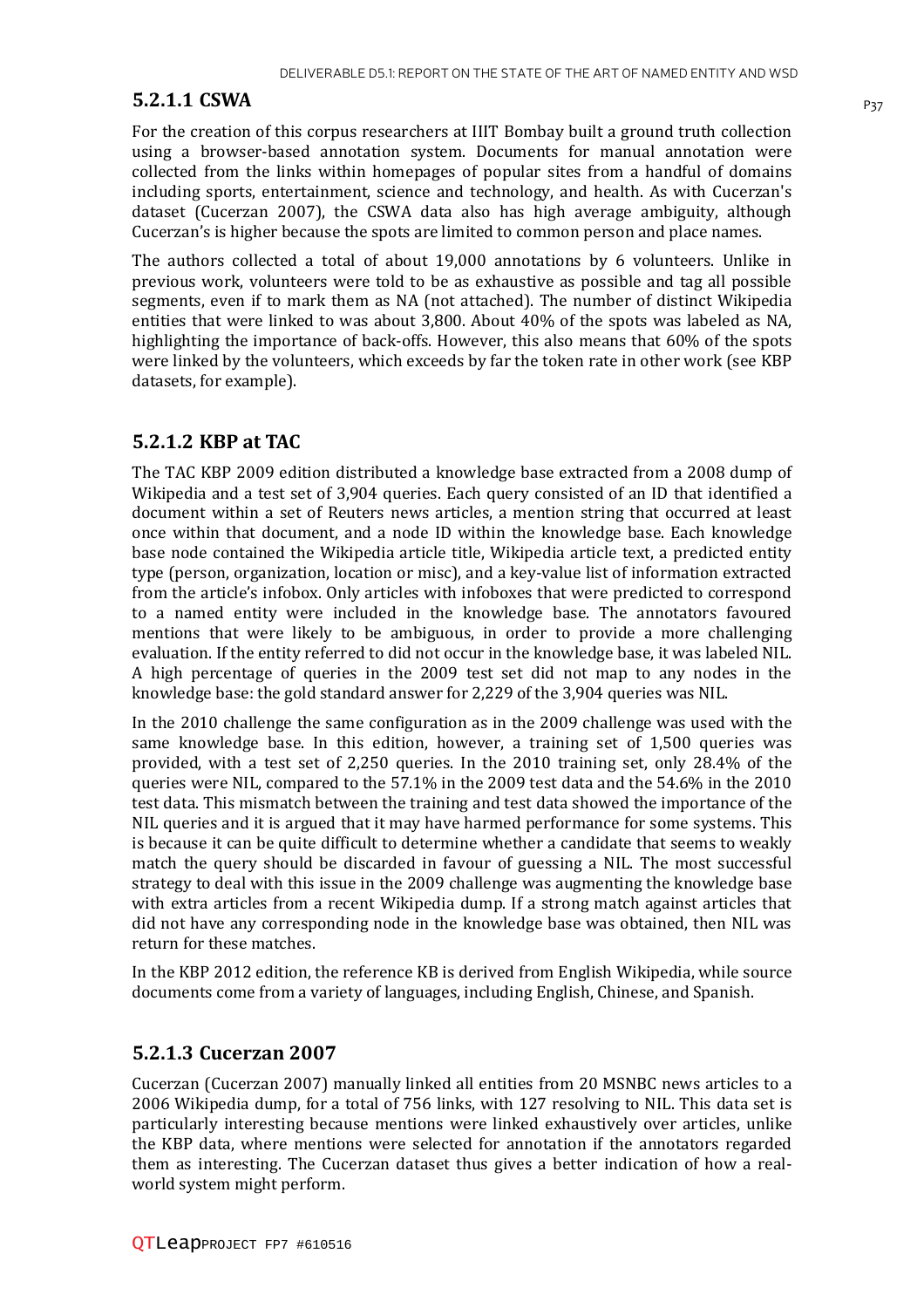#### 5.2.1.1 CSWA

For the creation of this corpus researchers at IIIT Bombay built a ground truth collection using a browser-based annotation system. Documents for manual annotation were collected from the links within homepages of popular sites from a handful of domains including sports, entertainment, science and technology, and health. As with Cucerzan's dataset (Cucerzan 2007), the CSWA data also has high average ambiguity, although Cucerzan's is higher because the spots are limited to common person and place names.

The authors collected a total of about 19,000 annotations by 6 volunteers. Unlike in previous work, volunteers were told to be as exhaustive as possible and tag all possible segments, even if to mark them as NA (not attached). The number of distinct Wikipedia entities that were linked to was about 3,800. About 40% of the spots was labeled as NA, highlighting the importance of back-offs. However, this also means that 60% of the spots were linked by the volunteers, which exceeds by far the token rate in other work (see KBP datasets, for example).

#### 5.2.1.2 KBP at TAC

The TAC KBP 2009 edition distributed a knowledge base extracted from a 2008 dump of Wikipedia and a test set of 3,904 queries. Each query consisted of an ID that identified a document within a set of Reuters news articles, a mention string that occurred at least once within that document, and a node ID within the knowledge base. Each knowledge base node contained the Wikipedia article title, Wikipedia article text, a predicted entity type (person, organization, location or misc), and a key-value list of information extracted from the article's infobox. Only articles with infoboxes that were predicted to correspond to a named entity were included in the knowledge base. The annotators favoured mentions that were likely to be ambiguous, in order to provide a more challenging evaluation. If the entity referred to did not occur in the knowledge base, it was labeled NIL. A high percentage of queries in the 2009 test set did not map to any nodes in the knowledge base: the gold standard answer for 2,229 of the 3,904 queries was NIL.

In the 2010 challenge the same configuration as in the 2009 challenge was used with the same knowledge base. In this edition, however, a training set of 1,500 queries was provided, with a test set of 2,250 queries. In the 2010 training set, only 28.4% of the queries were NIL, compared to the 57.1% in the 2009 test data and the 54.6% in the 2010 test data. This mismatch between the training and test data showed the importance of the NIL queries and it is argued that it may have harmed performance for some systems. This is because it can be quite difficult to determine whether a candidate that seems to weakly match the query should be discarded in favour of guessing a NIL. The most successful strategy to deal with this issue in the 2009 challenge was augmenting the knowledge base with extra articles from a recent Wikipedia dump. If a strong match against articles that did not have any corresponding node in the knowledge base was obtained, then NIL was return for these matches.

In the KBP 2012 edition, the reference KB is derived from English Wikipedia, while source documents come from a variety of languages, including English, Chinese, and Spanish.

#### 5.2.1.3 Cucerzan 2007

Cucerzan (Cucerzan 2007) manually linked all entities from 20 MSNBC news articles to a 2006 Wikipedia dump, for a total of 756 links, with 127 resolving to NIL. This data set is particularly interesting because mentions were linked exhaustively over articles, unlike the KBP data, where mentions were selected for annotation if the annotators regarded them as interesting. The Cucerzan dataset thus gives a better indication of how a real-world system might perform.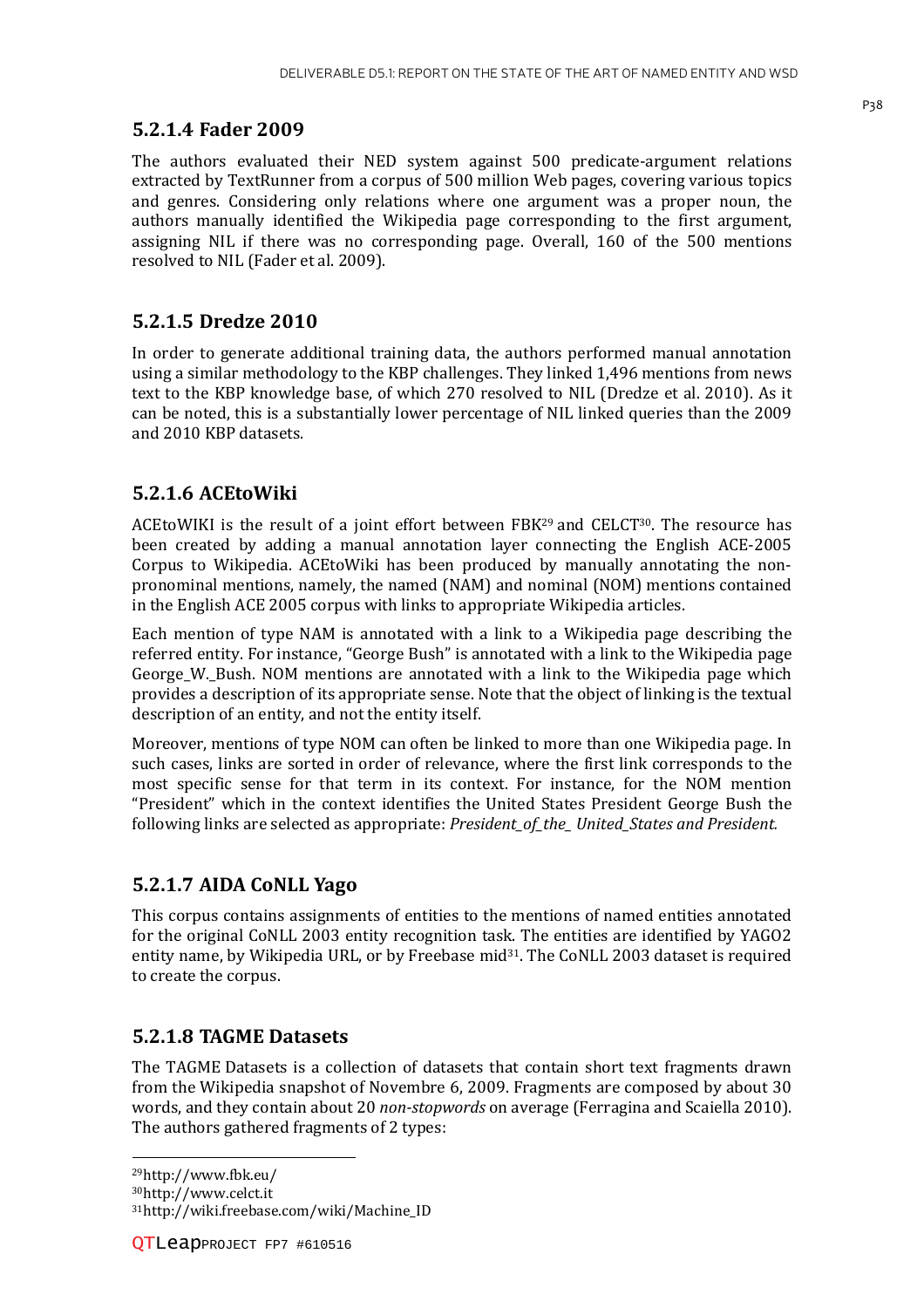### 5.2.1.4 Fader 2009

The authors evaluated their NED system against 500 predicate-argument relations extracted by TextRunner from a corpus of 500 million Web pages, covering various topics and genres. Considering only relations where one argument was a proper noun, the authors manually identified the Wikipedia page corresponding to the first argument, assigning NIL if there was no corresponding page. Overall, 160 of the 500 mentions resolved to NIL (Fader et al. 2009).

### 5.2.1.5 Dredze 2010

In order to generate additional training data, the authors performed manual annotation using a similar methodology to the KBP challenges. They linked 1,496 mentions from news text to the KBP knowledge base, of which 270 resolved to NIL (Dredze et al. 2010). As it can be noted, this is a substantially lower percentage of NIL linked queries than the 2009 and 2010 KBP datasets.

### 5.2.1.6 ACEtoWiki

ACEtoWIKI is the result of a joint effort between FBK[29] and CELCT[30]. The resource has been created by adding a manual annotation layer connecting the English ACE-2005 Corpus to Wikipedia. ACEtoWiki has been produced by manually annotating the non-pronominal mentions, namely, the named (NAM) and nominal (NOM) mentions contained in the English ACE 2005 corpus with links to appropriate Wikipedia articles.

Each mention of type NAM is annotated with a link to a Wikipedia page describing the referred entity. For instance, "George Bush" is annotated with a link to the Wikipedia page George_W._Bush. NOM mentions are annotated with a link to the Wikipedia page which provides a description of its appropriate sense. Note that the object of linking is the textual description of an entity, and not the entity itself.

Moreover, mentions of type NOM can often be linked to more than one Wikipedia page. In such cases, links are sorted in order of relevance, where the first link corresponds to the most specific sense for that term in its context. For instance, for the NOM mention "President" which in the context identifies the United States President George Bush the following links are selected as appropriate: *President_of_the_ United_States and President.*

### 5.2.1.7 AIDA CoNLL Yago

This corpus contains assignments of entities to the mentions of named entities annotated for the original CoNLL 2003 entity recognition task. The entities are identified by YAGO2 entity name, by Wikipedia URL, or by Freebase mid[31]. The CoNLL 2003 dataset is required to create the corpus.

### 5.2.1.8 TAGME Datasets

The TAGME Datasets is a collection of datasets that contain short text fragments drawn from the Wikipedia snapshot of Novembre 6, 2009. Fragments are composed by about 30 words, and they contain about 20 *non-stopwords* on average (Ferragina and Scaiella 2010). The authors gathered fragments of 2 types:

---

[29] http://www.fbk.eu/

[30] http://www.celct.it

[31] http://wiki.freebase.com/wiki/Machine_ID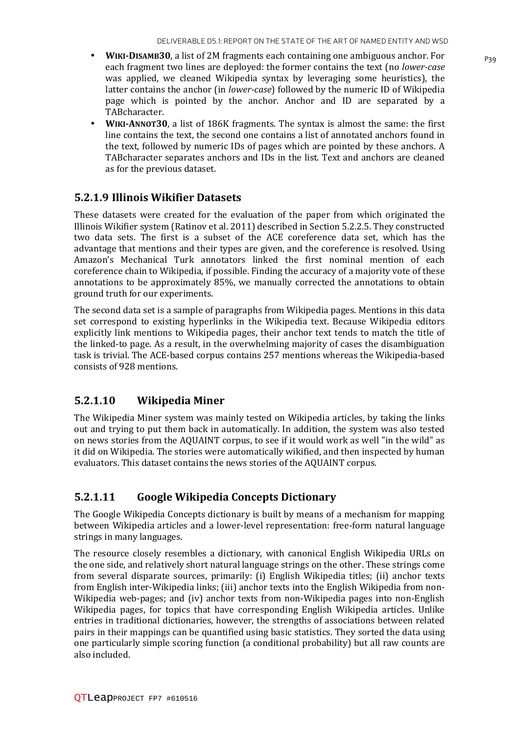- **WIKI-DISAMB30**, a list of 2M fragments each containing one ambiguous anchor. For each fragment two lines are deployed: the former contains the text (no *lower-case* was applied, we cleaned Wikipedia syntax by leveraging some heuristics), the latter contains the anchor (in *lower-case*) followed by the numeric ID of Wikipedia page which is pointed by the anchor. Anchor and ID are separated by a TABcharacter.
- **WIKI-ANNOT30**, a list of 186K fragments. The syntax is almost the same: the first line contains the text, the second one contains a list of annotated anchors found in the text, followed by numeric IDs of pages which are pointed by these anchors. A TABcharacter separates anchors and IDs in the list. Text and anchors are cleaned as for the previous dataset.

### 5.2.1.9 Illinois Wikifier Datasets

These datasets were created for the evaluation of the paper from which originated the Illinois Wikifier system (Ratinov et al. 2011) described in Section 5.2.2.5. They constructed two data sets. The first is a subset of the ACE coreference data set, which has the advantage that mentions and their types are given, and the coreference is resolved. Using Amazon's Mechanical Turk annotators linked the first nominal mention of each coreference chain to Wikipedia, if possible. Finding the accuracy of a majority vote of these annotations to be approximately 85%, we manually corrected the annotations to obtain ground truth for our experiments.

The second data set is a sample of paragraphs from Wikipedia pages. Mentions in this data set correspond to existing hyperlinks in the Wikipedia text. Because Wikipedia editors explicitly link mentions to Wikipedia pages, their anchor text tends to match the title of the linked-to page. As a result, in the overwhelming majority of cases the disambiguation task is trivial. The ACE-based corpus contains 257 mentions whereas the Wikipedia-based consists of 928 mentions.

### 5.2.1.10 Wikipedia Miner

The Wikipedia Miner system was mainly tested on Wikipedia articles, by taking the links out and trying to put them back in automatically. In addition, the system was also tested on news stories from the AQUAINT corpus, to see if it would work as well "in the wild" as it did on Wikipedia. The stories were automatically wikified, and then inspected by human evaluators. This dataset contains the news stories of the AQUAINT corpus.

### 5.2.1.11 Google Wikipedia Concepts Dictionary

The Google Wikipedia Concepts dictionary is built by means of a mechanism for mapping between Wikipedia articles and a lower-level representation: free-form natural language strings in many languages.

The resource closely resembles a dictionary, with canonical English Wikipedia URLs on the one side, and relatively short natural language strings on the other. These strings come from several disparate sources, primarily: (i) English Wikipedia titles; (ii) anchor texts from English inter-Wikipedia links; (iii) anchor texts into the English Wikipedia from non-Wikipedia web-pages; and (iv) anchor texts from non-Wikipedia pages into non-English Wikipedia pages, for topics that have corresponding English Wikipedia articles. Unlike entries in traditional dictionaries, however, the strengths of associations between related pairs in their mappings can be quantified using basic statistics. They sorted the data using one particularly simple scoring function (a conditional probability) but all raw counts are also included.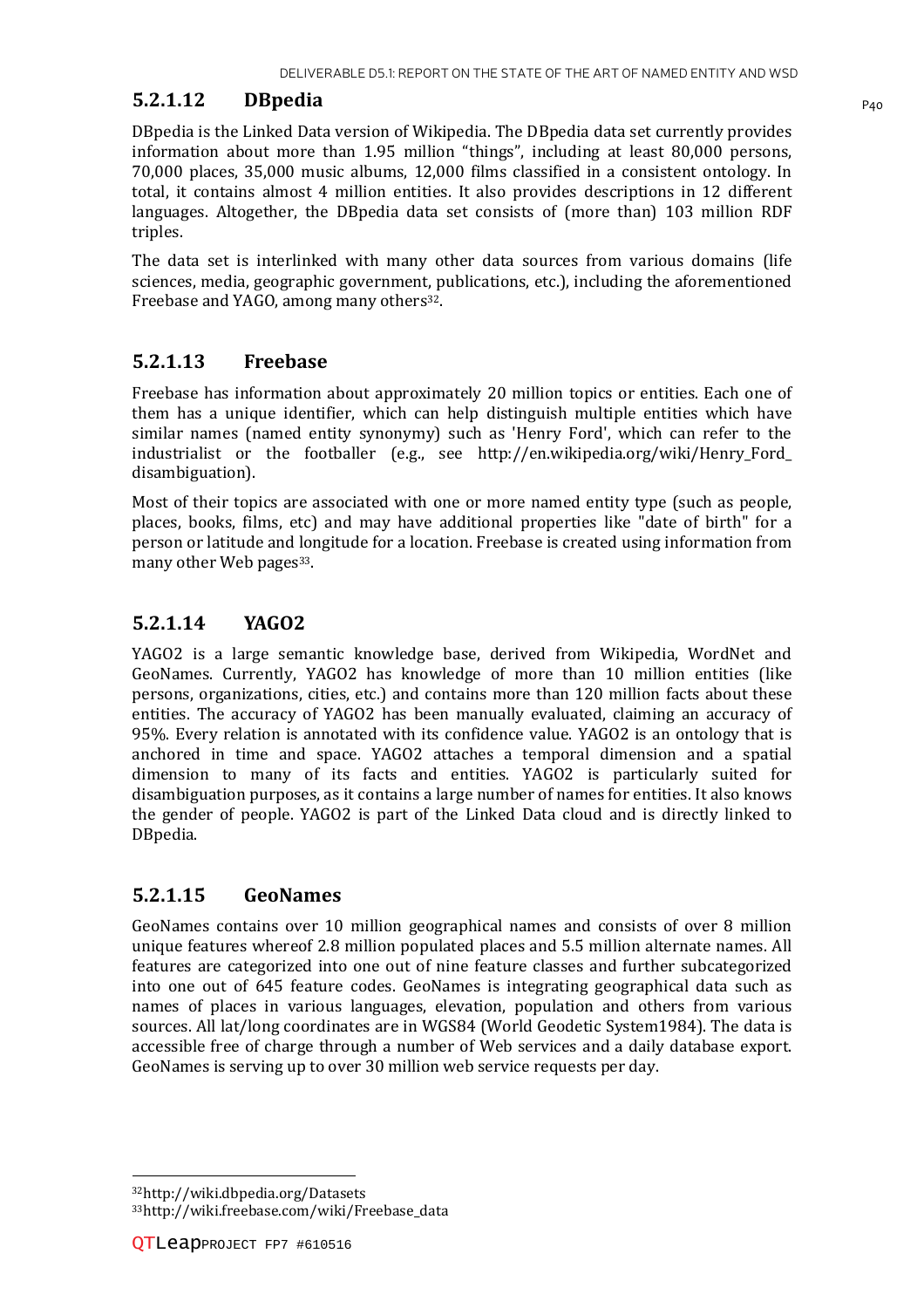### 5.2.1.12 DBpedia

DBpedia is the Linked Data version of Wikipedia. The DBpedia data set currently provides information about more than 1.95 million "things", including at least 80,000 persons, 70,000 places, 35,000 music albums, 12,000 films classified in a consistent ontology. In total, it contains almost 4 million entities. It also provides descriptions in 12 different languages. Altogether, the DBpedia data set consists of (more than) 103 million RDF triples.

The data set is interlinked with many other data sources from various domains (life sciences, media, geographic government, publications, etc.), including the aforementioned Freebase and YAGO, among many others[32].

### 5.2.1.13 Freebase

Freebase has information about approximately 20 million topics or entities. Each one of them has a unique identifier, which can help distinguish multiple entities which have similar names (named entity synonymy) such as 'Henry Ford', which can refer to the industrialist or the footballer (e.g., see http://en.wikipedia.org/wiki/Henry_Ford_ disambiguation).

Most of their topics are associated with one or more named entity type (such as people, places, books, films, etc) and may have additional properties like "date of birth" for a person or latitude and longitude for a location. Freebase is created using information from many other Web pages[33].

### 5.2.1.14 YAGO2

YAGO2 is a large semantic knowledge base, derived from Wikipedia, WordNet and GeoNames. Currently, YAGO2 has knowledge of more than 10 million entities (like persons, organizations, cities, etc.) and contains more than 120 million facts about these entities. The accuracy of YAGO2 has been manually evaluated, claiming an accuracy of 95%. Every relation is annotated with its confidence value. YAGO2 is an ontology that is anchored in time and space. YAGO2 attaches a temporal dimension and a spatial dimension to many of its facts and entities. YAGO2 is particularly suited for disambiguation purposes, as it contains a large number of names for entities. It also knows the gender of people. YAGO2 is part of the Linked Data cloud and is directly linked to DBpedia.

### 5.2.1.15 GeoNames

GeoNames contains over 10 million geographical names and consists of over 8 million unique features whereof 2.8 million populated places and 5.5 million alternate names. All features are categorized into one out of nine feature classes and further subcategorized into one out of 645 feature codes. GeoNames is integrating geographical data such as names of places in various languages, elevation, population and others from various sources. All lat/long coordinates are in WGS84 (World Geodetic System1984). The data is accessible free of charge through a number of Web services and a daily database export. GeoNames is serving up to over 30 million web service requests per day.

---

[32] http://wiki.dbpedia.org/Datasets

[33] http://wiki.freebase.com/wiki/Freebase_data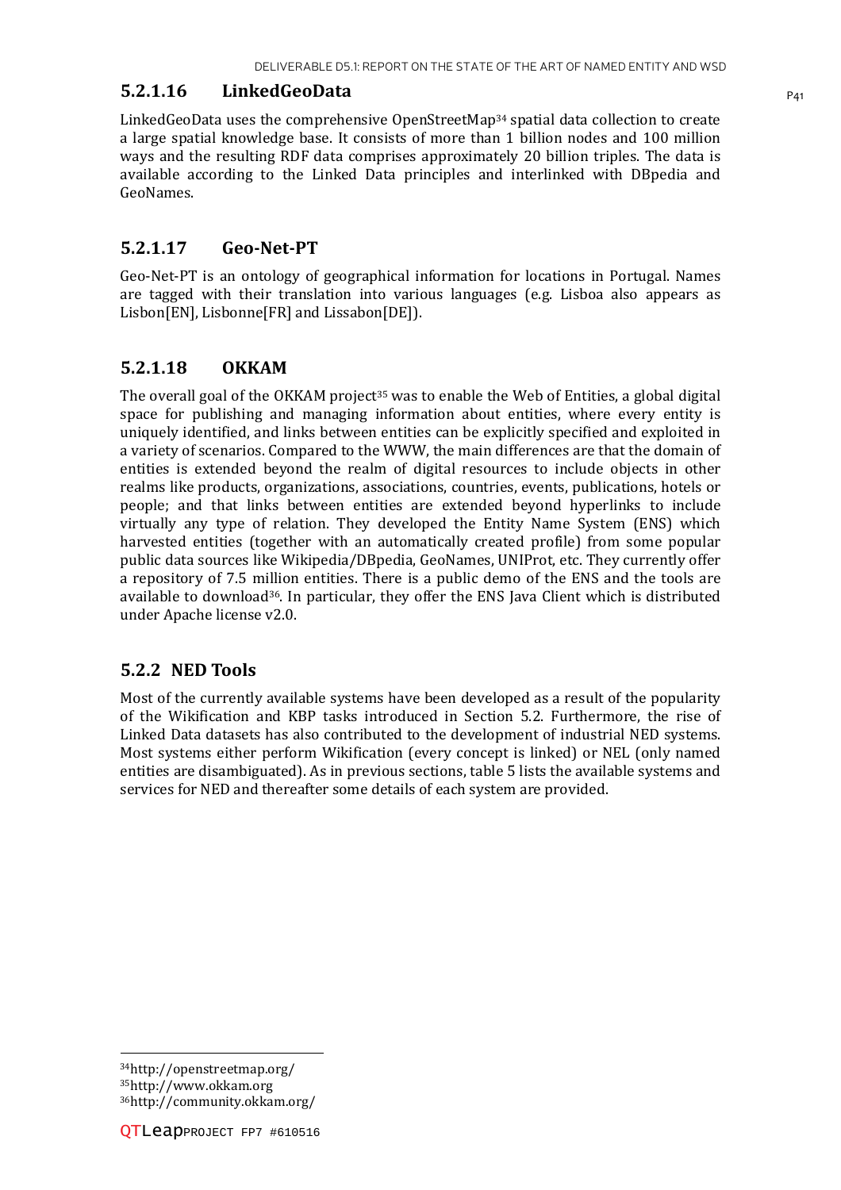#### 5.2.1.16 LinkedGeoData

LinkedGeoData uses the comprehensive OpenStreetMap[34] spatial data collection to create a large spatial knowledge base. It consists of more than 1 billion nodes and 100 million ways and the resulting RDF data comprises approximately 20 billion triples. The data is available according to the Linked Data principles and interlinked with DBpedia and GeoNames.

#### 5.2.1.17 Geo-Net-PT

Geo-Net-PT is an ontology of geographical information for locations in Portugal. Names are tagged with their translation into various languages (e.g. Lisboa also appears as Lisbon[EN], Lisbonne[FR] and Lissabon[DE]).

#### 5.2.1.18 OKKAM

The overall goal of the OKKAM project[35] was to enable the Web of Entities, a global digital space for publishing and managing information about entities, where every entity is uniquely identified, and links between entities can be explicitly specified and exploited in a variety of scenarios. Compared to the WWW, the main differences are that the domain of entities is extended beyond the realm of digital resources to include objects in other realms like products, organizations, associations, countries, events, publications, hotels or people; and that links between entities are extended beyond hyperlinks to include virtually any type of relation. They developed the Entity Name System (ENS) which harvested entities (together with an automatically created profile) from some popular public data sources like Wikipedia/DBpedia, GeoNames, UNIProt, etc. They currently offer a repository of 7.5 million entities. There is a public demo of the ENS and the tools are available to download[36]. In particular, they offer the ENS Java Client which is distributed under Apache license v2.0.

### 5.2.2 NED Tools

Most of the currently available systems have been developed as a result of the popularity of the Wikification and KBP tasks introduced in Section 5.2. Furthermore, the rise of Linked Data datasets has also contributed to the development of industrial NED systems. Most systems either perform Wikification (every concept is linked) or NEL (only named entities are disambiguated). As in previous sections, table 5 lists the available systems and services for NED and thereafter some details of each system are provided.

---

[34] http://openstreetmap.org/
[35] http://www.okkam.org
[36] http://community.okkam.org/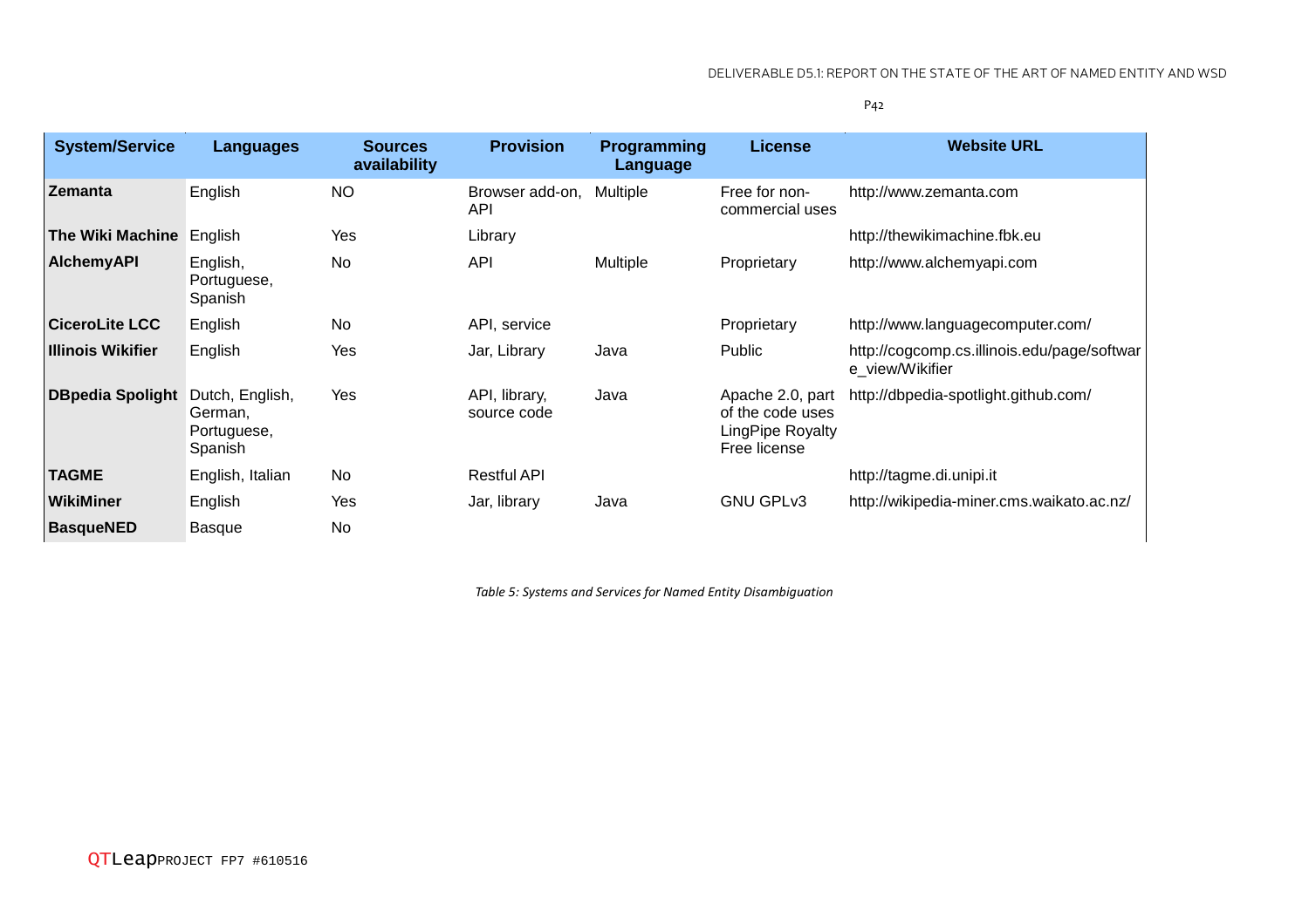| System/Service | Languages | Sources availability | Provision | Programming Language | License | Website URL |
|---|---|---|---|---|---|---|
| **Zemanta** | English | NO | Browser add-on, API | Multiple | Free for non-commercial uses | http://www.zemanta.com |
| **The Wiki Machine** | English | Yes | Library | | | http://thewikimachine.fbk.eu |
| **AlchemyAPI** | English, Portuguese, Spanish | No | API | Multiple | Proprietary | http://www.alchemyapi.com |
| **CiceroLite LCC** | English | No | API, service | | Proprietary | http://www.languagecomputer.com/ |
| **Illinois Wikifier** | English | Yes | Jar, Library | Java | Public | http://cogcomp.cs.illinois.edu/page/software_view/Wikifier |
| **DBpedia Spolight** | Dutch, English, German, Portuguese, Spanish | Yes | API, library, source code | Java | Apache 2.0, part of the code uses LingPipe Royalty Free license | http://dbpedia-spotlight.github.com/ |
| **TAGME** | English, Italian | No | Restful API | | | http://tagme.di.unipi.it |
| **WikiMiner** | English | Yes | Jar, library | Java | GNU GPLv3 | http://wikipedia-miner.cms.waikato.ac.nz/ |
| **BasqueNED** | Basque | No | | | | |

*Table 5: Systems and Services for Named Entity Disambiguation*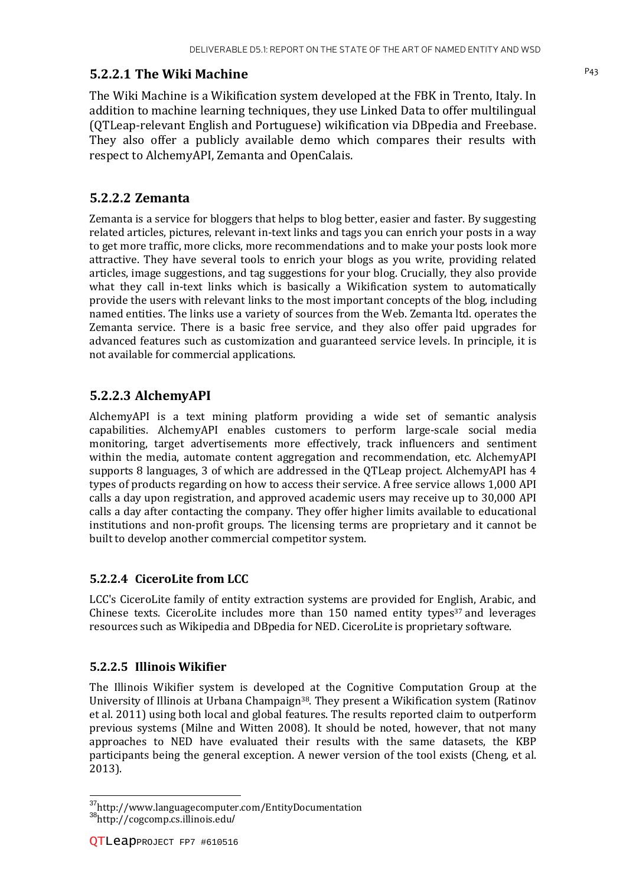#### 5.2.2.1 The Wiki Machine

The Wiki Machine is a Wikification system developed at the FBK in Trento, Italy. In addition to machine learning techniques, they use Linked Data to offer multilingual (QTLeap-relevant English and Portuguese) wikification via DBpedia and Freebase. They also offer a publicly available demo which compares their results with respect to AlchemyAPI, Zemanta and OpenCalais.

#### 5.2.2.2 Zemanta

Zemanta is a service for bloggers that helps to blog better, easier and faster. By suggesting related articles, pictures, relevant in-text links and tags you can enrich your posts in a way to get more traffic, more clicks, more recommendations and to make your posts look more attractive. They have several tools to enrich your blogs as you write, providing related articles, image suggestions, and tag suggestions for your blog. Crucially, they also provide what they call in-text links which is basically a Wikification system to automatically provide the users with relevant links to the most important concepts of the blog, including named entities. The links use a variety of sources from the Web. Zemanta ltd. operates the Zemanta service. There is a basic free service, and they also offer paid upgrades for advanced features such as customization and guaranteed service levels. In principle, it is not available for commercial applications.

#### 5.2.2.3 AlchemyAPI

AlchemyAPI is a text mining platform providing a wide set of semantic analysis capabilities. AlchemyAPI enables customers to perform large-scale social media monitoring, target advertisements more effectively, track influencers and sentiment within the media, automate content aggregation and recommendation, etc. AlchemyAPI supports 8 languages, 3 of which are addressed in the QTLeap project. AlchemyAPI has 4 types of products regarding on how to access their service. A free service allows 1,000 API calls a day upon registration, and approved academic users may receive up to 30,000 API calls a day after contacting the company. They offer higher limits available to educational institutions and non-profit groups. The licensing terms are proprietary and it cannot be built to develop another commercial competitor system.

#### 5.2.2.4 CiceroLite from LCC

LCC's CiceroLite family of entity extraction systems are provided for English, Arabic, and Chinese texts. CiceroLite includes more than 150 named entity types[37] and leverages resources such as Wikipedia and DBpedia for NED. CiceroLite is proprietary software.

#### 5.2.2.5 Illinois Wikifier

The Illinois Wikifier system is developed at the Cognitive Computation Group at the University of Illinois at Urbana Champaign[38]. They present a Wikification system (Ratinov et al. 2011) using both local and global features. The results reported claim to outperform previous systems (Milne and Witten 2008). It should be noted, however, that not many approaches to NED have evaluated their results with the same datasets, the KBP participants being the general exception. A newer version of the tool exists (Cheng, et al. 2013).

[37] http://www.languagecomputer.com/EntityDocumentation
[38] http://cogcomp.cs.illinois.edu/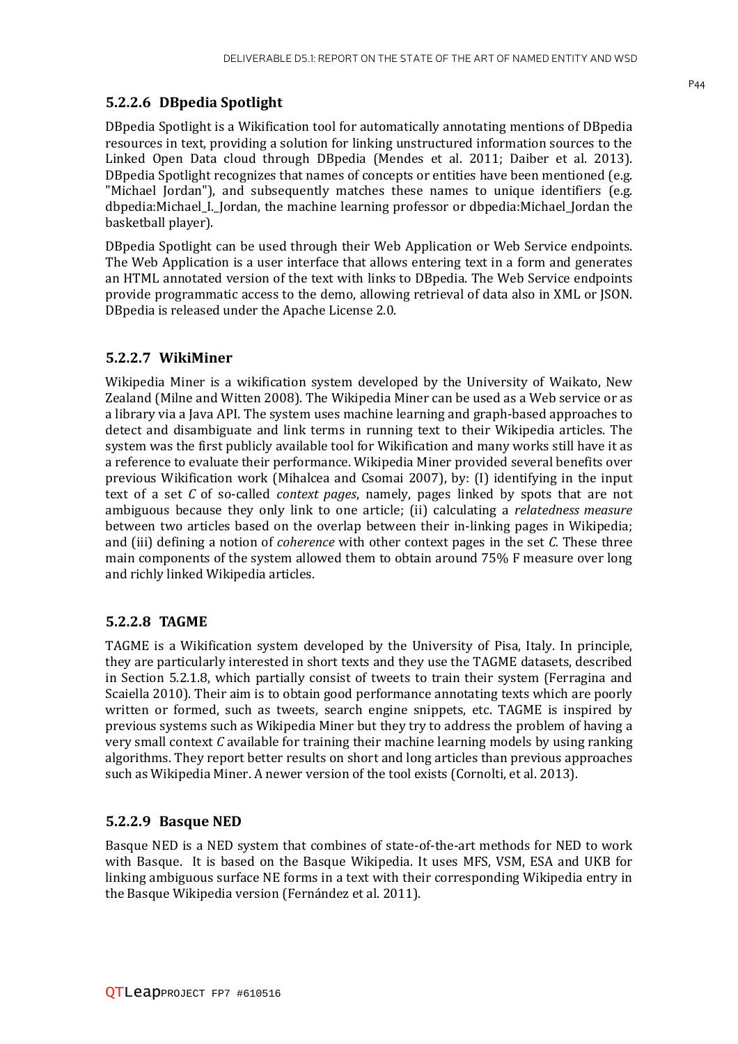#### 5.2.2.6 DBpedia Spotlight

DBpedia Spotlight is a Wikification tool for automatically annotating mentions of DBpedia resources in text, providing a solution for linking unstructured information sources to the Linked Open Data cloud through DBpedia (Mendes et al. 2011; Daiber et al. 2013). DBpedia Spotlight recognizes that names of concepts or entities have been mentioned (e.g. "Michael Jordan"), and subsequently matches these names to unique identifiers (e.g. dbpedia:Michael_I._Jordan, the machine learning professor or dbpedia:Michael_Jordan the basketball player).

DBpedia Spotlight can be used through their Web Application or Web Service endpoints. The Web Application is a user interface that allows entering text in a form and generates an HTML annotated version of the text with links to DBpedia. The Web Service endpoints provide programmatic access to the demo, allowing retrieval of data also in XML or JSON. DBpedia is released under the Apache License 2.0.

#### 5.2.2.7 WikiMiner

Wikipedia Miner is a wikification system developed by the University of Waikato, New Zealand (Milne and Witten 2008). The Wikipedia Miner can be used as a Web service or as a library via a Java API. The system uses machine learning and graph-based approaches to detect and disambiguate and link terms in running text to their Wikipedia articles. The system was the first publicly available tool for Wikification and many works still have it as a reference to evaluate their performance. Wikipedia Miner provided several benefits over previous Wikification work (Mihalcea and Csomai 2007), by: (I) identifying in the input text of a set *C* of so-called *context pages*, namely, pages linked by spots that are not ambiguous because they only link to one article; (ii) calculating a *relatedness measure* between two articles based on the overlap between their in-linking pages in Wikipedia; and (iii) defining a notion of *coherence* with other context pages in the set *C*. These three main components of the system allowed them to obtain around 75% F measure over long and richly linked Wikipedia articles.

#### 5.2.2.8 TAGME

TAGME is a Wikification system developed by the University of Pisa, Italy. In principle, they are particularly interested in short texts and they use the TAGME datasets, described in Section 5.2.1.8, which partially consist of tweets to train their system (Ferragina and Scaiella 2010). Their aim is to obtain good performance annotating texts which are poorly written or formed, such as tweets, search engine snippets, etc. TAGME is inspired by previous systems such as Wikipedia Miner but they try to address the problem of having a very small context *C* available for training their machine learning models by using ranking algorithms. They report better results on short and long articles than previous approaches such as Wikipedia Miner. A newer version of the tool exists (Cornolti, et al. 2013).

#### 5.2.2.9 Basque NED

Basque NED is a NED system that combines of state-of-the-art methods for NED to work with Basque. It is based on the Basque Wikipedia. It uses MFS, VSM, ESA and UKB for linking ambiguous surface NE forms in a text with their corresponding Wikipedia entry in the Basque Wikipedia version (Fernández et al. 2011).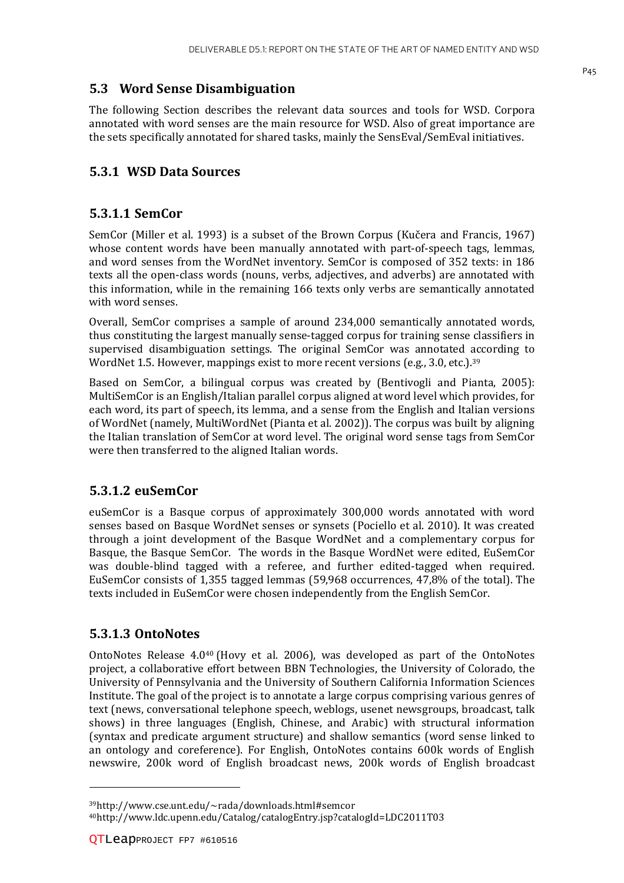## 5.3 Word Sense Disambiguation

The following Section describes the relevant data sources and tools for WSD. Corpora annotated with word senses are the main resource for WSD. Also of great importance are the sets specifically annotated for shared tasks, mainly the SensEval/SemEval initiatives.

### 5.3.1 WSD Data Sources

#### 5.3.1.1 SemCor

SemCor (Miller et al. 1993) is a subset of the Brown Corpus (Kučera and Francis, 1967) whose content words have been manually annotated with part-of-speech tags, lemmas, and word senses from the WordNet inventory. SemCor is composed of 352 texts: in 186 texts all the open-class words (nouns, verbs, adjectives, and adverbs) are annotated with this information, while in the remaining 166 texts only verbs are semantically annotated with word senses.

Overall, SemCor comprises a sample of around 234,000 semantically annotated words, thus constituting the largest manually sense-tagged corpus for training sense classifiers in supervised disambiguation settings. The original SemCor was annotated according to WordNet 1.5. However, mappings exist to more recent versions (e.g., 3.0, etc.).[39]

Based on SemCor, a bilingual corpus was created by (Bentivogli and Pianta, 2005): MultiSemCor is an English/Italian parallel corpus aligned at word level which provides, for each word, its part of speech, its lemma, and a sense from the English and Italian versions of WordNet (namely, MultiWordNet (Pianta et al. 2002)). The corpus was built by aligning the Italian translation of SemCor at word level. The original word sense tags from SemCor were then transferred to the aligned Italian words.

#### 5.3.1.2 euSemCor

euSemCor is a Basque corpus of approximately 300,000 words annotated with word senses based on Basque WordNet senses or synsets (Pociello et al. 2010). It was created through a joint development of the Basque WordNet and a complementary corpus for Basque, the Basque SemCor. The words in the Basque WordNet were edited, EuSemCor was double-blind tagged with a referee, and further edited-tagged when required. EuSemCor consists of 1,355 tagged lemmas (59,968 occurrences, 47,8% of the total). The texts included in EuSemCor were chosen independently from the English SemCor.

#### 5.3.1.3 OntoNotes

OntoNotes Release 4.0[40] (Hovy et al. 2006), was developed as part of the OntoNotes project, a collaborative effort between BBN Technologies, the University of Colorado, the University of Pennsylvania and the University of Southern California Information Sciences Institute. The goal of the project is to annotate a large corpus comprising various genres of text (news, conversational telephone speech, weblogs, usenet newsgroups, broadcast, talk shows) in three languages (English, Chinese, and Arabic) with structural information (syntax and predicate argument structure) and shallow semantics (word sense linked to an ontology and coreference). For English, OntoNotes contains 600k words of English newswire, 200k word of English broadcast news, 200k words of English broadcast

---

[39] http://www.cse.unt.edu/~rada/downloads.html#semcor

[40] http://www.ldc.upenn.edu/Catalog/catalogEntry.jsp?catalogId=LDC2011T03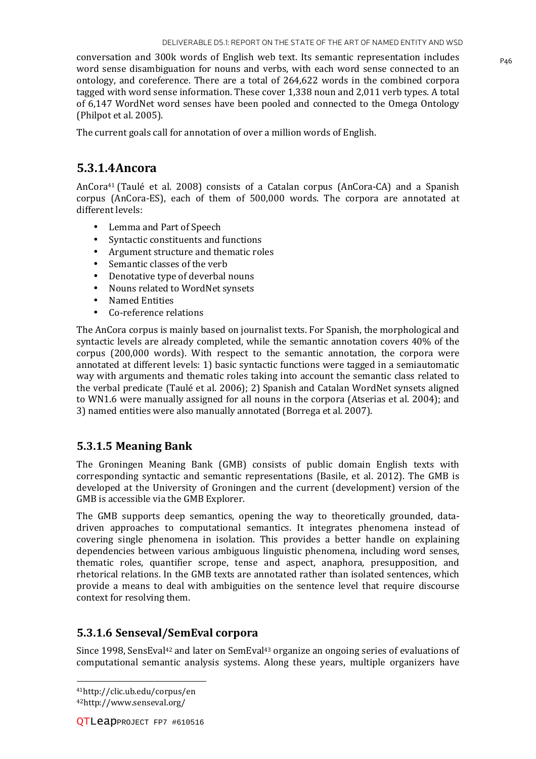conversation and 300k words of English web text. Its semantic representation includes word sense disambiguation for nouns and verbs, with each word sense connected to an ontology, and coreference. There are a total of 264,622 words in the combined corpora tagged with word sense information. These cover 1,338 noun and 2,011 verb types. A total of 6,147 WordNet word senses have been pooled and connected to the Omega Ontology (Philpot et al. 2005).

The current goals call for annotation of over a million words of English.

### 5.3.1.4 Ancora

AnCora[41] (Taulé et al. 2008) consists of a Catalan corpus (AnCora-CA) and a Spanish corpus (AnCora-ES), each of them of 500,000 words. The corpora are annotated at different levels:

- Lemma and Part of Speech
- Syntactic constituents and functions
- Argument structure and thematic roles
- Semantic classes of the verb
- Denotative type of deverbal nouns
- Nouns related to WordNet synsets
- Named Entities
- Co-reference relations

The AnCora corpus is mainly based on journalist texts. For Spanish, the morphological and syntactic levels are already completed, while the semantic annotation covers 40% of the corpus (200,000 words). With respect to the semantic annotation, the corpora were annotated at different levels: 1) basic syntactic functions were tagged in a semiautomatic way with arguments and thematic roles taking into account the semantic class related to the verbal predicate (Taulé et al. 2006); 2) Spanish and Catalan WordNet synsets aligned to WN1.6 were manually assigned for all nouns in the corpora (Atserias et al. 2004); and 3) named entities were also manually annotated (Borrega et al. 2007).

### 5.3.1.5 Meaning Bank

The Groningen Meaning Bank (GMB) consists of public domain English texts with corresponding syntactic and semantic representations (Basile, et al. 2012). The GMB is developed at the University of Groningen and the current (development) version of the GMB is accessible via the GMB Explorer.

The GMB supports deep semantics, opening the way to theoretically grounded, data-driven approaches to computational semantics. It integrates phenomena instead of covering single phenomena in isolation. This provides a better handle on explaining dependencies between various ambiguous linguistic phenomena, including word senses, thematic roles, quantifier scrope, tense and aspect, anaphora, presupposition, and rhetorical relations. In the GMB texts are annotated rather than isolated sentences, which provide a means to deal with ambiguities on the sentence level that require discourse context for resolving them.

### 5.3.1.6 Senseval/SemEval corpora

Since 1998, SensEval[42] and later on SemEval[43] organize an ongoing series of evaluations of computational semantic analysis systems. Along these years, multiple organizers have

[41] http://clic.ub.edu/corpus/en

[42] http://www.senseval.org/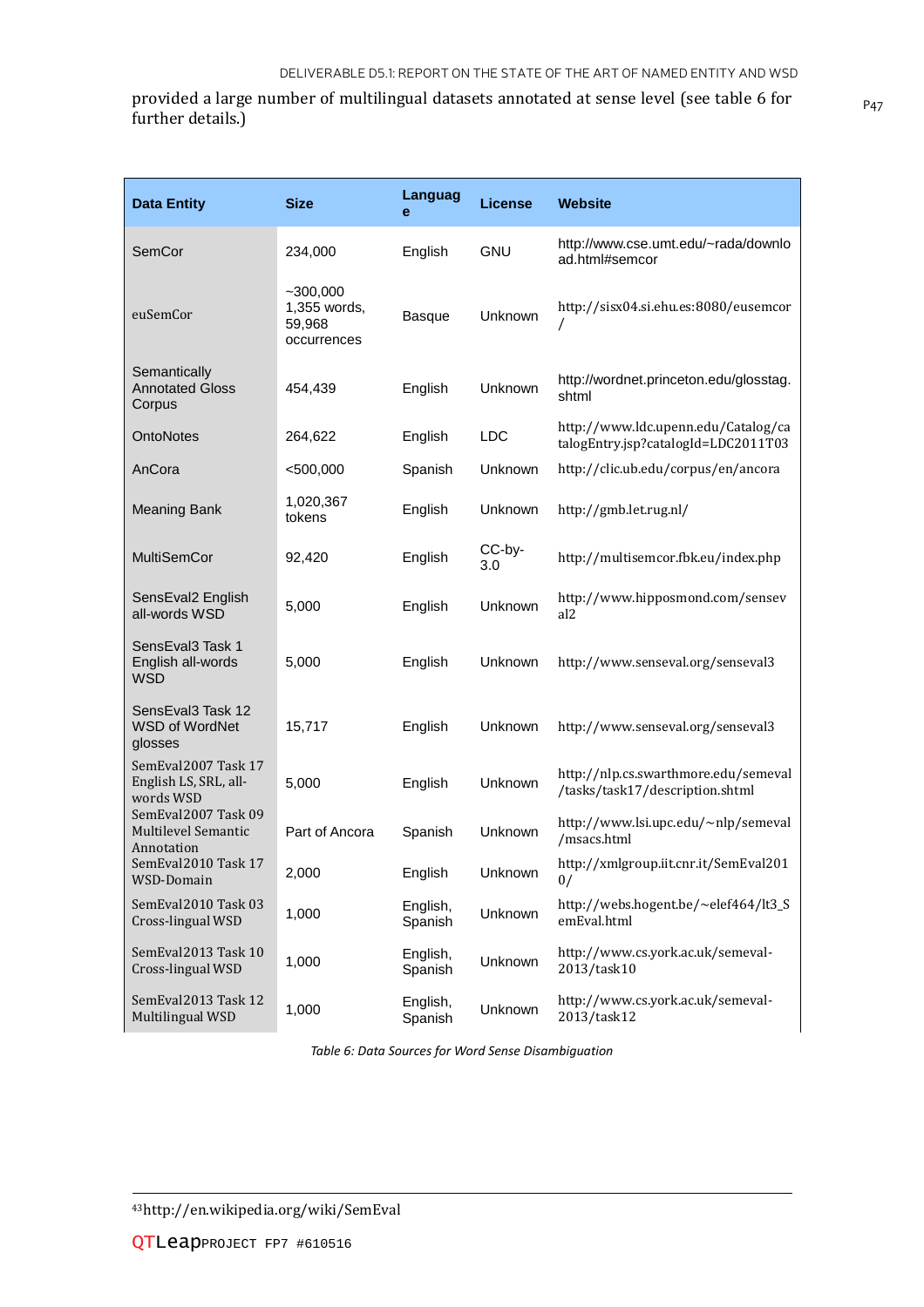provided a large number of multilingual datasets annotated at sense level (see table 6 for further details.)

| Data Entity | Size | Language | License | Website |
|---|---|---|---|---|
| SemCor | 234,000 | English | GNU | http://www.cse.umt.edu/~rada/download.html#semcor |
| euSemCor | ~300,000 1,355 words, 59,968 occurrences | Basque | Unknown | http://sisx04.si.ehu.es:8080/eusemcor/ |
| Semantically Annotated Gloss Corpus | 454,439 | English | Unknown | http://wordnet.princeton.edu/glosstag.shtml |
| OntoNotes | 264,622 | English | LDC | http://www.ldc.upenn.edu/Catalog/catalogEntry.jsp?catalogId=LDC2011T03 |
| AnCora | <500,000 | Spanish | Unknown | http://clic.ub.edu/corpus/en/ancora |
| Meaning Bank | 1,020,367 tokens | English | Unknown | http://gmb.let.rug.nl/ |
| MultiSemCor | 92,420 | English | CC-by-3.0 | http://multisemcor.fbk.eu/index.php |
| SensEval2 English all-words WSD | 5,000 | English | Unknown | http://www.hipposmond.com/senseval2 |
| SensEval3 Task 1 English all-words WSD | 5,000 | English | Unknown | http://www.senseval.org/senseval3 |
| SensEval3 Task 12 WSD of WordNet glosses | 15,717 | English | Unknown | http://www.senseval.org/senseval3 |
| SemEval2007 Task 17 English LS, SRL, all-words WSD | 5,000 | English | Unknown | http://nlp.cs.swarthmore.edu/semeval/tasks/task17/description.shtml |
| SemEval2007 Task 09 Multilevel Semantic Annotation | Part of Ancora | Spanish | Unknown | http://www.lsi.upc.edu/~nlp/semeval/msacs.html |
| SemEval2010 Task 17 WSD-Domain | 2,000 | English | Unknown | http://xmlgroup.iit.cnr.it/SemEval2010/ |
| SemEval2010 Task 03 Cross-lingual WSD | 1,000 | English, Spanish | Unknown | http://webs.hogent.be/~elef464/lt3_SemEval.html |
| SemEval2013 Task 10 Cross-lingual WSD | 1,000 | English, Spanish | Unknown | http://www.cs.york.ac.uk/semeval-2013/task10 |
| SemEval2013 Task 12 Multilingual WSD | 1,000 | English, Spanish | Unknown | http://www.cs.york.ac.uk/semeval-2013/task12 |

*Table 6: Data Sources for Word Sense Disambiguation*

[43]http://en.wikipedia.org/wiki/SemEval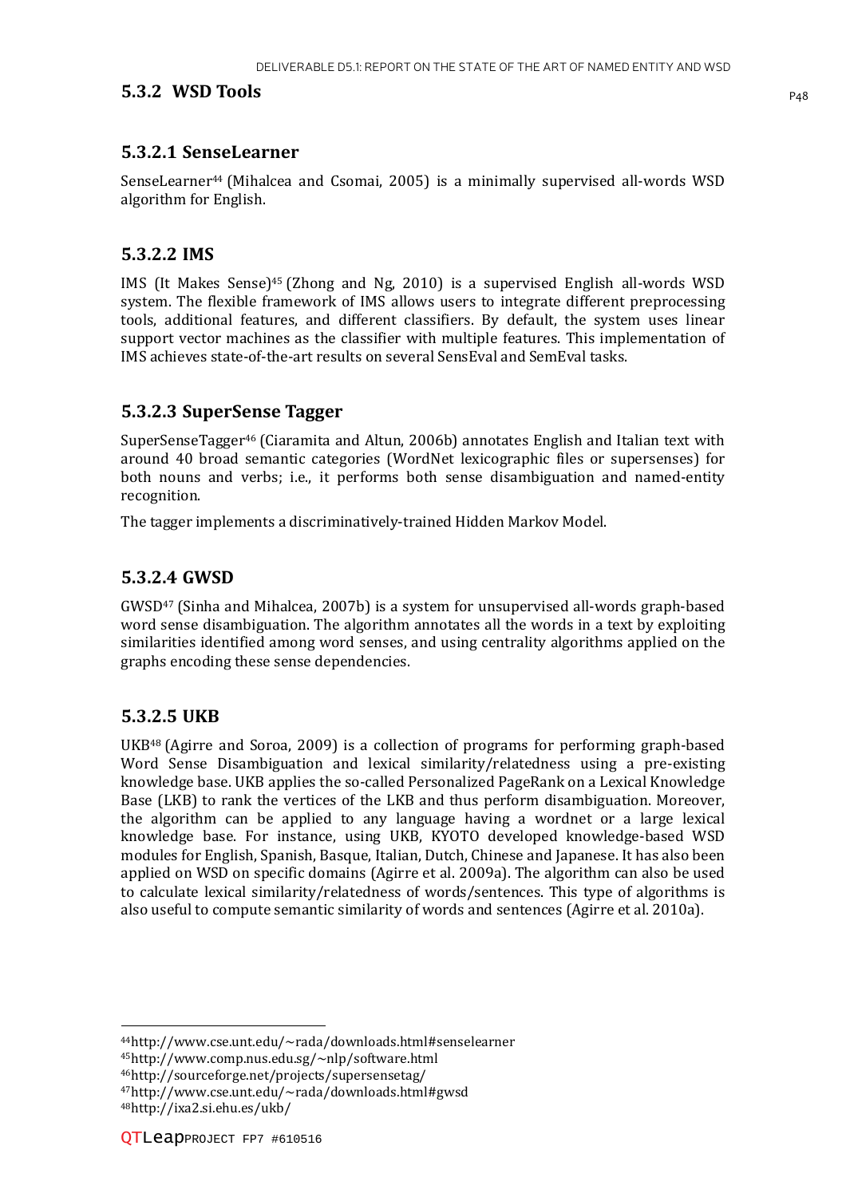### 5.3.2 WSD Tools

#### 5.3.2.1 SenseLearner

SenseLearner[44] (Mihalcea and Csomai, 2005) is a minimally supervised all-words WSD algorithm for English.

#### 5.3.2.2 IMS

IMS (It Makes Sense)[45] (Zhong and Ng, 2010) is a supervised English all-words WSD system. The flexible framework of IMS allows users to integrate different preprocessing tools, additional features, and different classifiers. By default, the system uses linear support vector machines as the classifier with multiple features. This implementation of IMS achieves state-of-the-art results on several SensEval and SemEval tasks.

#### 5.3.2.3 SuperSense Tagger

SuperSenseTagger[46] (Ciaramita and Altun, 2006b) annotates English and Italian text with around 40 broad semantic categories (WordNet lexicographic files or supersenses) for both nouns and verbs; i.e., it performs both sense disambiguation and named-entity recognition.

The tagger implements a discriminatively-trained Hidden Markov Model.

#### 5.3.2.4 GWSD

GWSD[47] (Sinha and Mihalcea, 2007b) is a system for unsupervised all-words graph-based word sense disambiguation. The algorithm annotates all the words in a text by exploiting similarities identified among word senses, and using centrality algorithms applied on the graphs encoding these sense dependencies.

#### 5.3.2.5 UKB

UKB[48] (Agirre and Soroa, 2009) is a collection of programs for performing graph-based Word Sense Disambiguation and lexical similarity/relatedness using a pre-existing knowledge base. UKB applies the so-called Personalized PageRank on a Lexical Knowledge Base (LKB) to rank the vertices of the LKB and thus perform disambiguation. Moreover, the algorithm can be applied to any language having a wordnet or a large lexical knowledge base. For instance, using UKB, KYOTO developed knowledge-based WSD modules for English, Spanish, Basque, Italian, Dutch, Chinese and Japanese. It has also been applied on WSD on specific domains (Agirre et al. 2009a). The algorithm can also be used to calculate lexical similarity/relatedness of words/sentences. This type of algorithms is also useful to compute semantic similarity of words and sentences (Agirre et al. 2010a).

---

[44] http://www.cse.unt.edu/~rada/downloads.html#senselearner
[45] http://www.comp.nus.edu.sg/~nlp/software.html
[46] http://sourceforge.net/projects/supersensetag/
[47] http://www.cse.unt.edu/~rada/downloads.html#gwsd
[48] http://ixa2.si.ehu.es/ukb/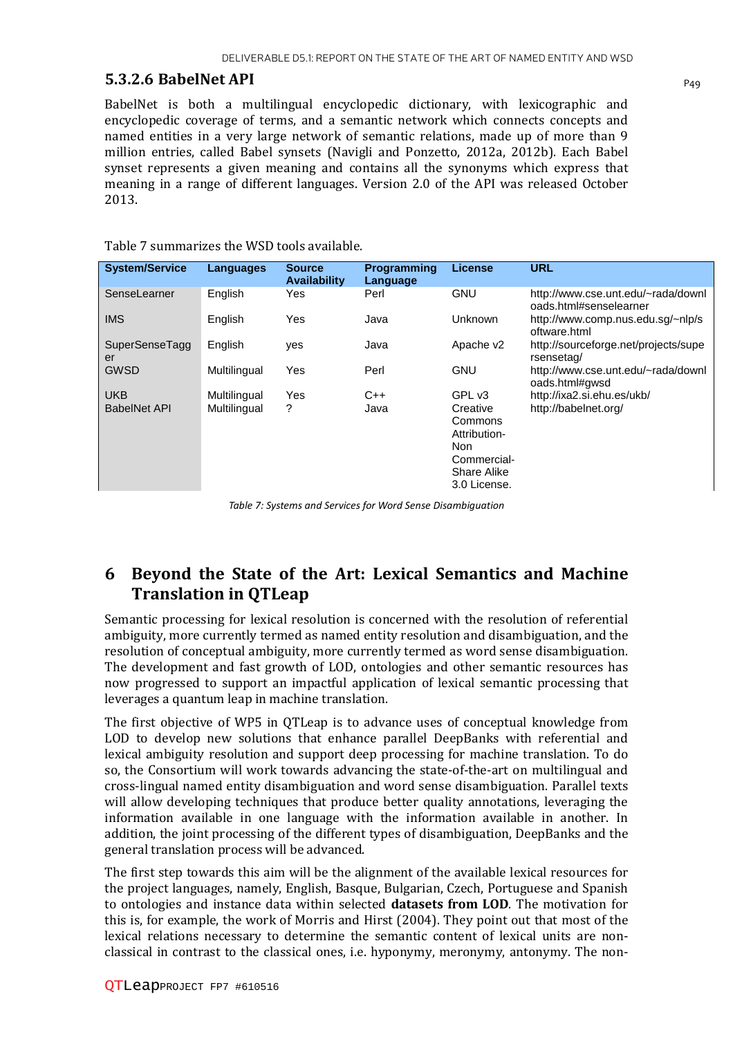### 5.3.2.6 BabelNet API

BabelNet is both a multilingual encyclopedic dictionary, with lexicographic and encyclopedic coverage of terms, and a semantic network which connects concepts and named entities in a very large network of semantic relations, made up of more than 9 million entries, called Babel synsets (Navigli and Ponzetto, 2012a, 2012b). Each Babel synset represents a given meaning and contains all the synonyms which express that meaning in a range of different languages. Version 2.0 of the API was released October 2013.

Table 7 summarizes the WSD tools available.

| System/Service | Languages | Source Availability | Programming Language | License | URL |
|---|---|---|---|---|---|
| SenseLearner | English | Yes | Perl | GNU | http://www.cse.unt.edu/~rada/downloads.html#senselearner |
| IMS | English | Yes | Java | Unknown | http://www.comp.nus.edu.sg/~nlp/software.html |
| SuperSenseTagger | English | yes | Java | Apache v2 | http://sourceforge.net/projects/supersensetag/ |
| GWSD | Multilingual | Yes | Perl | GNU | http://www.cse.unt.edu/~rada/downloads.html#gwsd |
| UKB | Multilingual | Yes | C++ | GPL v3 | http://ixa2.si.ehu.es/ukb/ |
| BabelNet API | Multilingual | ? | Java | Creative Commons Attribution-Non Commercial-Share Alike 3.0 License. | http://babelnet.org/ |

*Table 7: Systems and Services for Word Sense Disambiguation*

# 6 Beyond the State of the Art: Lexical Semantics and Machine Translation in QTLeap

Semantic processing for lexical resolution is concerned with the resolution of referential ambiguity, more currently termed as named entity resolution and disambiguation, and the resolution of conceptual ambiguity, more currently termed as word sense disambiguation. The development and fast growth of LOD, ontologies and other semantic resources has now progressed to support an impactful application of lexical semantic processing that leverages a quantum leap in machine translation.

The first objective of WP5 in QTLeap is to advance uses of conceptual knowledge from LOD to develop new solutions that enhance parallel DeepBanks with referential and lexical ambiguity resolution and support deep processing for machine translation. To do so, the Consortium will work towards advancing the state-of-the-art on multilingual and cross-lingual named entity disambiguation and word sense disambiguation. Parallel texts will allow developing techniques that produce better quality annotations, leveraging the information available in one language with the information available in another. In addition, the joint processing of the different types of disambiguation, DeepBanks and the general translation process will be advanced.

The first step towards this aim will be the alignment of the available lexical resources for the project languages, namely, English, Basque, Bulgarian, Czech, Portuguese and Spanish to ontologies and instance data within selected **datasets from LOD**. The motivation for this is, for example, the work of Morris and Hirst (2004). They point out that most of the lexical relations necessary to determine the semantic content of lexical units are non-classical in contrast to the classical ones, i.e. hyponymy, meronymy, antonymy. The non-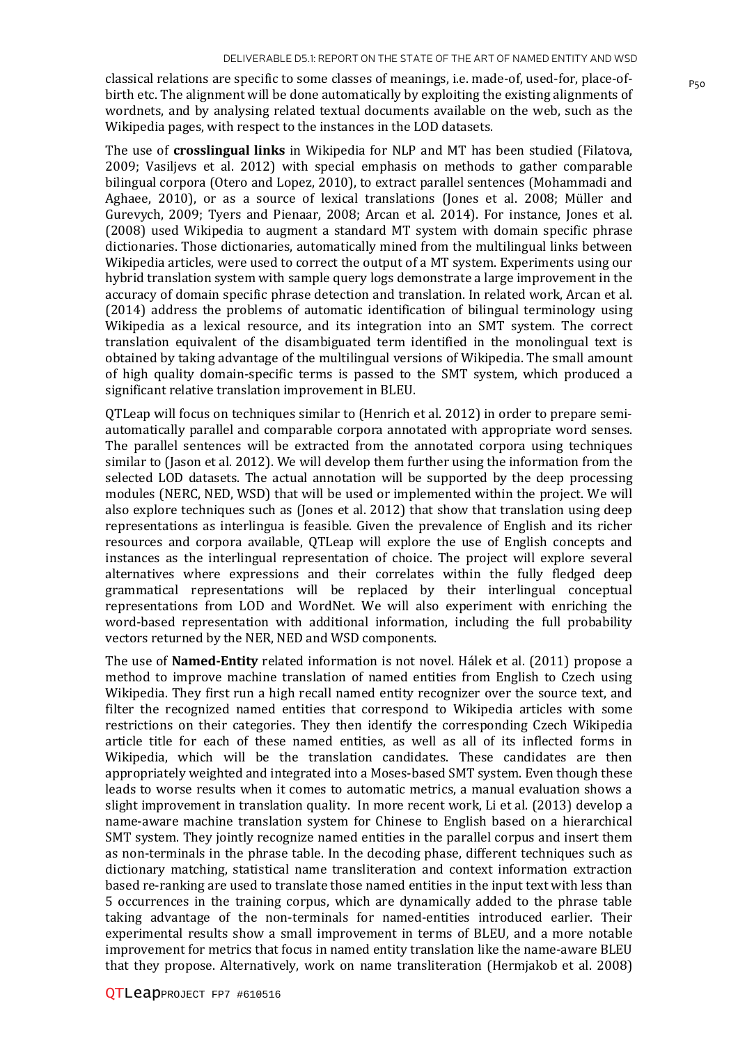classical relations are specific to some classes of meanings, i.e. made-of, used-for, place-of-birth etc. The alignment will be done automatically by exploiting the existing alignments of wordnets, and by analysing related textual documents available on the web, such as the Wikipedia pages, with respect to the instances in the LOD datasets.

The use of **crosslingual links** in Wikipedia for NLP and MT has been studied (Filatova, 2009; Vasiljevs et al. 2012) with special emphasis on methods to gather comparable bilingual corpora (Otero and Lopez, 2010), to extract parallel sentences (Mohammadi and Aghaee, 2010), or as a source of lexical translations (Jones et al. 2008; Müller and Gurevych, 2009; Tyers and Pienaar, 2008; Arcan et al. 2014). For instance, Jones et al. (2008) used Wikipedia to augment a standard MT system with domain specific phrase dictionaries. Those dictionaries, automatically mined from the multilingual links between Wikipedia articles, were used to correct the output of a MT system. Experiments using our hybrid translation system with sample query logs demonstrate a large improvement in the accuracy of domain specific phrase detection and translation. In related work, Arcan et al. (2014) address the problems of automatic identification of bilingual terminology using Wikipedia as a lexical resource, and its integration into an SMT system. The correct translation equivalent of the disambiguated term identified in the monolingual text is obtained by taking advantage of the multilingual versions of Wikipedia. The small amount of high quality domain-specific terms is passed to the SMT system, which produced a significant relative translation improvement in BLEU.

QTLeap will focus on techniques similar to (Henrich et al. 2012) in order to prepare semi-automatically parallel and comparable corpora annotated with appropriate word senses. The parallel sentences will be extracted from the annotated corpora using techniques similar to (Jason et al. 2012). We will develop them further using the information from the selected LOD datasets. The actual annotation will be supported by the deep processing modules (NERC, NED, WSD) that will be used or implemented within the project. We will also explore techniques such as (Jones et al. 2012) that show that translation using deep representations as interlingua is feasible. Given the prevalence of English and its richer resources and corpora available, QTLeap will explore the use of English concepts and instances as the interlingual representation of choice. The project will explore several alternatives where expressions and their correlates within the fully fledged deep grammatical representations will be replaced by their interlingual conceptual representations from LOD and WordNet. We will also experiment with enriching the word-based representation with additional information, including the full probability vectors returned by the NER, NED and WSD components.

The use of **Named-Entity** related information is not novel. Hálek et al. (2011) propose a method to improve machine translation of named entities from English to Czech using Wikipedia. They first run a high recall named entity recognizer over the source text, and filter the recognized named entities that correspond to Wikipedia articles with some restrictions on their categories. They then identify the corresponding Czech Wikipedia article title for each of these named entities, as well as all of its inflected forms in Wikipedia, which will be the translation candidates. These candidates are then appropriately weighted and integrated into a Moses-based SMT system. Even though these leads to worse results when it comes to automatic metrics, a manual evaluation shows a slight improvement in translation quality. In more recent work, Li et al. (2013) develop a name-aware machine translation system for Chinese to English based on a hierarchical SMT system. They jointly recognize named entities in the parallel corpus and insert them as non-terminals in the phrase table. In the decoding phase, different techniques such as dictionary matching, statistical name transliteration and context information extraction based re-ranking are used to translate those named entities in the input text with less than 5 occurrences in the training corpus, which are dynamically added to the phrase table taking advantage of the non-terminals for named-entities introduced earlier. Their experimental results show a small improvement in terms of BLEU, and a more notable improvement for metrics that focus in named entity translation like the name-aware BLEU that they propose. Alternatively, work on name transliteration (Hermjakob et al. 2008)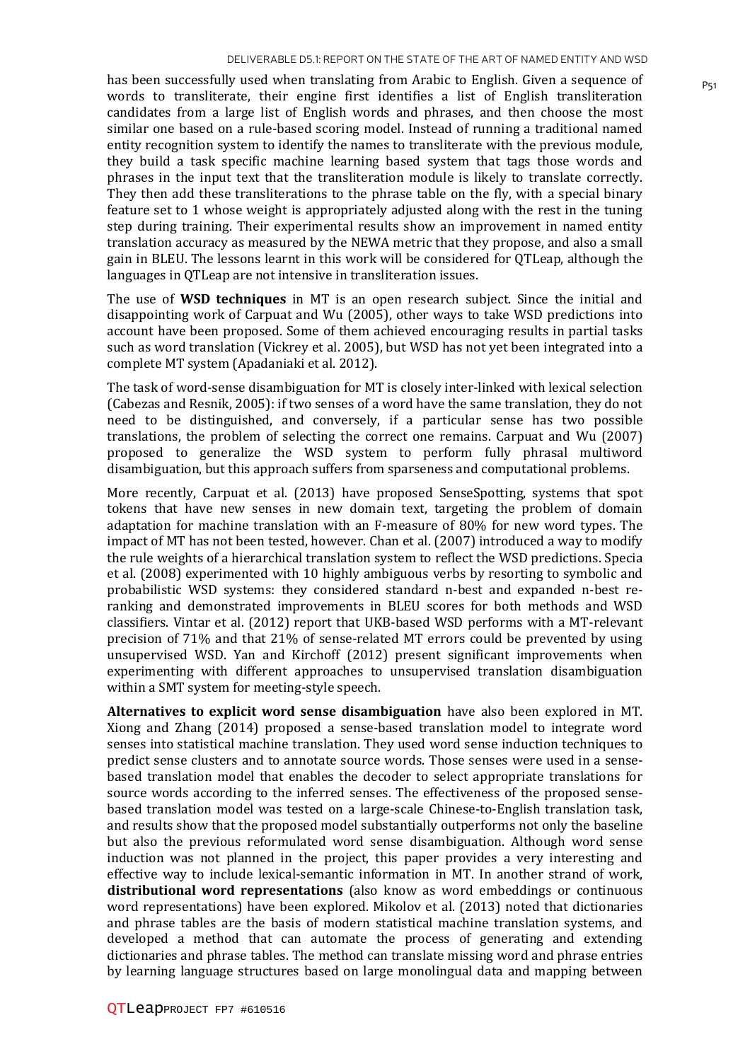has been successfully used when translating from Arabic to English. Given a sequence of words to transliterate, their engine first identifies a list of English transliteration candidates from a large list of English words and phrases, and then choose the most similar one based on a rule-based scoring model. Instead of running a traditional named entity recognition system to identify the names to transliterate with the previous module, they build a task specific machine learning based system that tags those words and phrases in the input text that the transliteration module is likely to translate correctly. They then add these transliterations to the phrase table on the fly, with a special binary feature set to 1 whose weight is appropriately adjusted along with the rest in the tuning step during training. Their experimental results show an improvement in named entity translation accuracy as measured by the NEWA metric that they propose, and also a small gain in BLEU. The lessons learnt in this work will be considered for QTLeap, although the languages in QTLeap are not intensive in transliteration issues.

The use of **WSD techniques** in MT is an open research subject. Since the initial and disappointing work of Carpuat and Wu (2005), other ways to take WSD predictions into account have been proposed. Some of them achieved encouraging results in partial tasks such as word translation (Vickrey et al. 2005), but WSD has not yet been integrated into a complete MT system (Apadaniaki et al. 2012).

The task of word-sense disambiguation for MT is closely inter-linked with lexical selection (Cabezas and Resnik, 2005): if two senses of a word have the same translation, they do not need to be distinguished, and conversely, if a particular sense has two possible translations, the problem of selecting the correct one remains. Carpuat and Wu (2007) proposed to generalize the WSD system to perform fully phrasal multiword disambiguation, but this approach suffers from sparseness and computational problems.

More recently, Carpuat et al. (2013) have proposed SenseSpotting, systems that spot tokens that have new senses in new domain text, targeting the problem of domain adaptation for machine translation with an F-measure of 80% for new word types. The impact of MT has not been tested, however. Chan et al. (2007) introduced a way to modify the rule weights of a hierarchical translation system to reflect the WSD predictions. Specia et al. (2008) experimented with 10 highly ambiguous verbs by resorting to symbolic and probabilistic WSD systems: they considered standard n-best and expanded n-best re-ranking and demonstrated improvements in BLEU scores for both methods and WSD classifiers. Vintar et al. (2012) report that UKB-based WSD performs with a MT-relevant precision of 71% and that 21% of sense-related MT errors could be prevented by using unsupervised WSD. Yan and Kirchoff (2012) present significant improvements when experimenting with different approaches to unsupervised translation disambiguation within a SMT system for meeting-style speech.

**Alternatives to explicit word sense disambiguation** have also been explored in MT. Xiong and Zhang (2014) proposed a sense-based translation model to integrate word senses into statistical machine translation. They used word sense induction techniques to predict sense clusters and to annotate source words. Those senses were used in a sense-based translation model that enables the decoder to select appropriate translations for source words according to the inferred senses. The effectiveness of the proposed sense-based translation model was tested on a large-scale Chinese-to-English translation task, and results show that the proposed model substantially outperforms not only the baseline but also the previous reformulated word sense disambiguation. Although word sense induction was not planned in the project, this paper provides a very interesting and effective way to include lexical-semantic information in MT. In another strand of work, **distributional word representations** (also know as word embeddings or continuous word representations) have been explored. Mikolov et al. (2013) noted that dictionaries and phrase tables are the basis of modern statistical machine translation systems, and developed a method that can automate the process of generating and extending dictionaries and phrase tables. The method can translate missing word and phrase entries by learning language structures based on large monolingual data and mapping between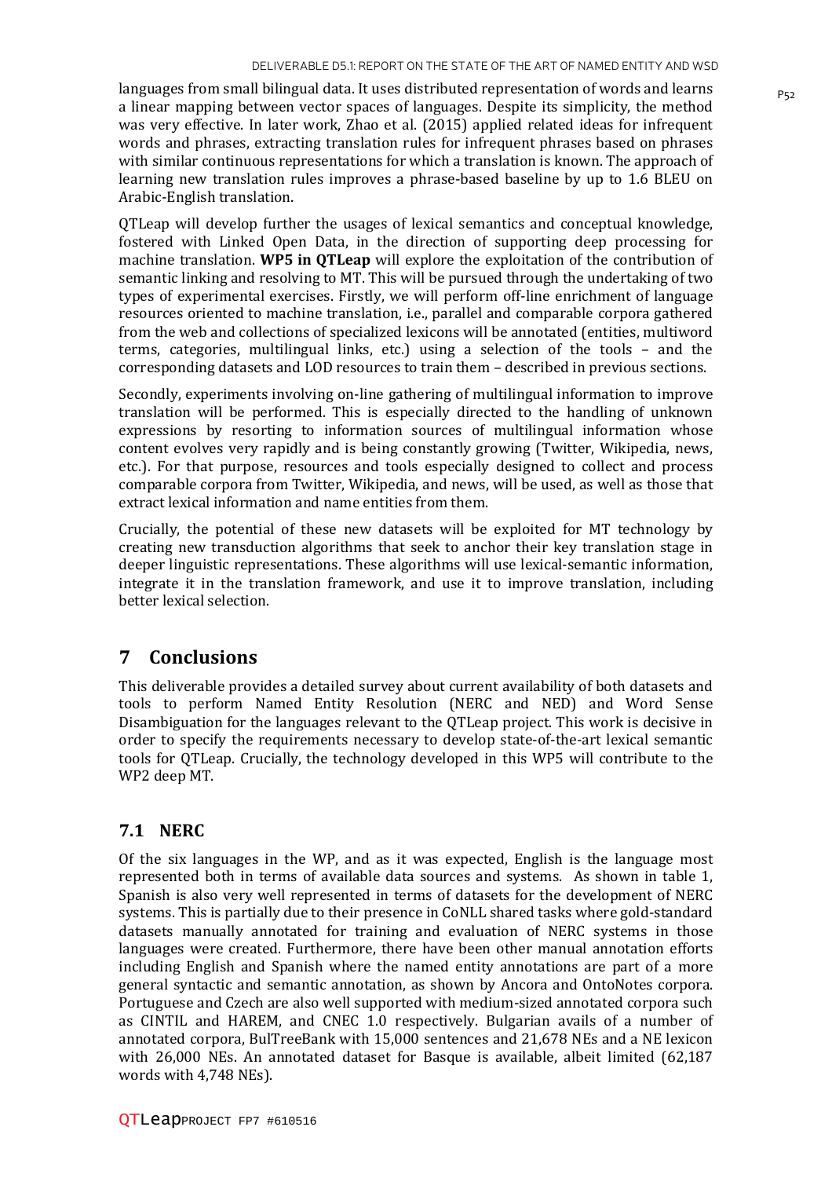languages from small bilingual data. It uses distributed representation of words and learns a linear mapping between vector spaces of languages. Despite its simplicity, the method was very effective. In later work, Zhao et al. (2015) applied related ideas for infrequent words and phrases, extracting translation rules for infrequent phrases based on phrases with similar continuous representations for which a translation is known. The approach of learning new translation rules improves a phrase-based baseline by up to 1.6 BLEU on Arabic-English translation.

QTLeap will develop further the usages of lexical semantics and conceptual knowledge, fostered with Linked Open Data, in the direction of supporting deep processing for machine translation. **WP5 in QTLeap** will explore the exploitation of the contribution of semantic linking and resolving to MT. This will be pursued through the undertaking of two types of experimental exercises. Firstly, we will perform off-line enrichment of language resources oriented to machine translation, i.e., parallel and comparable corpora gathered from the web and collections of specialized lexicons will be annotated (entities, multiword terms, categories, multilingual links, etc.) using a selection of the tools – and the corresponding datasets and LOD resources to train them – described in previous sections.

Secondly, experiments involving on-line gathering of multilingual information to improve translation will be performed. This is especially directed to the handling of unknown expressions by resorting to information sources of multilingual information whose content evolves very rapidly and is being constantly growing (Twitter, Wikipedia, news, etc.). For that purpose, resources and tools especially designed to collect and process comparable corpora from Twitter, Wikipedia, and news, will be used, as well as those that extract lexical information and name entities from them.

Crucially, the potential of these new datasets will be exploited for MT technology by creating new transduction algorithms that seek to anchor their key translation stage in deeper linguistic representations. These algorithms will use lexical-semantic information, integrate it in the translation framework, and use it to improve translation, including better lexical selection.

# 7 Conclusions

This deliverable provides a detailed survey about current availability of both datasets and tools to perform Named Entity Resolution (NERC and NED) and Word Sense Disambiguation for the languages relevant to the QTLeap project. This work is decisive in order to specify the requirements necessary to develop state-of-the-art lexical semantic tools for QTLeap. Crucially, the technology developed in this WP5 will contribute to the WP2 deep MT.

## 7.1 NERC

Of the six languages in the WP, and as it was expected, English is the language most represented both in terms of available data sources and systems. As shown in table 1, Spanish is also very well represented in terms of datasets for the development of NERC systems. This is partially due to their presence in CoNLL shared tasks where gold-standard datasets manually annotated for training and evaluation of NERC systems in those languages were created. Furthermore, there have been other manual annotation efforts including English and Spanish where the named entity annotations are part of a more general syntactic and semantic annotation, as shown by Ancora and OntoNotes corpora. Portuguese and Czech are also well supported with medium-sized annotated corpora such as CINTIL and HAREM, and CNEC 1.0 respectively. Bulgarian avails of a number of annotated corpora, BulTreeBank with 15,000 sentences and 21,678 NEs and a NE lexicon with 26,000 NEs. An annotated dataset for Basque is available, albeit limited (62,187 words with 4,748 NEs).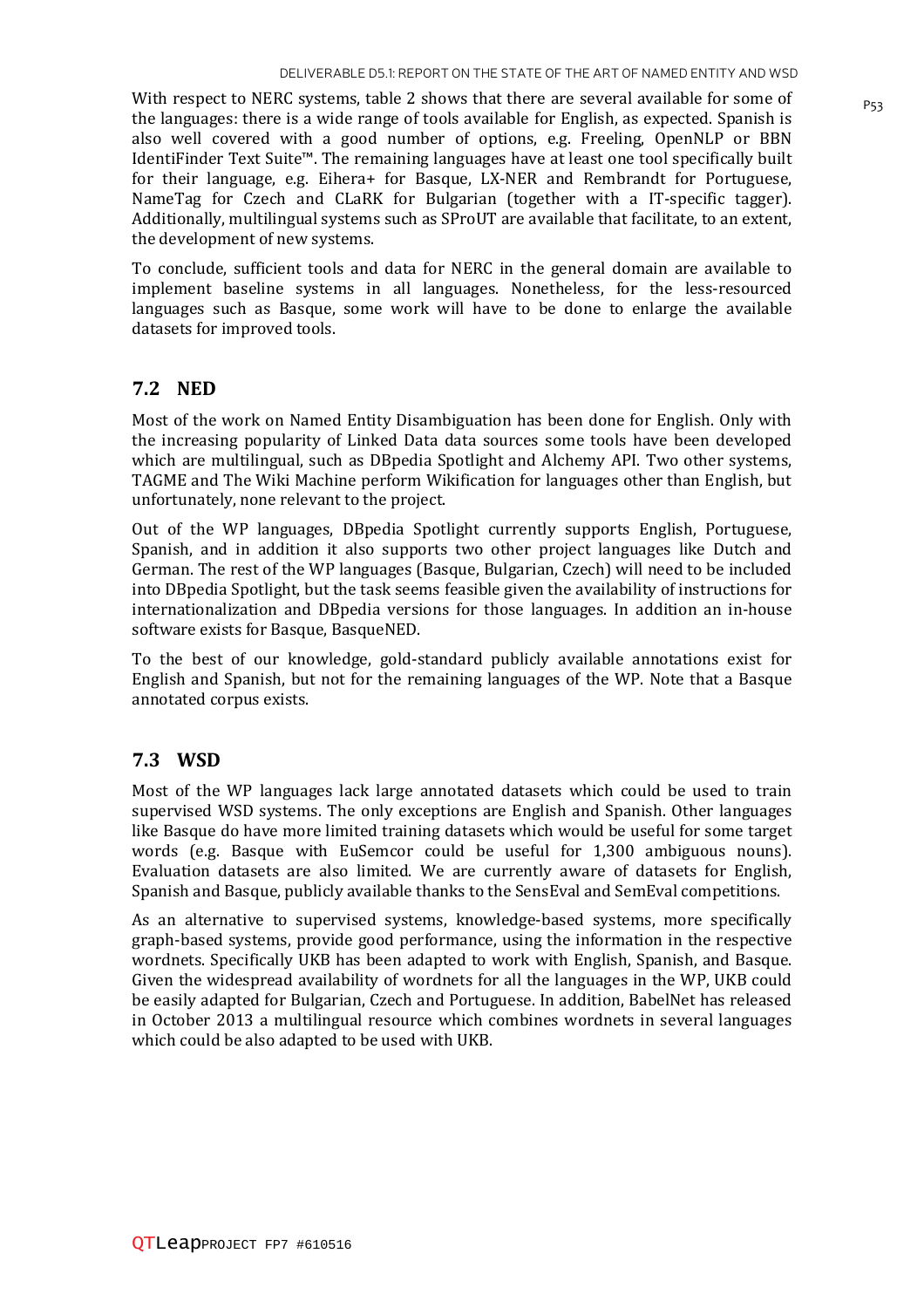With respect to NERC systems, table 2 shows that there are several available for some of the languages: there is a wide range of tools available for English, as expected. Spanish is also well covered with a good number of options, e.g. Freeling, OpenNLP or BBN IdentiFinder Text Suite™. The remaining languages have at least one tool specifically built for their language, e.g. Eihera+ for Basque, LX-NER and Rembrandt for Portuguese, NameTag for Czech and CLaRK for Bulgarian (together with a IT-specific tagger). Additionally, multilingual systems such as SProUT are available that facilitate, to an extent, the development of new systems.

To conclude, sufficient tools and data for NERC in the general domain are available to implement baseline systems in all languages. Nonetheless, for the less-resourced languages such as Basque, some work will have to be done to enlarge the available datasets for improved tools.

## 7.2 NED

Most of the work on Named Entity Disambiguation has been done for English. Only with the increasing popularity of Linked Data data sources some tools have been developed which are multilingual, such as DBpedia Spotlight and Alchemy API. Two other systems, TAGME and The Wiki Machine perform Wikification for languages other than English, but unfortunately, none relevant to the project.

Out of the WP languages, DBpedia Spotlight currently supports English, Portuguese, Spanish, and in addition it also supports two other project languages like Dutch and German. The rest of the WP languages (Basque, Bulgarian, Czech) will need to be included into DBpedia Spotlight, but the task seems feasible given the availability of instructions for internationalization and DBpedia versions for those languages. In addition an in-house software exists for Basque, BasqueNED.

To the best of our knowledge, gold-standard publicly available annotations exist for English and Spanish, but not for the remaining languages of the WP. Note that a Basque annotated corpus exists.

## 7.3 WSD

Most of the WP languages lack large annotated datasets which could be used to train supervised WSD systems. The only exceptions are English and Spanish. Other languages like Basque do have more limited training datasets which would be useful for some target words (e.g. Basque with EuSemcor could be useful for 1,300 ambiguous nouns). Evaluation datasets are also limited. We are currently aware of datasets for English, Spanish and Basque, publicly available thanks to the SensEval and SemEval competitions.

As an alternative to supervised systems, knowledge-based systems, more specifically graph-based systems, provide good performance, using the information in the respective wordnets. Specifically UKB has been adapted to work with English, Spanish, and Basque. Given the widespread availability of wordnets for all the languages in the WP, UKB could be easily adapted for Bulgarian, Czech and Portuguese. In addition, BabelNet has released in October 2013 a multilingual resource which combines wordnets in several languages which could be also adapted to be used with UKB.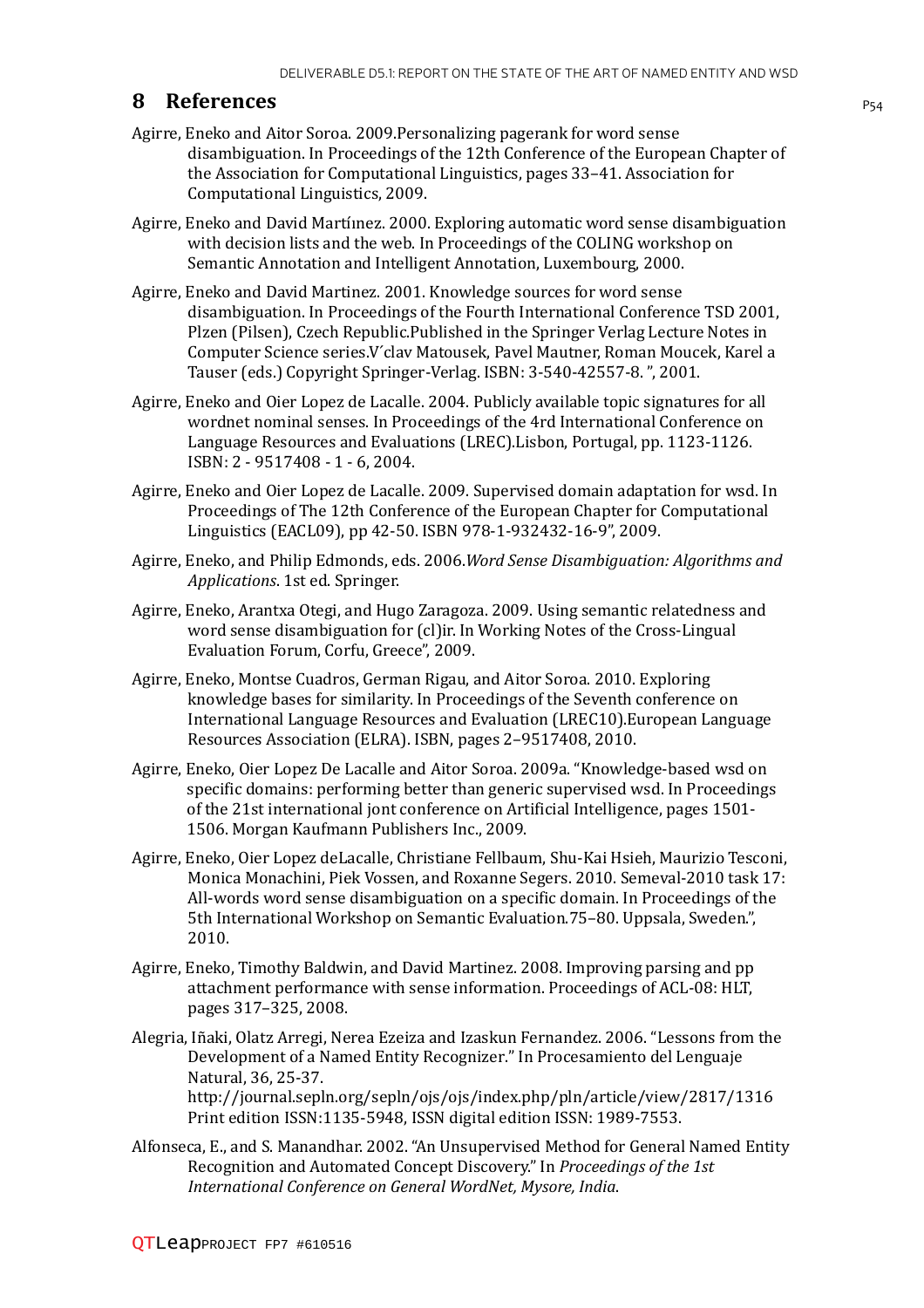# 8 References

Agirre, Eneko and Aitor Soroa. 2009.Personalizing pagerank for word sense disambiguation. In Proceedings of the 12th Conference of the European Chapter of the Association for Computational Linguistics, pages 33–41. Association for Computational Linguistics, 2009.

Agirre, Eneko and David Martíınez. 2000. Exploring automatic word sense disambiguation with decision lists and the web. In Proceedings of the COLING workshop on Semantic Annotation and Intelligent Annotation, Luxembourg, 2000.

Agirre, Eneko and David Martinez. 2001. Knowledge sources for word sense disambiguation. In Proceedings of the Fourth International Conference TSD 2001, Plzen (Pilsen), Czech Republic.Published in the Springer Verlag Lecture Notes in Computer Science series.V´clav Matousek, Pavel Mautner, Roman Moucek, Karel a Tauser (eds.) Copyright Springer-Verlag. ISBN: 3-540-42557-8. ", 2001.

Agirre, Eneko and Oier Lopez de Lacalle. 2004. Publicly available topic signatures for all wordnet nominal senses. In Proceedings of the 4rd International Conference on Language Resources and Evaluations (LREC).Lisbon, Portugal, pp. 1123-1126. ISBN: 2 - 9517408 - 1 - 6, 2004.

Agirre, Eneko and Oier Lopez de Lacalle. 2009. Supervised domain adaptation for wsd. In Proceedings of The 12th Conference of the European Chapter for Computational Linguistics (EACL09), pp 42-50. ISBN 978-1-932432-16-9", 2009.

Agirre, Eneko, and Philip Edmonds, eds. 2006.*Word Sense Disambiguation: Algorithms and Applications*. 1st ed. Springer.

Agirre, Eneko, Arantxa Otegi, and Hugo Zaragoza. 2009. Using semantic relatedness and word sense disambiguation for (cl)ir. In Working Notes of the Cross-Lingual Evaluation Forum, Corfu, Greece", 2009.

Agirre, Eneko, Montse Cuadros, German Rigau, and Aitor Soroa. 2010. Exploring knowledge bases for similarity. In Proceedings of the Seventh conference on International Language Resources and Evaluation (LREC10).European Language Resources Association (ELRA). ISBN, pages 2–9517408, 2010.

Agirre, Eneko, Oier Lopez De Lacalle and Aitor Soroa. 2009a. "Knowledge-based wsd on specific domains: performing better than generic supervised wsd. In Proceedings of the 21st international jont conference on Artificial Intelligence, pages 1501-1506. Morgan Kaufmann Publishers Inc., 2009.

Agirre, Eneko, Oier Lopez deLacalle, Christiane Fellbaum, Shu-Kai Hsieh, Maurizio Tesconi, Monica Monachini, Piek Vossen, and Roxanne Segers. 2010. Semeval-2010 task 17: All-words word sense disambiguation on a specific domain. In Proceedings of the 5th International Workshop on Semantic Evaluation.75–80. Uppsala, Sweden.", 2010.

Agirre, Eneko, Timothy Baldwin, and David Martinez. 2008. Improving parsing and pp attachment performance with sense information. Proceedings of ACL-08: HLT, pages 317–325, 2008.

Alegria, Iñaki, Olatz Arregi, Nerea Ezeiza and Izaskun Fernandez. 2006. "Lessons from the Development of a Named Entity Recognizer." In Procesamiento del Lenguaje Natural, 36, 25-37. http://journal.sepln.org/sepln/ojs/ojs/index.php/pln/article/view/2817/1316 Print edition ISSN:1135-5948, ISSN digital edition ISSN: 1989-7553.

Alfonseca, E., and S. Manandhar. 2002. "An Unsupervised Method for General Named Entity Recognition and Automated Concept Discovery." In *Proceedings of the 1st International Conference on General WordNet, Mysore, India*.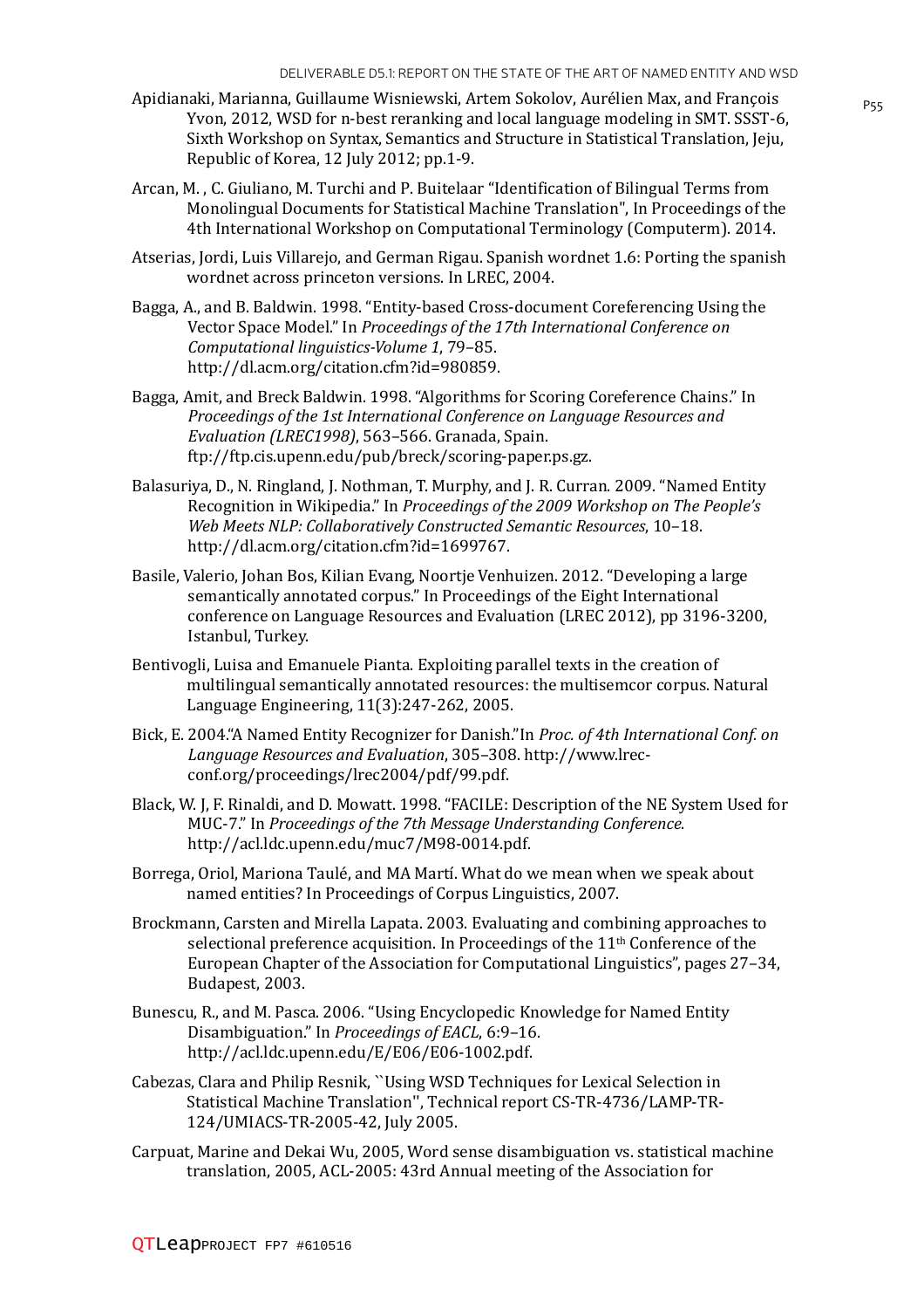Apidianaki, Marianna, Guillaume Wisniewski, Artem Sokolov, Aurélien Max, and François Yvon, 2012, WSD for n-best reranking and local language modeling in SMT. SSST-6, Sixth Workshop on Syntax, Semantics and Structure in Statistical Translation, Jeju, Republic of Korea, 12 July 2012; pp.1-9.

Arcan, M. , C. Giuliano, M. Turchi and P. Buitelaar "Identification of Bilingual Terms from Monolingual Documents for Statistical Machine Translation", In Proceedings of the 4th International Workshop on Computational Terminology (Computerm). 2014.

Atserias, Jordi, Luis Villarejo, and German Rigau. Spanish wordnet 1.6: Porting the spanish wordnet across princeton versions. In LREC, 2004.

Bagga, A., and B. Baldwin. 1998. "Entity-based Cross-document Coreferencing Using the Vector Space Model." In *Proceedings of the 17th International Conference on Computational linguistics-Volume 1*, 79–85. http://dl.acm.org/citation.cfm?id=980859.

Bagga, Amit, and Breck Baldwin. 1998. "Algorithms for Scoring Coreference Chains." In *Proceedings of the 1st International Conference on Language Resources and Evaluation (LREC1998)*, 563–566. Granada, Spain. ftp://ftp.cis.upenn.edu/pub/breck/scoring-paper.ps.gz.

Balasuriya, D., N. Ringland, J. Nothman, T. Murphy, and J. R. Curran. 2009. "Named Entity Recognition in Wikipedia." In *Proceedings of the 2009 Workshop on The People's Web Meets NLP: Collaboratively Constructed Semantic Resources*, 10–18. http://dl.acm.org/citation.cfm?id=1699767.

Basile, Valerio, Johan Bos, Kilian Evang, Noortje Venhuizen. 2012. "Developing a large semantically annotated corpus." In Proceedings of the Eight International conference on Language Resources and Evaluation (LREC 2012), pp 3196-3200, Istanbul, Turkey.

Bentivogli, Luisa and Emanuele Pianta. Exploiting parallel texts in the creation of multilingual semantically annotated resources: the multisemcor corpus. Natural Language Engineering, 11(3):247-262, 2005.

Bick, E. 2004."A Named Entity Recognizer for Danish."In *Proc. of 4th International Conf. on Language Resources and Evaluation*, 305–308. http://www.lrec-conf.org/proceedings/lrec2004/pdf/99.pdf.

Black, W. J, F. Rinaldi, and D. Mowatt. 1998. "FACILE: Description of the NE System Used for MUC-7." In *Proceedings of the 7th Message Understanding Conference*. http://acl.ldc.upenn.edu/muc7/M98-0014.pdf.

Borrega, Oriol, Mariona Taulé, and MA Martí. What do we mean when we speak about named entities? In Proceedings of Corpus Linguistics, 2007.

Brockmann, Carsten and Mirella Lapata. 2003. Evaluating and combining approaches to selectional preference acquisition. In Proceedings of the 11th Conference of the European Chapter of the Association for Computational Linguistics", pages 27–34, Budapest, 2003.

Bunescu, R., and M. Pasca. 2006. "Using Encyclopedic Knowledge for Named Entity Disambiguation." In *Proceedings of EACL*, 6:9–16. http://acl.ldc.upenn.edu/E/E06/E06-1002.pdf.

Cabezas, Clara and Philip Resnik, ``Using WSD Techniques for Lexical Selection in Statistical Machine Translation'', Technical report CS-TR-4736/LAMP-TR-124/UMIACS-TR-2005-42, July 2005.

Carpuat, Marine and Dekai Wu, 2005, Word sense disambiguation vs. statistical machine translation, 2005, ACL-2005: 43rd Annual meeting of the Association for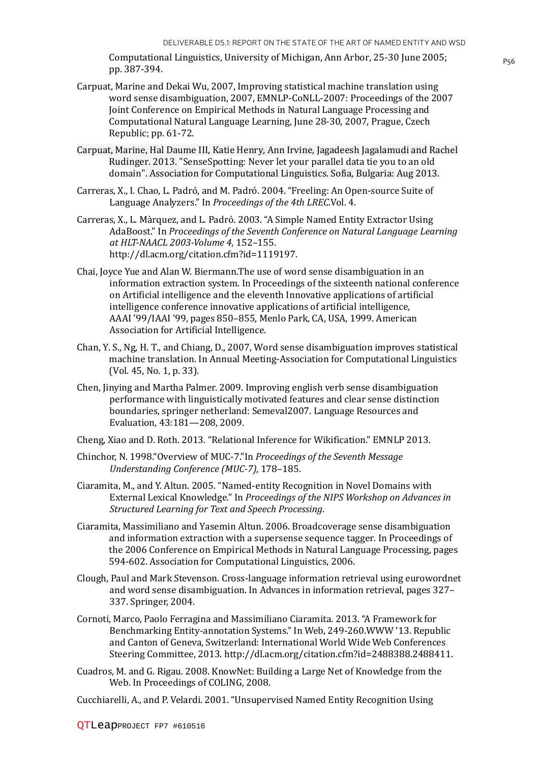Computational Linguistics, University of Michigan, Ann Arbor, 25-30 June 2005; pp. 387-394.

Carpuat, Marine and Dekai Wu, 2007, Improving statistical machine translation using word sense disambiguation, 2007, EMNLP-CoNLL-2007: Proceedings of the 2007 Joint Conference on Empirical Methods in Natural Language Processing and Computational Natural Language Learning, June 28-30, 2007, Prague, Czech Republic; pp. 61-72.

Carpuat, Marine, Hal Daume III, Katie Henry, Ann Irvine, Jagadeesh Jagalamudi and Rachel Rudinger. 2013. "SenseSpotting: Never let your parallel data tie you to an old domain". Association for Computational Linguistics. Sofia, Bulgaria: Aug 2013.

Carreras, X., I. Chao, L. Padró, and M. Padró. 2004. "Freeling: An Open-source Suite of Language Analyzers." In *Proceedings of the 4th LREC*.Vol. 4.

Carreras, X., L. Màrquez, and L. Padró. 2003. "A Simple Named Entity Extractor Using AdaBoost." In *Proceedings of the Seventh Conference on Natural Language Learning at HLT-NAACL 2003-Volume 4*, 152–155. http://dl.acm.org/citation.cfm?id=1119197.

Chai, Joyce Yue and Alan W. Biermann.The use of word sense disambiguation in an information extraction system. In Proceedings of the sixteenth national conference on Artificial intelligence and the eleventh Innovative applications of artificial intelligence conference innovative applications of artificial intelligence, AAAI '99/IAAI '99, pages 850–855, Menlo Park, CA, USA, 1999. American Association for Artificial Intelligence.

Chan, Y. S., Ng, H. T., and Chiang, D., 2007, Word sense disambiguation improves statistical machine translation. In Annual Meeting-Association for Computational Linguistics (Vol. 45, No. 1, p. 33).

Chen, Jinying and Martha Palmer. 2009. Improving english verb sense disambiguation performance with linguistically motivated features and clear sense distinction boundaries, springer netherland: Semeval2007. Language Resources and Evaluation, 43:181—208, 2009.

Cheng, Xiao and D. Roth. 2013. "Relational Inference for Wikification." EMNLP 2013.

Chinchor, N. 1998."Overview of MUC-7."In *Proceedings of the Seventh Message Understanding Conference (MUC-7)*, 178–185.

Ciaramita, M., and Y. Altun. 2005. "Named-entity Recognition in Novel Domains with External Lexical Knowledge." In *Proceedings of the NIPS Workshop on Advances in Structured Learning for Text and Speech Processing*.

Ciaramita, Massimiliano and Yasemin Altun. 2006. Broadcoverage sense disambiguation and information extraction with a supersense sequence tagger. In Proceedings of the 2006 Conference on Empirical Methods in Natural Language Processing, pages 594-602. Association for Computational Linguistics, 2006.

Clough, Paul and Mark Stevenson. Cross-language information retrieval using eurowordnet and word sense disambiguation. In Advances in information retrieval, pages 327–337. Springer, 2004.

Cornoti, Marco, Paolo Ferragina and Massimiliano Ciaramita. 2013. "A Framework for Benchmarking Entity-annotation Systems." In Web, 249-260.WWW '13. Republic and Canton of Geneva, Switzerland: International World Wide Web Conferences Steering Committee, 2013. http://dl.acm.org/citation.cfm?id=2488388.2488411.

Cuadros, M. and G. Rigau. 2008. KnowNet: Building a Large Net of Knowledge from the Web. In Proceedings of COLING, 2008.

Cucchiarelli, A., and P. Velardi. 2001. "Unsupervised Named Entity Recognition Using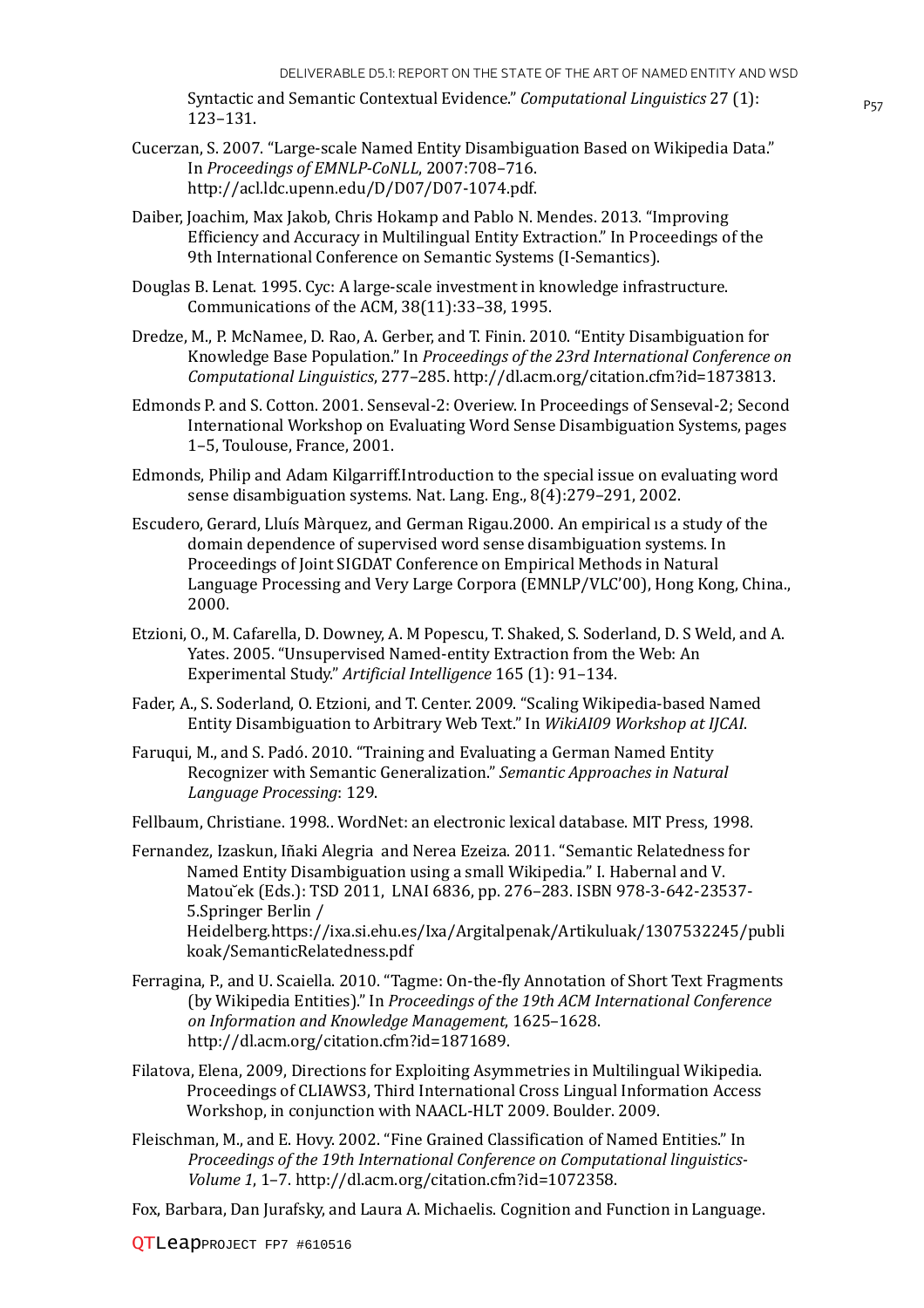Syntactic and Semantic Contextual Evidence." *Computational Linguistics* 27 (1): 123–131.

Cucerzan, S. 2007. "Large-scale Named Entity Disambiguation Based on Wikipedia Data." In *Proceedings of EMNLP-CoNLL*, 2007:708–716. http://acl.ldc.upenn.edu/D/D07/D07-1074.pdf.

Daiber, Joachim, Max Jakob, Chris Hokamp and Pablo N. Mendes. 2013. "Improving Efficiency and Accuracy in Multilingual Entity Extraction." In Proceedings of the 9th International Conference on Semantic Systems (I-Semantics).

Douglas B. Lenat. 1995. Cyc: A large-scale investment in knowledge infrastructure. Communications of the ACM, 38(11):33–38, 1995.

Dredze, M., P. McNamee, D. Rao, A. Gerber, and T. Finin. 2010. "Entity Disambiguation for Knowledge Base Population." In *Proceedings of the 23rd International Conference on Computational Linguistics*, 277–285. http://dl.acm.org/citation.cfm?id=1873813.

Edmonds P. and S. Cotton. 2001. Senseval-2: Overiew. In Proceedings of Senseval-2; Second International Workshop on Evaluating Word Sense Disambiguation Systems, pages 1–5, Toulouse, France, 2001.

Edmonds, Philip and Adam Kilgarriff.Introduction to the special issue on evaluating word sense disambiguation systems. Nat. Lang. Eng., 8(4):279–291, 2002.

Escudero, Gerard, Lluís Màrquez, and German Rigau.2000. An empirical ıs a study of the domain dependence of supervised word sense disambiguation systems. In Proceedings of Joint SIGDAT Conference on Empirical Methods in Natural Language Processing and Very Large Corpora (EMNLP/VLC'00), Hong Kong, China., 2000.

Etzioni, O., M. Cafarella, D. Downey, A. M Popescu, T. Shaked, S. Soderland, D. S Weld, and A. Yates. 2005. "Unsupervised Named-entity Extraction from the Web: An Experimental Study." *Artificial Intelligence* 165 (1): 91–134.

Fader, A., S. Soderland, O. Etzioni, and T. Center. 2009. "Scaling Wikipedia-based Named Entity Disambiguation to Arbitrary Web Text." In *WikiAI09 Workshop at IJCAI*.

Faruqui, M., and S. Padó. 2010. "Training and Evaluating a German Named Entity Recognizer with Semantic Generalization." *Semantic Approaches in Natural Language Processing*: 129.

Fellbaum, Christiane. 1998.. WordNet: an electronic lexical database. MIT Press, 1998.

Fernandez, Izaskun, Iñaki Alegria and Nerea Ezeiza. 2011. "Semantic Relatedness for Named Entity Disambiguation using a small Wikipedia." I. Habernal and V. Matoušek (Eds.): TSD 2011, LNAI 6836, pp. 276–283. ISBN 978-3-642-23537-5.Springer Berlin / Heidelberg.https://ixa.si.ehu.es/Ixa/Argitalpenak/Artikuluak/1307532245/publikoak/SemanticRelatedness.pdf

Ferragina, P., and U. Scaiella. 2010. "Tagme: On-the-fly Annotation of Short Text Fragments (by Wikipedia Entities)." In *Proceedings of the 19th ACM International Conference on Information and Knowledge Management*, 1625–1628. http://dl.acm.org/citation.cfm?id=1871689.

Filatova, Elena, 2009, Directions for Exploiting Asymmetries in Multilingual Wikipedia. Proceedings of CLIAWS3, Third International Cross Lingual Information Access Workshop, in conjunction with NAACL-HLT 2009. Boulder. 2009.

Fleischman, M., and E. Hovy. 2002. "Fine Grained Classification of Named Entities." In *Proceedings of the 19th International Conference on Computational linguistics-Volume 1*, 1–7. http://dl.acm.org/citation.cfm?id=1072358.

Fox, Barbara, Dan Jurafsky, and Laura A. Michaelis. Cognition and Function in Language.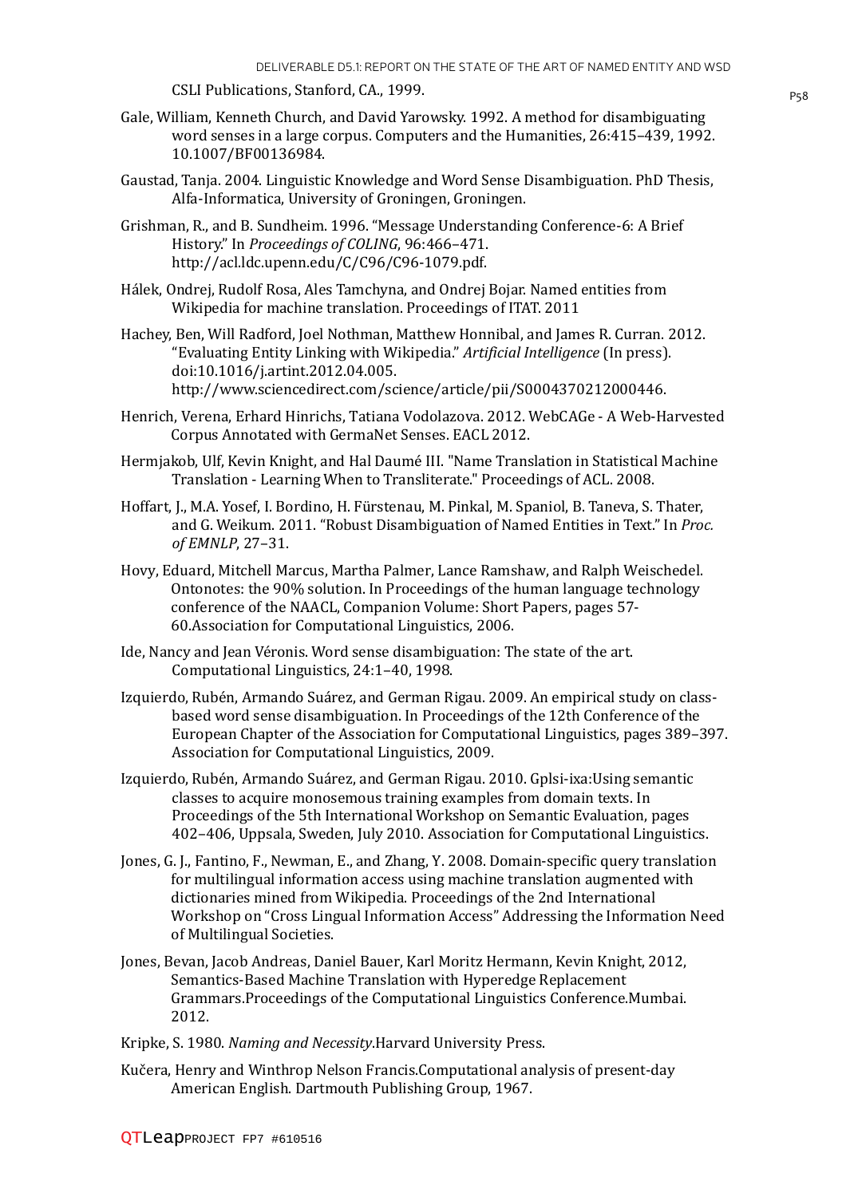CSLI Publications, Stanford, CA., 1999.

Gale, William, Kenneth Church, and David Yarowsky. 1992. A method for disambiguating word senses in a large corpus. Computers and the Humanities, 26:415–439, 1992. 10.1007/BF00136984.

Gaustad, Tanja. 2004. Linguistic Knowledge and Word Sense Disambiguation. PhD Thesis, Alfa-Informatica, University of Groningen, Groningen.

Grishman, R., and B. Sundheim. 1996. "Message Understanding Conference-6: A Brief History." In *Proceedings of COLING*, 96:466–471. http://acl.ldc.upenn.edu/C/C96/C96-1079.pdf.

Hálek, Ondrej, Rudolf Rosa, Ales Tamchyna, and Ondrej Bojar. Named entities from Wikipedia for machine translation. Proceedings of ITAT. 2011

Hachey, Ben, Will Radford, Joel Nothman, Matthew Honnibal, and James R. Curran. 2012. "Evaluating Entity Linking with Wikipedia." *Artificial Intelligence* (In press). doi:10.1016/j.artint.2012.04.005. http://www.sciencedirect.com/science/article/pii/S0004370212000446.

Henrich, Verena, Erhard Hinrichs, Tatiana Vodolazova. 2012. WebCAGe - A Web-Harvested Corpus Annotated with GermaNet Senses. EACL 2012.

Hermjakob, Ulf, Kevin Knight, and Hal Daumé III. "Name Translation in Statistical Machine Translation - Learning When to Transliterate." Proceedings of ACL. 2008.

Hoffart, J., M.A. Yosef, I. Bordino, H. Fürstenau, M. Pinkal, M. Spaniol, B. Taneva, S. Thater, and G. Weikum. 2011. "Robust Disambiguation of Named Entities in Text." In *Proc. of EMNLP*, 27–31.

Hovy, Eduard, Mitchell Marcus, Martha Palmer, Lance Ramshaw, and Ralph Weischedel. Ontonotes: the 90% solution. In Proceedings of the human language technology conference of the NAACL, Companion Volume: Short Papers, pages 57-60.Association for Computational Linguistics, 2006.

Ide, Nancy and Jean Véronis. Word sense disambiguation: The state of the art. Computational Linguistics, 24:1–40, 1998.

Izquierdo, Rubén, Armando Suárez, and German Rigau. 2009. An empirical study on class-based word sense disambiguation. In Proceedings of the 12th Conference of the European Chapter of the Association for Computational Linguistics, pages 389–397. Association for Computational Linguistics, 2009.

Izquierdo, Rubén, Armando Suárez, and German Rigau. 2010. Gplsi-ixa:Using semantic classes to acquire monosemous training examples from domain texts. In Proceedings of the 5th International Workshop on Semantic Evaluation, pages 402–406, Uppsala, Sweden, July 2010. Association for Computational Linguistics.

Jones, G. J., Fantino, F., Newman, E., and Zhang, Y. 2008. Domain-specific query translation for multilingual information access using machine translation augmented with dictionaries mined from Wikipedia. Proceedings of the 2nd International Workshop on "Cross Lingual Information Access" Addressing the Information Need of Multilingual Societies.

Jones, Bevan, Jacob Andreas, Daniel Bauer, Karl Moritz Hermann, Kevin Knight, 2012, Semantics-Based Machine Translation with Hyperedge Replacement Grammars.Proceedings of the Computational Linguistics Conference.Mumbai. 2012.

Kripke, S. 1980. *Naming and Necessity*.Harvard University Press.

Kučera, Henry and Winthrop Nelson Francis.Computational analysis of present-day American English. Dartmouth Publishing Group, 1967.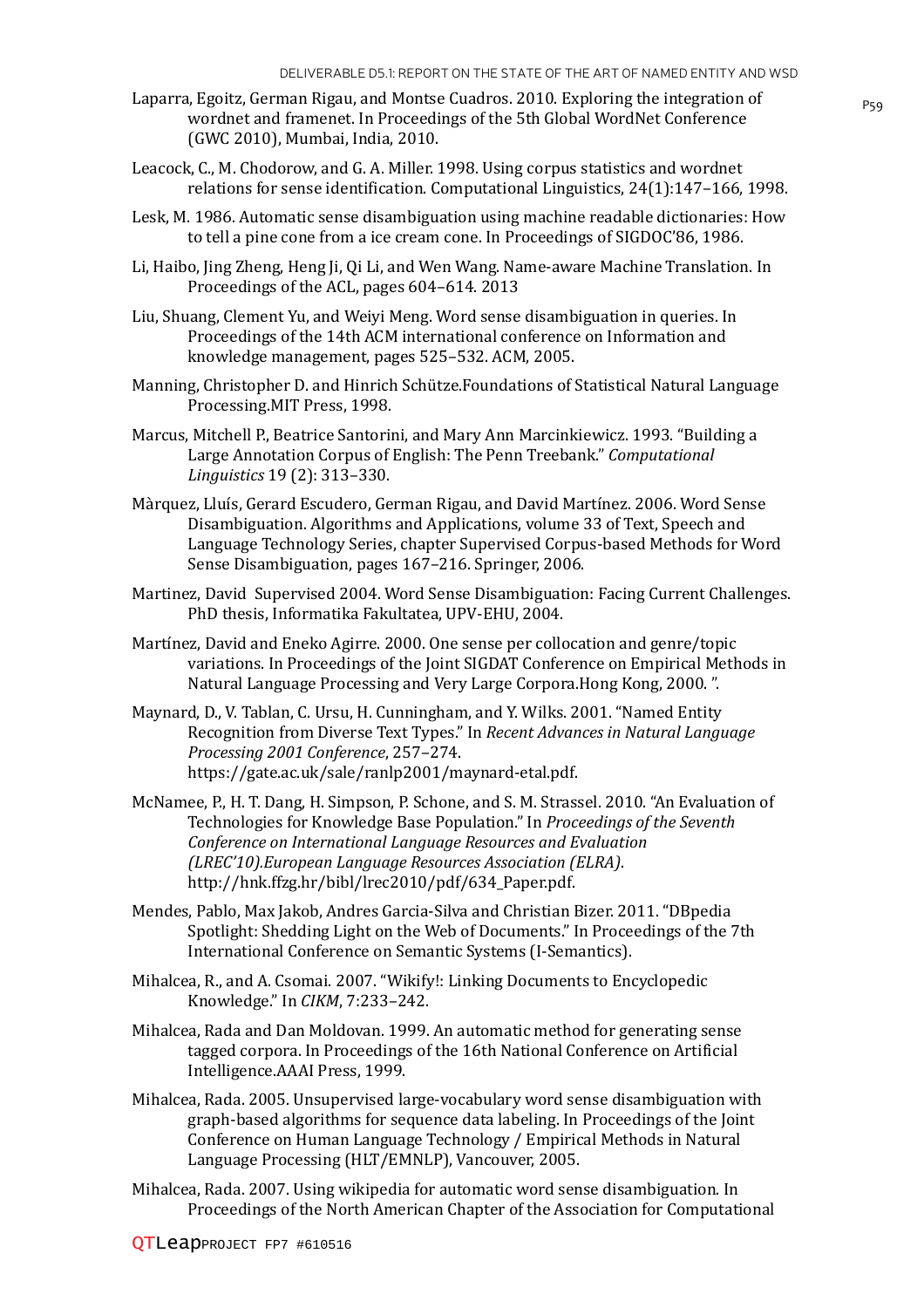Laparra, Egoitz, German Rigau, and Montse Cuadros. 2010. Exploring the integration of wordnet and framenet. In Proceedings of the 5th Global WordNet Conference (GWC 2010), Mumbai, India, 2010.

Leacock, C., M. Chodorow, and G. A. Miller. 1998. Using corpus statistics and wordnet relations for sense identification. Computational Linguistics, 24(1):147–166, 1998.

Lesk, M. 1986. Automatic sense disambiguation using machine readable dictionaries: How to tell a pine cone from a ice cream cone. In Proceedings of SIGDOC'86, 1986.

Li, Haibo, Jing Zheng, Heng Ji, Qi Li, and Wen Wang. Name-aware Machine Translation. In Proceedings of the ACL, pages 604–614. 2013

Liu, Shuang, Clement Yu, and Weiyi Meng. Word sense disambiguation in queries. In Proceedings of the 14th ACM international conference on Information and knowledge management, pages 525–532. ACM, 2005.

Manning, Christopher D. and Hinrich Schütze.Foundations of Statistical Natural Language Processing.MIT Press, 1998.

Marcus, Mitchell P., Beatrice Santorini, and Mary Ann Marcinkiewicz. 1993. "Building a Large Annotation Corpus of English: The Penn Treebank." *Computational Linguistics* 19 (2): 313–330.

Màrquez, Lluís, Gerard Escudero, German Rigau, and David Martínez. 2006. Word Sense Disambiguation. Algorithms and Applications, volume 33 of Text, Speech and Language Technology Series, chapter Supervised Corpus-based Methods for Word Sense Disambiguation, pages 167–216. Springer, 2006.

Martinez, David Supervised 2004. Word Sense Disambiguation: Facing Current Challenges. PhD thesis, Informatika Fakultatea, UPV-EHU, 2004.

Martínez, David and Eneko Agirre. 2000. One sense per collocation and genre/topic variations. In Proceedings of the Joint SIGDAT Conference on Empirical Methods in Natural Language Processing and Very Large Corpora.Hong Kong, 2000. ".

Maynard, D., V. Tablan, C. Ursu, H. Cunningham, and Y. Wilks. 2001. "Named Entity Recognition from Diverse Text Types." In *Recent Advances in Natural Language Processing 2001 Conference*, 257–274. https://gate.ac.uk/sale/ranlp2001/maynard-etal.pdf.

McNamee, P., H. T. Dang, H. Simpson, P. Schone, and S. M. Strassel. 2010. "An Evaluation of Technologies for Knowledge Base Population." In *Proceedings of the Seventh Conference on International Language Resources and Evaluation (LREC'10).European Language Resources Association (ELRA)*. http://hnk.ffzg.hr/bibl/lrec2010/pdf/634_Paper.pdf.

Mendes, Pablo, Max Jakob, Andres Garcia-Silva and Christian Bizer. 2011. "DBpedia Spotlight: Shedding Light on the Web of Documents." In Proceedings of the 7th International Conference on Semantic Systems (I-Semantics).

Mihalcea, R., and A. Csomai. 2007. "Wikify!: Linking Documents to Encyclopedic Knowledge." In *CIKM*, 7:233–242.

Mihalcea, Rada and Dan Moldovan. 1999. An automatic method for generating sense tagged corpora. In Proceedings of the 16th National Conference on Artificial Intelligence.AAAI Press, 1999.

Mihalcea, Rada. 2005. Unsupervised large-vocabulary word sense disambiguation with graph-based algorithms for sequence data labeling. In Proceedings of the Joint Conference on Human Language Technology / Empirical Methods in Natural Language Processing (HLT/EMNLP), Vancouver, 2005.

Mihalcea, Rada. 2007. Using wikipedia for automatic word sense disambiguation. In Proceedings of the North American Chapter of the Association for Computational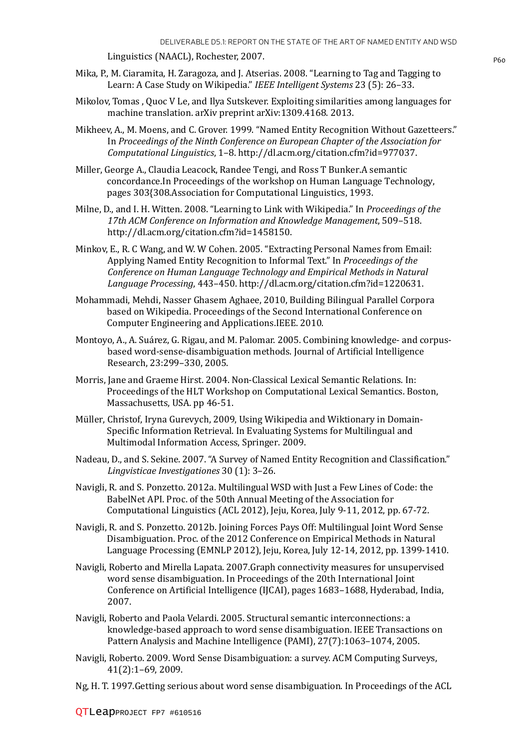Linguistics (NAACL), Rochester, 2007.

Mika, P., M. Ciaramita, H. Zaragoza, and J. Atserias. 2008. "Learning to Tag and Tagging to Learn: A Case Study on Wikipedia." *IEEE Intelligent Systems* 23 (5): 26–33.

Mikolov, Tomas , Quoc V Le, and Ilya Sutskever. Exploiting similarities among languages for machine translation. arXiv preprint arXiv:1309.4168. 2013.

Mikheev, A., M. Moens, and C. Grover. 1999. "Named Entity Recognition Without Gazetteers." In *Proceedings of the Ninth Conference on European Chapter of the Association for Computational Linguistics*, 1–8. http://dl.acm.org/citation.cfm?id=977037.

Miller, George A., Claudia Leacock, Randee Tengi, and Ross T Bunker.A semantic concordance.In Proceedings of the workshop on Human Language Technology, pages 303{308.Association for Computational Linguistics, 1993.

Milne, D., and I. H. Witten. 2008. "Learning to Link with Wikipedia." In *Proceedings of the 17th ACM Conference on Information and Knowledge Management*, 509–518. http://dl.acm.org/citation.cfm?id=1458150.

Minkov, E., R. C Wang, and W. W Cohen. 2005. "Extracting Personal Names from Email: Applying Named Entity Recognition to Informal Text." In *Proceedings of the Conference on Human Language Technology and Empirical Methods in Natural Language Processing*, 443–450. http://dl.acm.org/citation.cfm?id=1220631.

Mohammadi, Mehdi, Nasser Ghasem Aghaee, 2010, Building Bilingual Parallel Corpora based on Wikipedia. Proceedings of the Second International Conference on Computer Engineering and Applications.IEEE. 2010.

Montoyo, A., A. Suárez, G. Rigau, and M. Palomar. 2005. Combining knowledge- and corpus-based word-sense-disambiguation methods. Journal of Artificial Intelligence Research, 23:299–330, 2005.

Morris, Jane and Graeme Hirst. 2004. Non-Classical Lexical Semantic Relations. In: Proceedings of the HLT Workshop on Computational Lexical Semantics. Boston, Massachusetts, USA. pp 46-51.

Müller, Christof, Iryna Gurevych, 2009, Using Wikipedia and Wiktionary in Domain-Specific Information Retrieval. In Evaluating Systems for Multilingual and Multimodal Information Access, Springer. 2009.

Nadeau, D., and S. Sekine. 2007. "A Survey of Named Entity Recognition and Classification." *Lingvisticae Investigationes* 30 (1): 3–26.

Navigli, R. and S. Ponzetto. 2012a. Multilingual WSD with Just a Few Lines of Code: the BabelNet API. Proc. of the 50th Annual Meeting of the Association for Computational Linguistics (ACL 2012), Jeju, Korea, July 9-11, 2012, pp. 67-72.

Navigli, R. and S. Ponzetto. 2012b. Joining Forces Pays Off: Multilingual Joint Word Sense Disambiguation. Proc. of the 2012 Conference on Empirical Methods in Natural Language Processing (EMNLP 2012), Jeju, Korea, July 12-14, 2012, pp. 1399-1410.

Navigli, Roberto and Mirella Lapata. 2007.Graph connectivity measures for unsupervised word sense disambiguation. In Proceedings of the 20th International Joint Conference on Artificial Intelligence (IJCAI), pages 1683–1688, Hyderabad, India, 2007.

Navigli, Roberto and Paola Velardi. 2005. Structural semantic interconnections: a knowledge-based approach to word sense disambiguation. IEEE Transactions on Pattern Analysis and Machine Intelligence (PAMI), 27(7):1063–1074, 2005.

Navigli, Roberto. 2009. Word Sense Disambiguation: a survey. ACM Computing Surveys, 41(2):1–69, 2009.

Ng, H. T. 1997.Getting serious about word sense disambiguation. In Proceedings of the ACL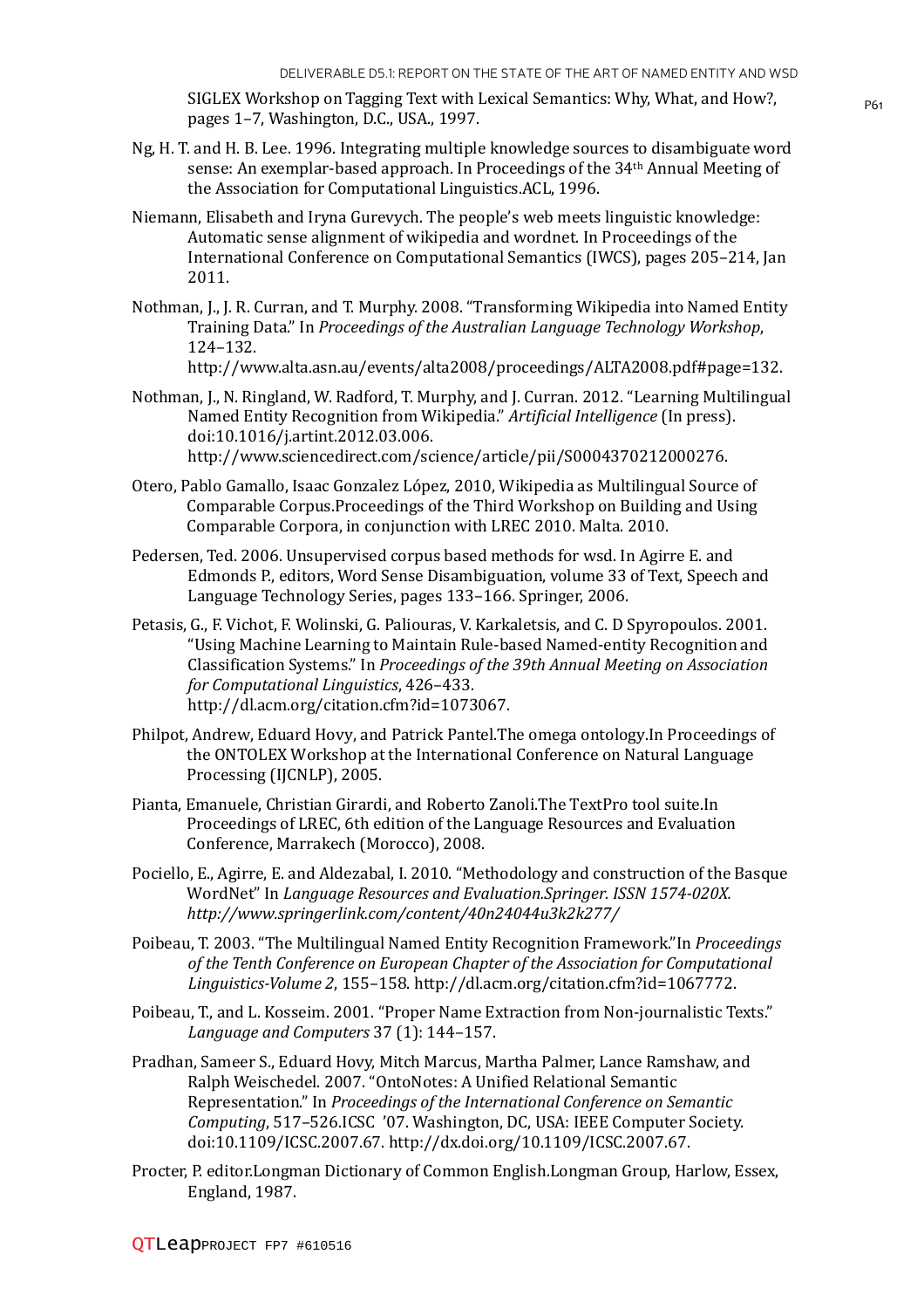SIGLEX Workshop on Tagging Text with Lexical Semantics: Why, What, and How?, pages 1–7, Washington, D.C., USA., 1997.

Ng, H. T. and H. B. Lee. 1996. Integrating multiple knowledge sources to disambiguate word sense: An exemplar-based approach. In Proceedings of the 34th Annual Meeting of the Association for Computational Linguistics.ACL, 1996.

Niemann, Elisabeth and Iryna Gurevych. The people's web meets linguistic knowledge: Automatic sense alignment of wikipedia and wordnet. In Proceedings of the International Conference on Computational Semantics (IWCS), pages 205–214, Jan 2011.

Nothman, J., J. R. Curran, and T. Murphy. 2008. "Transforming Wikipedia into Named Entity Training Data." In *Proceedings of the Australian Language Technology Workshop*, 124–132. http://www.alta.asn.au/events/alta2008/proceedings/ALTA2008.pdf#page=132.

Nothman, J., N. Ringland, W. Radford, T. Murphy, and J. Curran. 2012. "Learning Multilingual Named Entity Recognition from Wikipedia." *Artificial Intelligence* (In press). doi:10.1016/j.artint.2012.03.006. http://www.sciencedirect.com/science/article/pii/S0004370212000276.

Otero, Pablo Gamallo, Isaac Gonzalez López, 2010, Wikipedia as Multilingual Source of Comparable Corpus.Proceedings of the Third Workshop on Building and Using Comparable Corpora, in conjunction with LREC 2010. Malta. 2010.

Pedersen, Ted. 2006. Unsupervised corpus based methods for wsd. In Agirre E. and Edmonds P., editors, Word Sense Disambiguation, volume 33 of Text, Speech and Language Technology Series, pages 133–166. Springer, 2006.

Petasis, G., F. Vichot, F. Wolinski, G. Paliouras, V. Karkaletsis, and C. D Spyropoulos. 2001. "Using Machine Learning to Maintain Rule-based Named-entity Recognition and Classification Systems." In *Proceedings of the 39th Annual Meeting on Association for Computational Linguistics*, 426–433. http://dl.acm.org/citation.cfm?id=1073067.

Philpot, Andrew, Eduard Hovy, and Patrick Pantel.The omega ontology.In Proceedings of the ONTOLEX Workshop at the International Conference on Natural Language Processing (IJCNLP), 2005.

Pianta, Emanuele, Christian Girardi, and Roberto Zanoli.The TextPro tool suite.In Proceedings of LREC, 6th edition of the Language Resources and Evaluation Conference, Marrakech (Morocco), 2008.

Pociello, E., Agirre, E. and Aldezabal, I. 2010. "Methodology and construction of the Basque WordNet" In *Language Resources and Evaluation.Springer. ISSN 1574-020X. http://www.springerlink.com/content/40n24044u3k2k277/*

Poibeau, T. 2003. "The Multilingual Named Entity Recognition Framework."In *Proceedings of the Tenth Conference on European Chapter of the Association for Computational Linguistics-Volume 2*, 155–158. http://dl.acm.org/citation.cfm?id=1067772.

Poibeau, T., and L. Kosseim. 2001. "Proper Name Extraction from Non-journalistic Texts." *Language and Computers* 37 (1): 144–157.

Pradhan, Sameer S., Eduard Hovy, Mitch Marcus, Martha Palmer, Lance Ramshaw, and Ralph Weischedel. 2007. "OntoNotes: A Unified Relational Semantic Representation." In *Proceedings of the International Conference on Semantic Computing*, 517–526.ICSC '07. Washington, DC, USA: IEEE Computer Society. doi:10.1109/ICSC.2007.67. http://dx.doi.org/10.1109/ICSC.2007.67.

Procter, P. editor.Longman Dictionary of Common English.Longman Group, Harlow, Essex, England, 1987.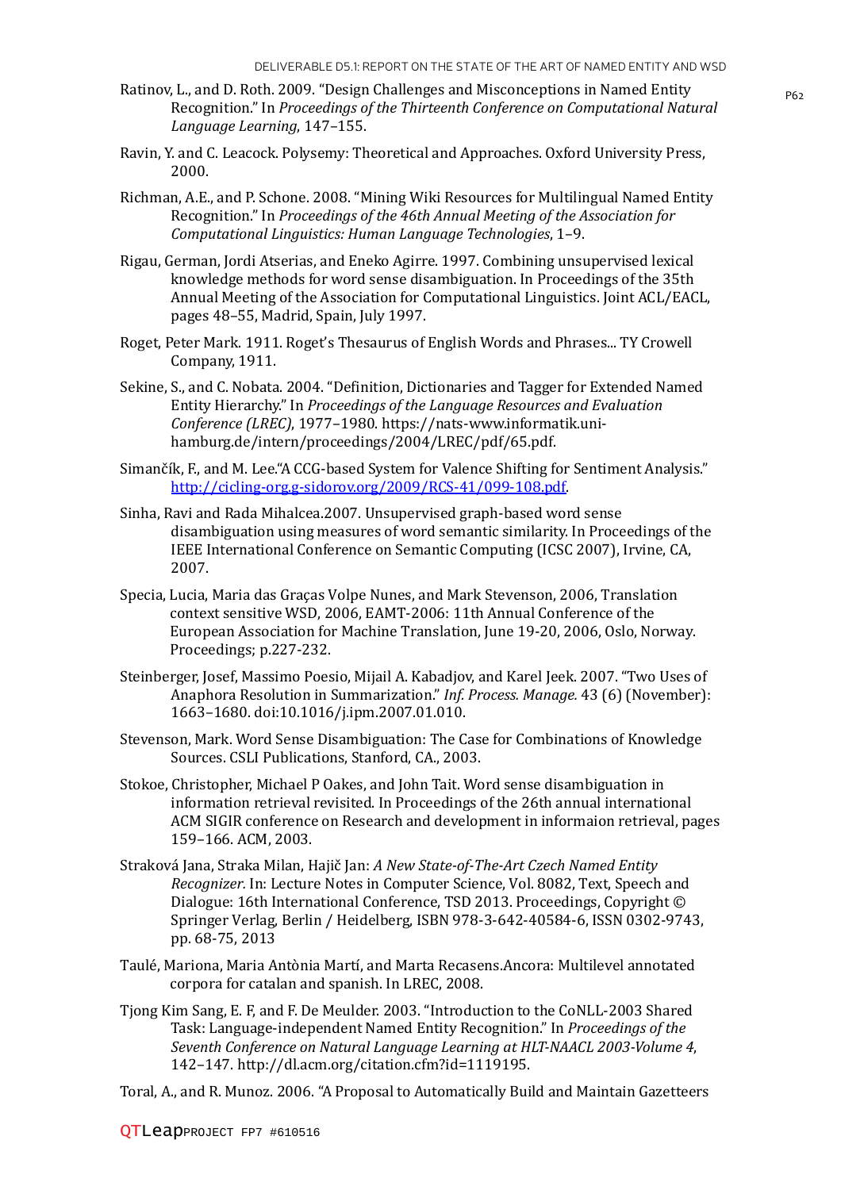Ratinov, L., and D. Roth. 2009. "Design Challenges and Misconceptions in Named Entity Recognition." In *Proceedings of the Thirteenth Conference on Computational Natural Language Learning*, 147–155.

Ravin, Y. and C. Leacock. Polysemy: Theoretical and Approaches. Oxford University Press, 2000.

Richman, A.E., and P. Schone. 2008. "Mining Wiki Resources for Multilingual Named Entity Recognition." In *Proceedings of the 46th Annual Meeting of the Association for Computational Linguistics: Human Language Technologies*, 1–9.

Rigau, German, Jordi Atserias, and Eneko Agirre. 1997. Combining unsupervised lexical knowledge methods for word sense disambiguation. In Proceedings of the 35th Annual Meeting of the Association for Computational Linguistics. Joint ACL/EACL, pages 48–55, Madrid, Spain, July 1997.

Roget, Peter Mark. 1911. Roget's Thesaurus of English Words and Phrases... TY Crowell Company, 1911.

Sekine, S., and C. Nobata. 2004. "Definition, Dictionaries and Tagger for Extended Named Entity Hierarchy." In *Proceedings of the Language Resources and Evaluation Conference (LREC)*, 1977–1980. https://nats-www.informatik.uni-hamburg.de/intern/proceedings/2004/LREC/pdf/65.pdf.

Simančík, F., and M. Lee."A CCG-based System for Valence Shifting for Sentiment Analysis." http://cicling-org.g-sidorov.org/2009/RCS-41/099-108.pdf.

Sinha, Ravi and Rada Mihalcea.2007. Unsupervised graph-based word sense disambiguation using measures of word semantic similarity. In Proceedings of the IEEE International Conference on Semantic Computing (ICSC 2007), Irvine, CA, 2007.

Specia, Lucia, Maria das Graças Volpe Nunes, and Mark Stevenson, 2006, Translation context sensitive WSD, 2006, EAMT-2006: 11th Annual Conference of the European Association for Machine Translation, June 19-20, 2006, Oslo, Norway. Proceedings; p.227-232.

Steinberger, Josef, Massimo Poesio, Mijail A. Kabadjov, and Karel Jeek. 2007. "Two Uses of Anaphora Resolution in Summarization." *Inf. Process. Manage.* 43 (6) (November): 1663–1680. doi:10.1016/j.ipm.2007.01.010.

Stevenson, Mark. Word Sense Disambiguation: The Case for Combinations of Knowledge Sources. CSLI Publications, Stanford, CA., 2003.

Stokoe, Christopher, Michael P Oakes, and John Tait. Word sense disambiguation in information retrieval revisited. In Proceedings of the 26th annual international ACM SIGIR conference on Research and development in informaion retrieval, pages 159–166. ACM, 2003.

Straková Jana, Straka Milan, Hajič Jan: *A New State-of-The-Art Czech Named Entity Recognizer.* In: Lecture Notes in Computer Science, Vol. 8082, Text, Speech and Dialogue: 16th International Conference, TSD 2013. Proceedings, Copyright © Springer Verlag, Berlin / Heidelberg, ISBN 978-3-642-40584-6, ISSN 0302-9743, pp. 68-75, 2013

Taulé, Mariona, Maria Antònia Martí, and Marta Recasens.Ancora: Multilevel annotated corpora for catalan and spanish. In LREC, 2008.

Tjong Kim Sang, E. F, and F. De Meulder. 2003. "Introduction to the CoNLL-2003 Shared Task: Language-independent Named Entity Recognition." In *Proceedings of the Seventh Conference on Natural Language Learning at HLT-NAACL 2003-Volume 4*, 142–147. http://dl.acm.org/citation.cfm?id=1119195.

Toral, A., and R. Munoz. 2006. "A Proposal to Automatically Build and Maintain Gazetteers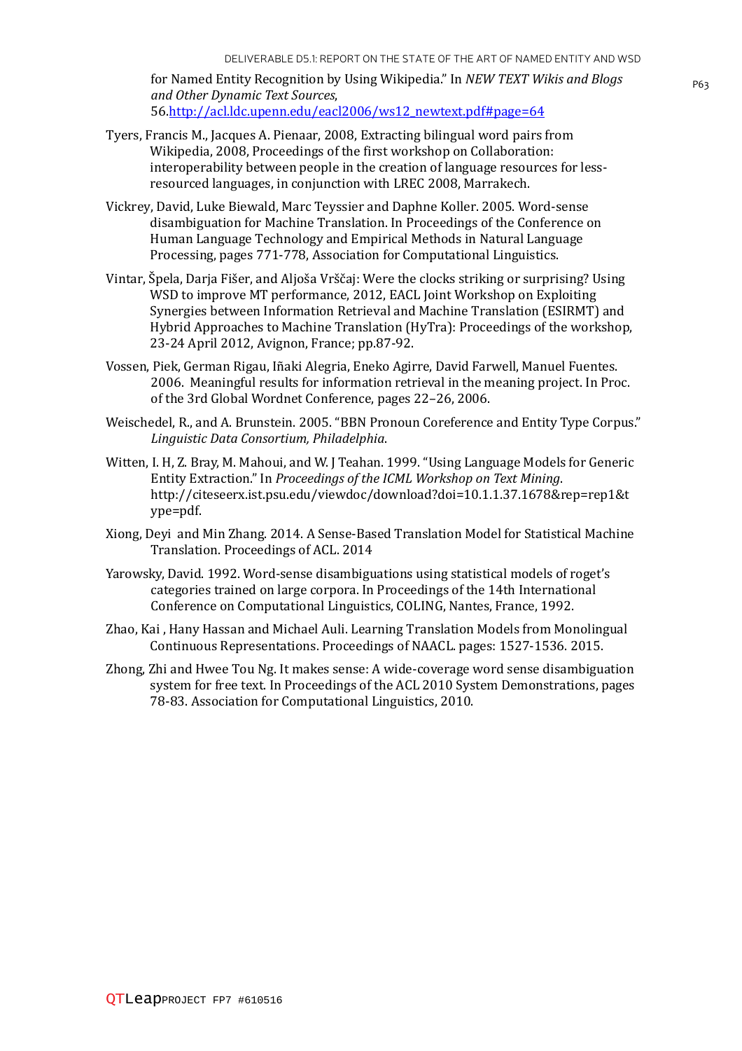for Named Entity Recognition by Using Wikipedia." In *NEW TEXT Wikis and Blogs and Other Dynamic Text Sources*, 56.http://acl.ldc.upenn.edu/eacl2006/ws12_newtext.pdf#page=64

Tyers, Francis M., Jacques A. Pienaar, 2008, Extracting bilingual word pairs from Wikipedia, 2008, Proceedings of the first workshop on Collaboration: interoperability between people in the creation of language resources for less-resourced languages, in conjunction with LREC 2008, Marrakech.

Vickrey, David, Luke Biewald, Marc Teyssier and Daphne Koller. 2005. Word-sense disambiguation for Machine Translation. In Proceedings of the Conference on Human Language Technology and Empirical Methods in Natural Language Processing, pages 771-778, Association for Computational Linguistics.

Vintar, Špela, Darja Fišer, and Aljoša Vrščaj: Were the clocks striking or surprising? Using WSD to improve MT performance, 2012, EACL Joint Workshop on Exploiting Synergies between Information Retrieval and Machine Translation (ESIRMT) and Hybrid Approaches to Machine Translation (HyTra): Proceedings of the workshop, 23-24 April 2012, Avignon, France; pp.87-92.

Vossen, Piek, German Rigau, Iñaki Alegria, Eneko Agirre, David Farwell, Manuel Fuentes. 2006. Meaningful results for information retrieval in the meaning project. In Proc. of the 3rd Global Wordnet Conference, pages 22–26, 2006.

Weischedel, R., and A. Brunstein. 2005. "BBN Pronoun Coreference and Entity Type Corpus." *Linguistic Data Consortium, Philadelphia*.

Witten, I. H, Z. Bray, M. Mahoui, and W. J Teahan. 1999. "Using Language Models for Generic Entity Extraction." In *Proceedings of the ICML Workshop on Text Mining*. http://citeseerx.ist.psu.edu/viewdoc/download?doi=10.1.1.37.1678&rep=rep1&type=pdf.

Xiong, Deyi and Min Zhang. 2014. A Sense-Based Translation Model for Statistical Machine Translation. Proceedings of ACL. 2014

Yarowsky, David. 1992. Word-sense disambiguations using statistical models of roget's categories trained on large corpora. In Proceedings of the 14th International Conference on Computational Linguistics, COLING, Nantes, France, 1992.

Zhao, Kai , Hany Hassan and Michael Auli. Learning Translation Models from Monolingual Continuous Representations. Proceedings of NAACL. pages: 1527-1536. 2015.

Zhong, Zhi and Hwee Tou Ng. It makes sense: A wide-coverage word sense disambiguation system for free text. In Proceedings of the ACL 2010 System Demonstrations, pages 78-83. Association for Computational Linguistics, 2010.